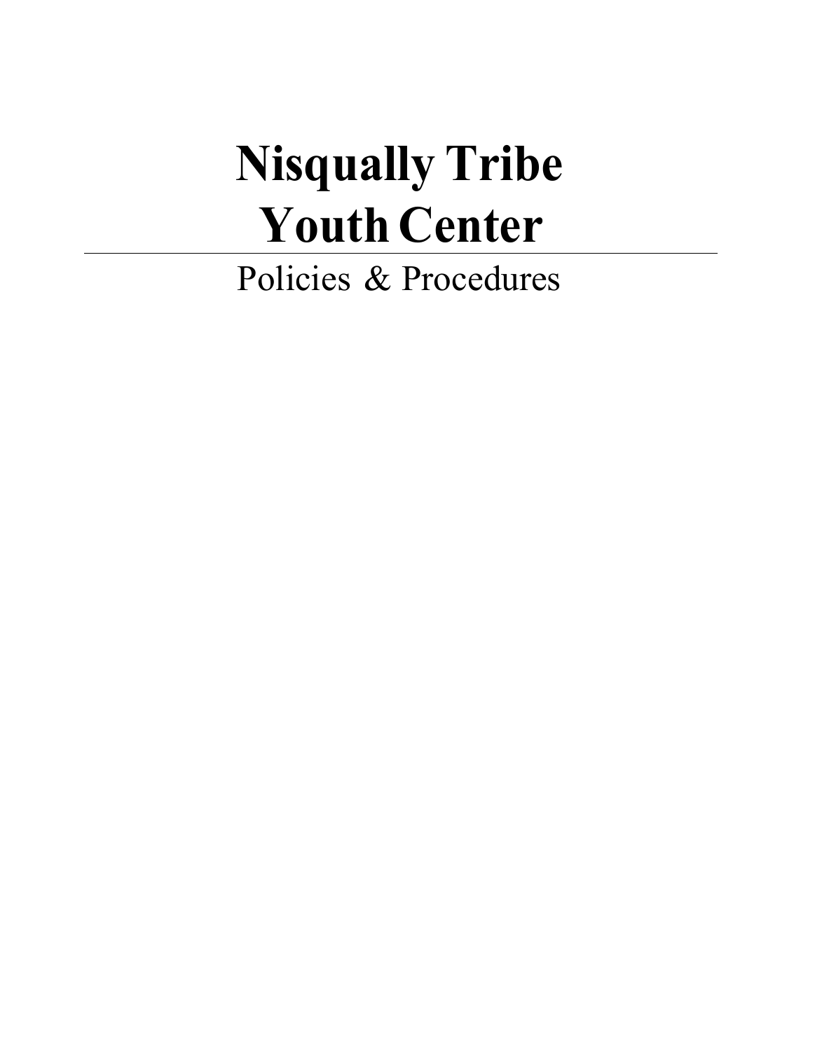# Nisqually Tribe Youth Center

---

Policies & Procedures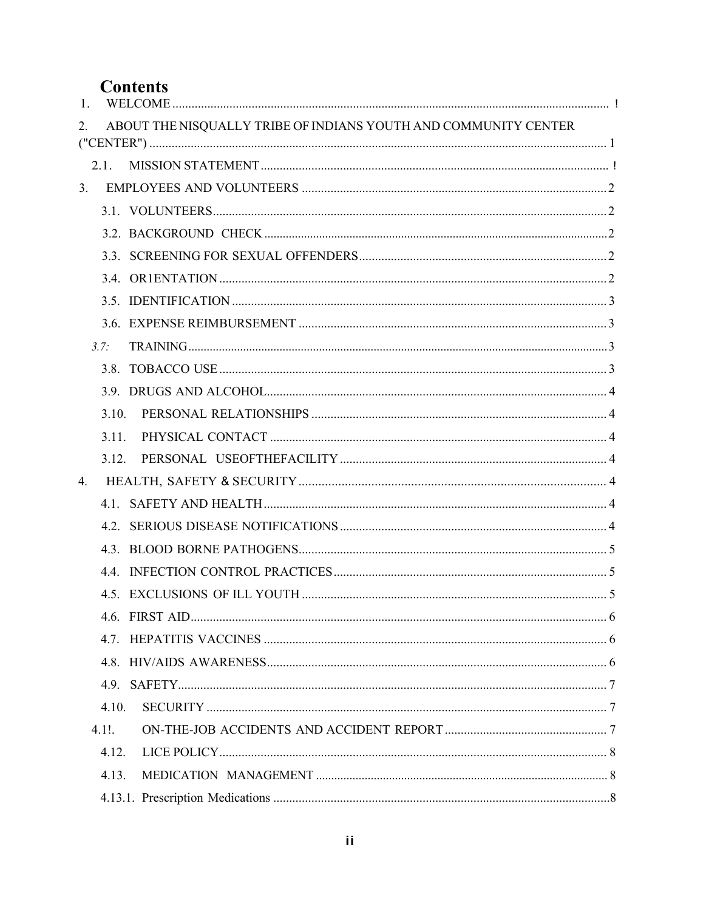# Contents

1. WELCOME ..................................................................... !
2. ABOUT THE NISQUALLY TRIBE OF INDIANS YOUTH AND COMMUNITY CENTER ("CENTER") ..................................................................... 1
   - 2.1. MISSION STATEMENT ..................................................................... !
3. EMPLOYEES AND VOLUNTEERS ..................................................................... 2
   - 3.1. VOLUNTEERS ..................................................................... 2
   - 3.2. BACKGROUND CHECK ..................................................................... 2
   - 3.3. SCREENING FOR SEXUAL OFFENDERS ..................................................................... 2
   - 3.4. OR1ENTATION ..................................................................... 2
   - 3.5. IDENTIFICATION ..................................................................... 3
   - 3.6. EXPENSE REIMBURSEMENT ..................................................................... 3
   - 3.7: TRAINING ..................................................................... 3
   - 3.8. TOBACCO USE ..................................................................... 3
   - 3.9. DRUGS AND ALCOHOL ..................................................................... 4
   - 3.10. PERSONAL RELATIONSHIPS ..................................................................... 4
   - 3.11. PHYSICAL CONTACT ..................................................................... 4
   - 3.12. PERSONAL USEOFTHEFACILITY ..................................................................... 4
4. HEALTH, SAFETY & SECURITY ..................................................................... 4
   - 4.1. SAFETY AND HEALTH ..................................................................... 4
   - 4.2. SERIOUS DISEASE NOTIFICATIONS ..................................................................... 4
   - 4.3. BLOOD BORNE PATHOGENS ..................................................................... 5
   - 4.4. INFECTION CONTROL PRACTICES ..................................................................... 5
   - 4.5. EXCLUSIONS OF ILL YOUTH ..................................................................... 5
   - 4.6. FIRST AID ..................................................................... 6
   - 4.7. HEPATITIS VACCINES ..................................................................... 6
   - 4.8. HIV/AIDS AWARENESS ..................................................................... 6
   - 4.9. SAFETY ..................................................................... 7
   - 4.10. SECURITY ..................................................................... 7
   - 4.1!. ON-THE-JOB ACCIDENTS AND ACCIDENT REPORT ..................................................................... 7
   - 4.12. LICE POLICY ..................................................................... 8
   - 4.13. MEDICATION MANAGEMENT ..................................................................... 8
   - 4.13.1. Prescription Medications ..................................................................... 8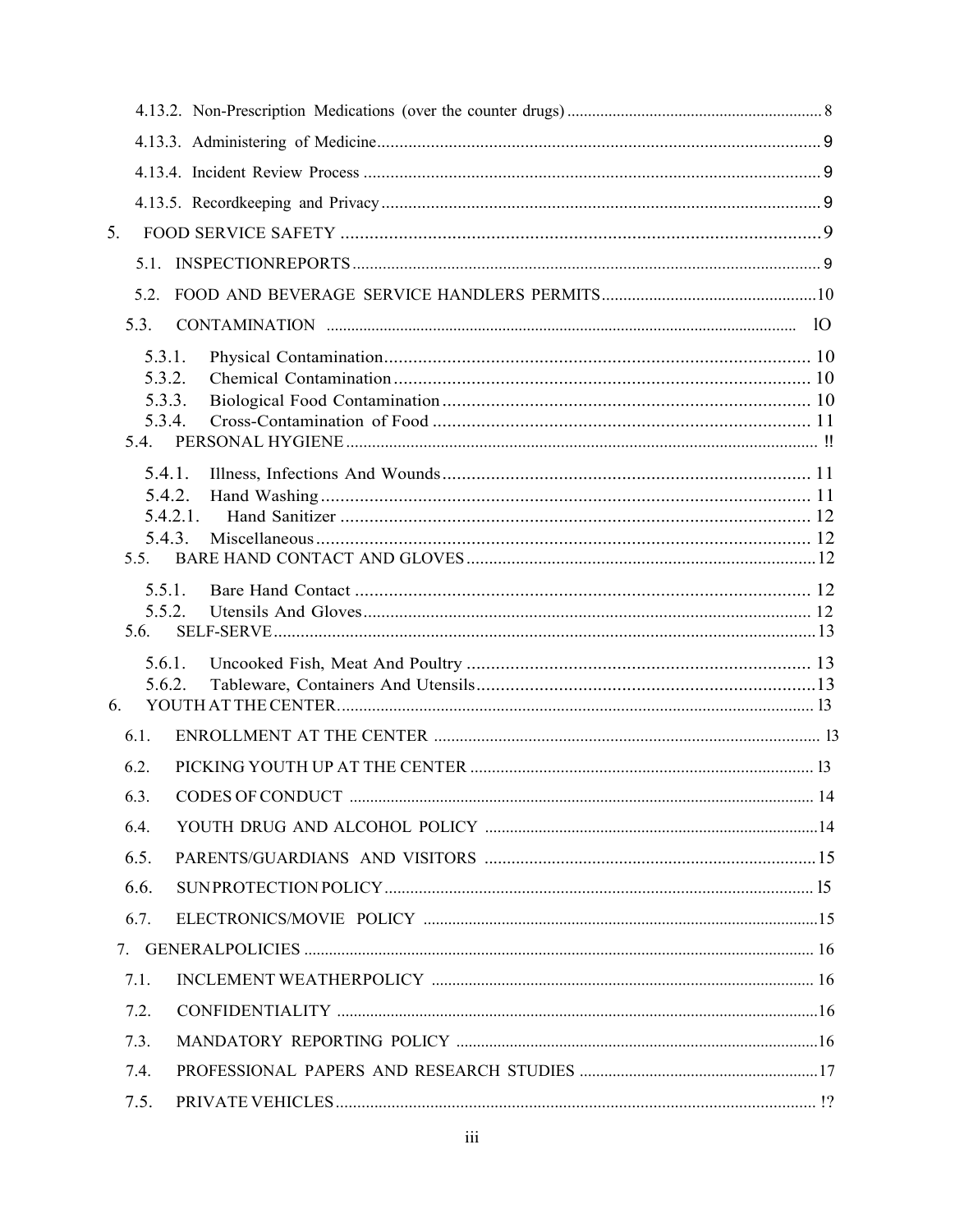4.13.2. Non-Prescription Medications (over the counter drugs) ............ 8

4.13.3. Administering of Medicine ............ 9

4.13.4. Incident Review Process ............ 9

4.13.5. Recordkeeping and Privacy ............ 9

5. FOOD SERVICE SAFETY ............ 9

5.1. INSPECTIONREPORTS ............ 9

5.2. FOOD AND BEVERAGE SERVICE HANDLERS PERMITS ............ 10

5.3. CONTAMINATION ............ lO

5.3.1. Physical Contamination ............ 10

5.3.2. Chemical Contamination ............ 10

5.3.3. Biological Food Contamination ............ 10

5.3.4. Cross-Contamination of Food ............ 11

5.4. PERSONAL HYGIENE ............ !!

5.4.1. Illness, Infections And Wounds ............ 11

5.4.2. Hand Washing ............ 11

5.4.2.1. Hand Sanitizer ............ 12

5.4.3. Miscellaneous ............ 12

5.5. BARE HAND CONTACT AND GLOVES ............ 12

5.5.1. Bare Hand Contact ............ 12

5.5.2. Utensils And Gloves ............ 12

5.6. SELF-SERVE ............ 13

5.6.1. Uncooked Fish, Meat And Poultry ............ 13

5.6.2. Tableware, Containers And Utensils ............ 13

6. YOUTH AT THE CENTER ............ l3

6.1. ENROLLMENT AT THE CENTER ............ l3

6.2. PICKING YOUTH UP AT THE CENTER ............ l3

6.3. CODES OF CONDUCT ............ 14

6.4. YOUTH DRUG AND ALCOHOL POLICY ............ 14

6.5. PARENTS/GUARDIANS AND VISITORS ............ 15

6.6. SUNPROTECTION POLICY ............ l5

6.7. ELECTRONICS/MOVIE POLICY ............ 15

7. GENERALPOLICIES ............ 16

7.1. INCLEMENT WEATHERPOLICY ............ 16

7.2. CONFIDENTIALITY ............ 16

7.3. MANDATORY REPORTING POLICY ............ 16

7.4. PROFESSIONAL PAPERS AND RESEARCH STUDIES ............ 17

7.5. PRIVATE VEHICLES ............ !?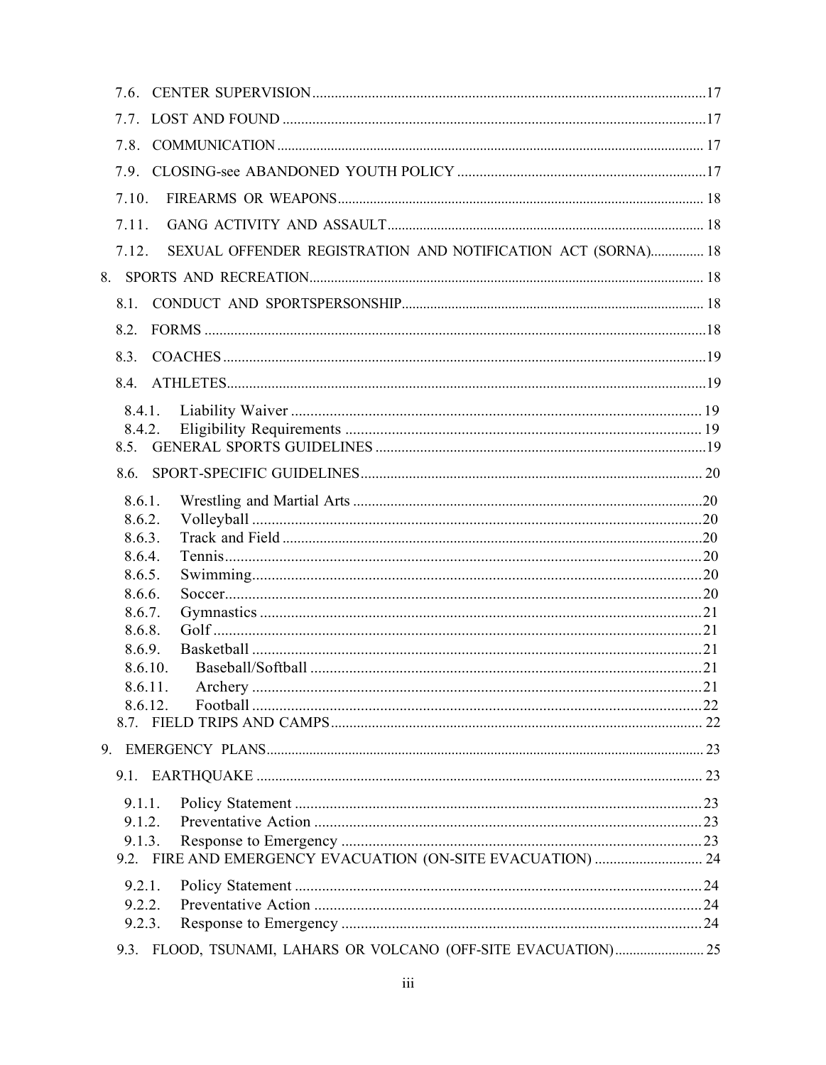7.6. CENTER SUPERVISION ..... 17

7.7. LOST AND FOUND ..... 17

7.8. COMMUNICATION ..... 17

7.9. CLOSING-see ABANDONED YOUTH POLICY ..... 17

7.10. FIREARMS OR WEAPONS ..... 18

7.11. GANG ACTIVITY AND ASSAULT ..... 18

7.12. SEXUAL OFFENDER REGISTRATION AND NOTIFICATION ACT (SORNA) ..... 18

8. SPORTS AND RECREATION ..... 18

8.1. CONDUCT AND SPORTSPERSONSHIP ..... 18

8.2. FORMS ..... 18

8.3. COACHES ..... 19

8.4. ATHLETES ..... 19

8.4.1. Liability Waiver ..... 19
8.4.2. Eligibility Requirements ..... 19

8.5. GENERAL SPORTS GUIDELINES ..... 19

8.6. SPORT-SPECIFIC GUIDELINES ..... 20

8.6.1. Wrestling and Martial Arts ..... 20
8.6.2. Volleyball ..... 20
8.6.3. Track and Field ..... 20
8.6.4. Tennis ..... 20
8.6.5. Swimming ..... 20
8.6.6. Soccer ..... 20
8.6.7. Gymnastics ..... 21
8.6.8. Golf ..... 21
8.6.9. Basketball ..... 21
8.6.10. Baseball/Softball ..... 21
8.6.11. Archery ..... 21
8.6.12. Football ..... 22

8.7. FIELD TRIPS AND CAMPS ..... 22

9. EMERGENCY PLANS ..... 23

9.1. EARTHQUAKE ..... 23

9.1.1. Policy Statement ..... 23
9.1.2. Preventative Action ..... 23
9.1.3. Response to Emergency ..... 23

9.2. FIRE AND EMERGENCY EVACUATION (ON-SITE EVACUATION) ..... 24

9.2.1. Policy Statement ..... 24
9.2.2. Preventative Action ..... 24
9.2.3. Response to Emergency ..... 24

9.3. FLOOD, TSUNAMI, LAHARS OR VOLCANO (OFF-SITE EVACUATION) ..... 25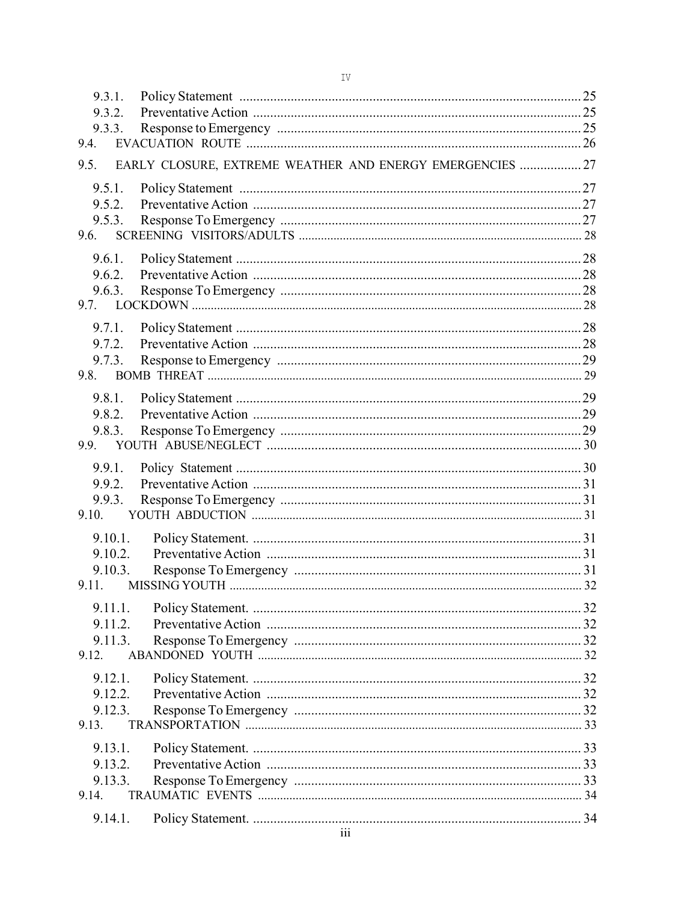9.3.1. Policy Statement ..................................................................................................... 25
9.3.2. Preventative Action .................................................................................................. 25
9.3.3. Response to Emergency ........................................................................................... 25
9.4. EVACUATION ROUTE .................................................................................................. 26

9.5. EARLY CLOSURE, EXTREME WEATHER AND ENERGY EMERGENCIES ................... 27

9.5.1. Policy Statement ..................................................................................................... 27
9.5.2. Preventative Action .................................................................................................. 27
9.5.3. Response To Emergency .......................................................................................... 27
9.6. SCREENING VISITORS/ADULTS .................................................................................. 28

9.6.1. Policy Statement ...................................................................................................... 28
9.6.2. Preventative Action .................................................................................................. 28
9.6.3. Response To Emergency .......................................................................................... 28
9.7. LOCKDOWN ................................................................................................................ 28

9.7.1. Policy Statement ...................................................................................................... 28
9.7.2. Preventative Action .................................................................................................. 28
9.7.3. Response to Emergency ........................................................................................... 29
9.8. BOMB THREAT ............................................................................................................ 29

9.8.1. Policy Statement ...................................................................................................... 29
9.8.2. Preventative Action .................................................................................................. 29
9.8.3. Response To Emergency .......................................................................................... 29
9.9. YOUTH ABUSE/NEGLECT ............................................................................................ 30

9.9.1. Policy Statement ...................................................................................................... 30
9.9.2. Preventative Action .................................................................................................. 31
9.9.3. Response To Emergency .......................................................................................... 31
9.10. YOUTH ABDUCTION .................................................................................................... 31

9.10.1. Policy Statement. ................................................................................................. 31
9.10.2. Preventative Action .............................................................................................. 31
9.10.3. Response To Emergency ...................................................................................... 31
9.11. MISSING YOUTH .......................................................................................................... 32

9.11.1. Policy Statement. ................................................................................................. 32
9.11.2. Preventative Action .............................................................................................. 32
9.11.3. Response To Emergency ...................................................................................... 32
9.12. ABANDONED YOUTH .................................................................................................. 32

9.12.1. Policy Statement. ................................................................................................. 32
9.12.2. Preventative Action .............................................................................................. 32
9.12.3. Response To Emergency ...................................................................................... 32
9.13. TRANSPORTATION ...................................................................................................... 33

9.13.1. Policy Statement. ................................................................................................. 33
9.13.2. Preventative Action .............................................................................................. 33
9.13.3. Response To Emergency ...................................................................................... 33
9.14. TRAUMATIC EVENTS .................................................................................................. 34

9.14.1. Policy Statement. ................................................................................................. 34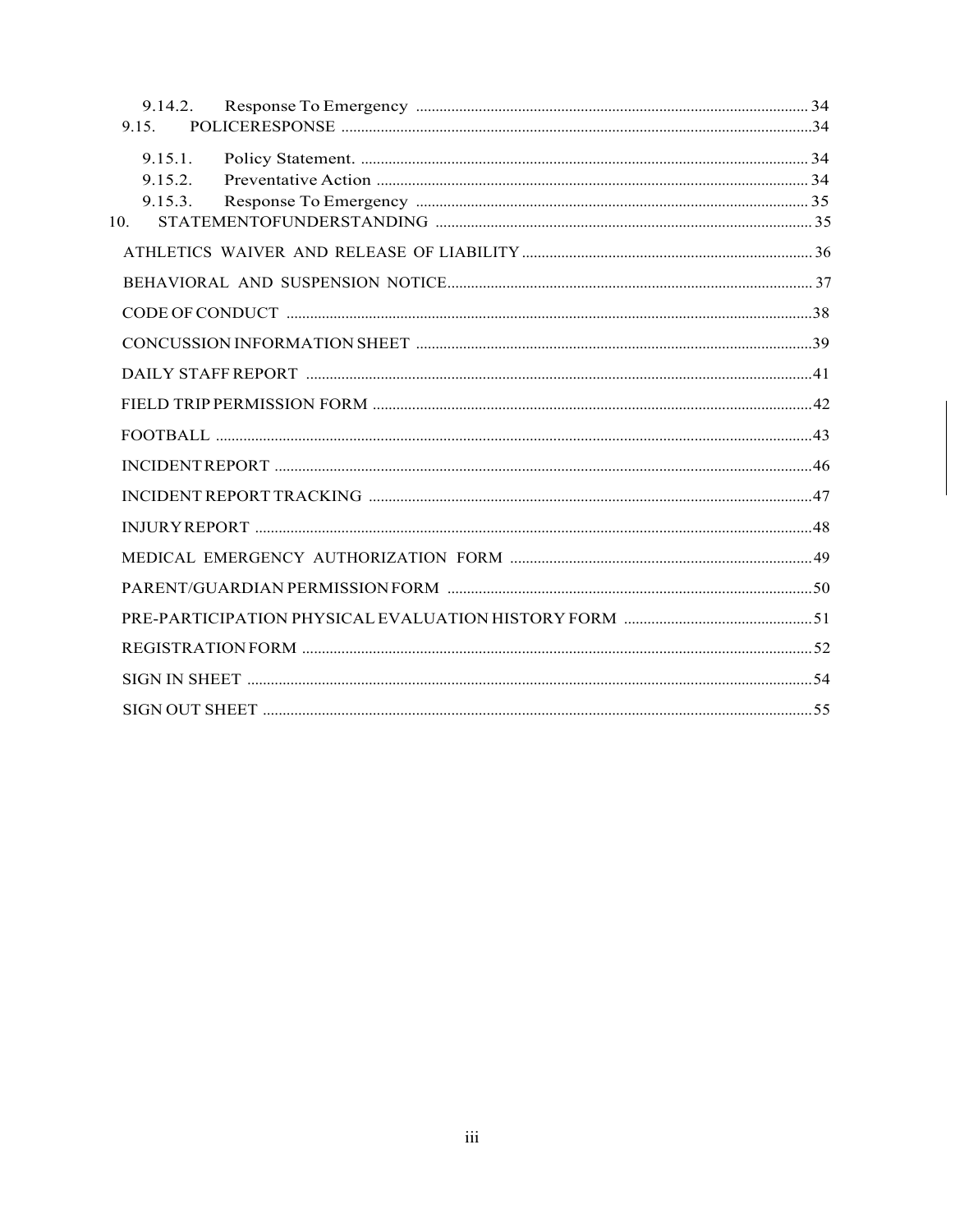9.14.2. Response To Emergency ...................................................................................................34

9.15. POLICERESPONSE .......................................................................................................................34

9.15.1. Policy Statement. .................................................................................................................34

9.15.2. Preventative Action .............................................................................................................34

9.15.3. Response To Emergency ....................................................................................................35

10. STATEMENTOFUNDERSTANDING ...............................................................................................35

ATHLETICS WAIVER AND RELEASE OF LIABILITY..........................................................................36

BEHAVIORAL AND SUSPENSION NOTICE.............................................................................................37

CODE OF CONDUCT .....................................................................................................................................38

CONCUSSION INFORMATION SHEET ....................................................................................................39

DAILY STAFF REPORT .................................................................................................................................41

FIELD TRIP PERMISSION FORM ...............................................................................................................42

FOOTBALL .......................................................................................................................................................43

INCIDENT REPORT ........................................................................................................................................46

INCIDENT REPORT TRACKING .................................................................................................................47

INJURY REPORT .............................................................................................................................................48

MEDICAL EMERGENCY AUTHORIZATION FORM .............................................................................49

PARENT/GUARDIAN PERMISSION FORM ............................................................................................50

PRE-PARTICIPATION PHYSICAL EVALUATION HISTORY FORM ................................................51

REGISTRATION FORM .................................................................................................................................52

SIGN IN SHEET ...............................................................................................................................................54

SIGN OUT SHEET ...........................................................................................................................................55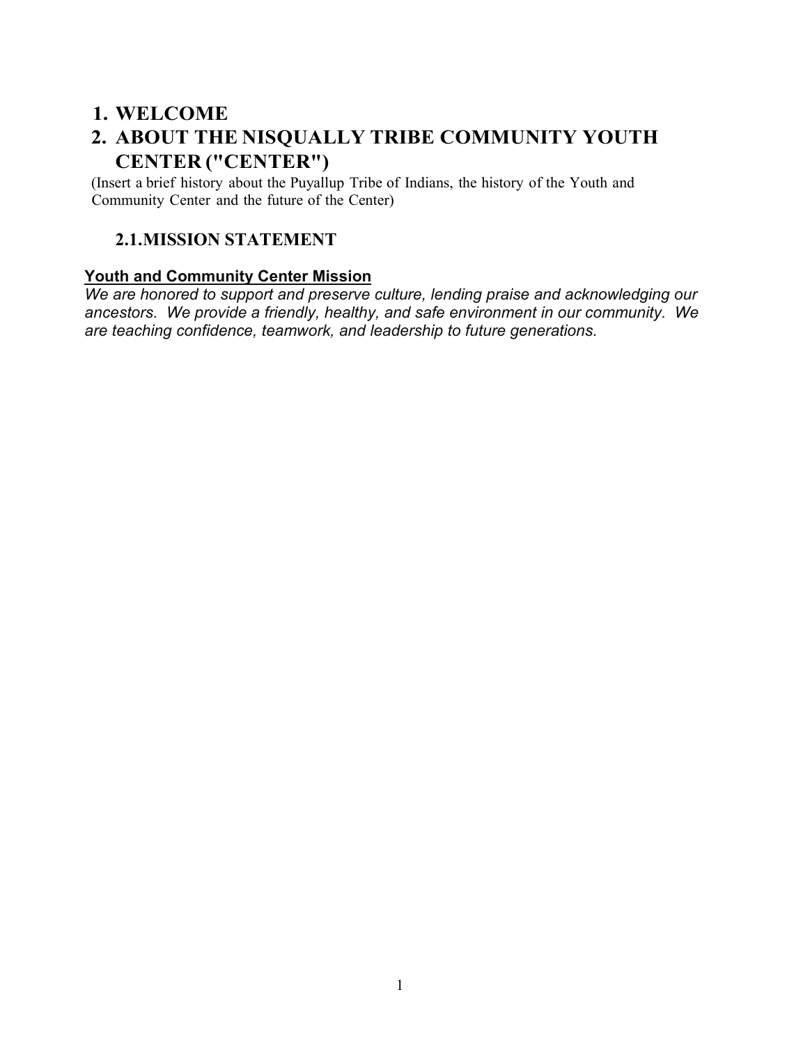# 1. WELCOME

# 2. ABOUT THE NISQUALLY TRIBE COMMUNITY YOUTH CENTER ("CENTER")

(Insert a brief history about the Puyallup Tribe of Indians, the history of the Youth and Community Center and the future of the Center)

## 2.1. MISSION STATEMENT

**Youth and Community Center Mission**

*We are honored to support and preserve culture, lending praise and acknowledging our ancestors. We provide a friendly, healthy, and safe environment in our community. We are teaching confidence, teamwork, and leadership to future generations.*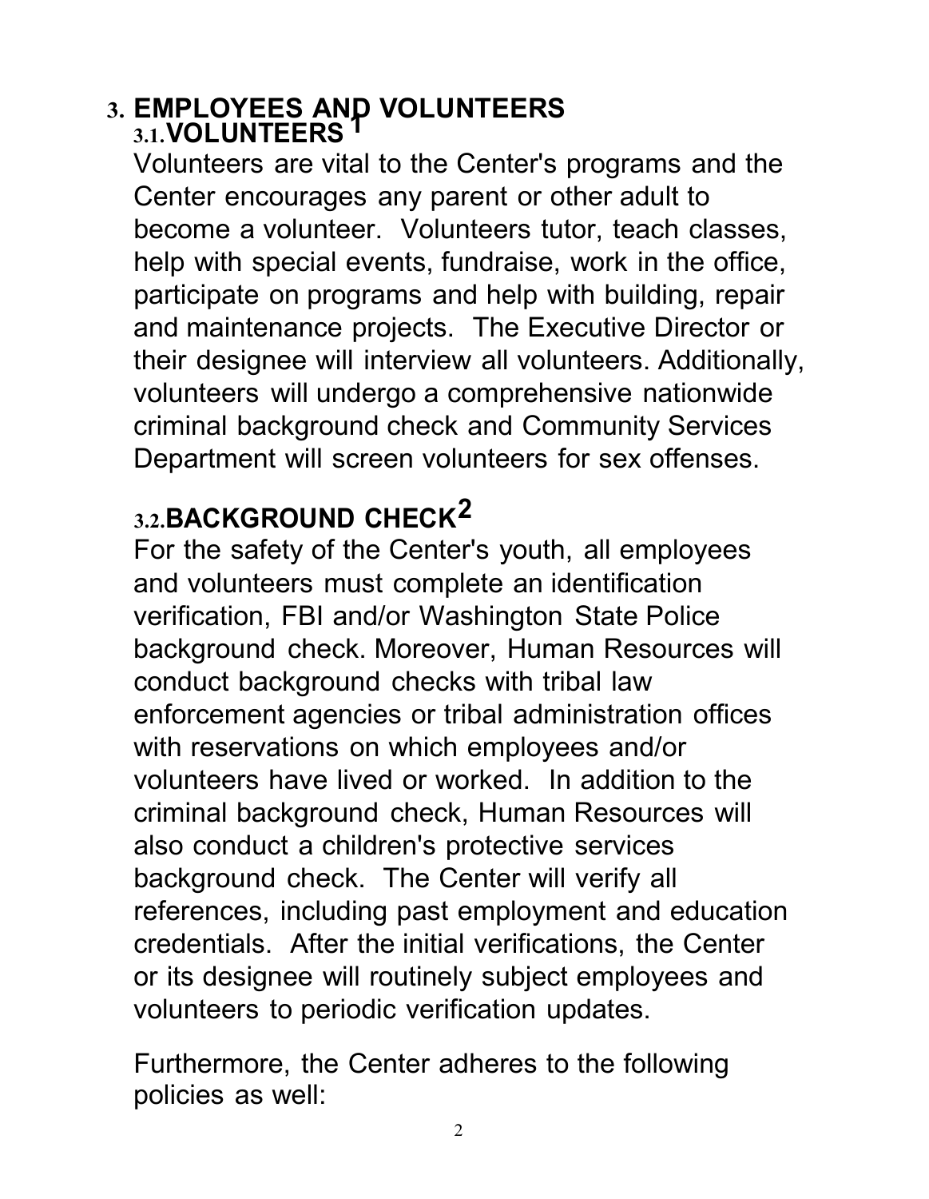# 3. EMPLOYEES AND VOLUNTEERS

## 3.1. VOLUNTEERS [1]

Volunteers are vital to the Center's programs and the Center encourages any parent or other adult to become a volunteer. Volunteers tutor, teach classes, help with special events, fundraise, work in the office, participate on programs and help with building, repair and maintenance projects. The Executive Director or their designee will interview all volunteers. Additionally, volunteers will undergo a comprehensive nationwide criminal background check and Community Services Department will screen volunteers for sex offenses.

## 3.2. BACKGROUND CHECK [2]

For the safety of the Center's youth, all employees and volunteers must complete an identification verification, FBI and/or Washington State Police background check. Moreover, Human Resources will conduct background checks with tribal law enforcement agencies or tribal administration offices with reservations on which employees and/or volunteers have lived or worked. In addition to the criminal background check, Human Resources will also conduct a children's protective services background check. The Center will verify all references, including past employment and education credentials. After the initial verifications, the Center or its designee will routinely subject employees and volunteers to periodic verification updates.

Furthermore, the Center adheres to the following policies as well: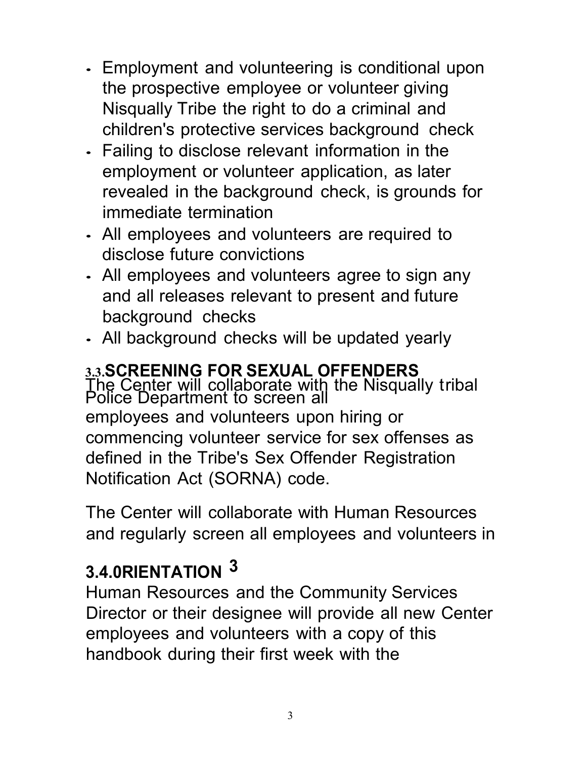- Employment and volunteering is conditional upon the prospective employee or volunteer giving Nisqually Tribe the right to do a criminal and children's protective services background check
- Failing to disclose relevant information in the employment or volunteer application, as later revealed in the background check, is grounds for immediate termination
- All employees and volunteers are required to disclose future convictions
- All employees and volunteers agree to sign any and all releases relevant to present and future background checks
- All background checks will be updated yearly

### 3.3. SCREENING FOR SEXUAL OFFENDERS

The Center will collaborate with the Nisqually tribal Police Department to screen all employees and volunteers upon hiring or commencing volunteer service for sex offenses as defined in the Tribe's Sex Offender Registration Notification Act (SORNA) code.

The Center will collaborate with Human Resources and regularly screen all employees and volunteers in

### 3.4. 0RIENTATION 3

Human Resources and the Community Services Director or their designee will provide all new Center employees and volunteers with a copy of this handbook during their first week with the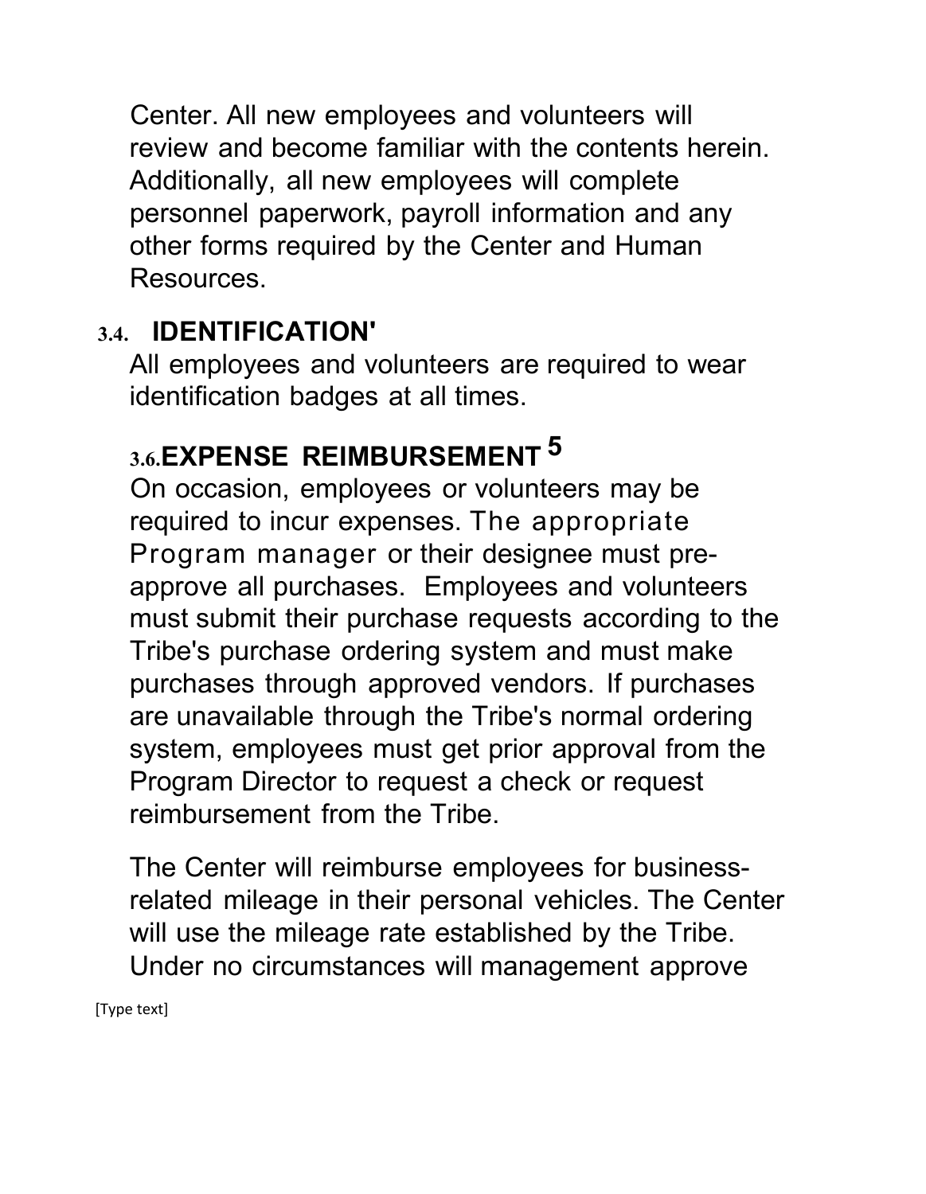Center. All new employees and volunteers will review and become familiar with the contents herein. Additionally, all new employees will complete personnel paperwork, payroll information and any other forms required by the Center and Human Resources.

## 3.4. IDENTIFICATION'

All employees and volunteers are required to wear identification badges at all times.

## 3.6. EXPENSE REIMBURSEMENT [5]

On occasion, employees or volunteers may be required to incur expenses. The appropriate Program manager or their designee must pre-approve all purchases. Employees and volunteers must submit their purchase requests according to the Tribe's purchase ordering system and must make purchases through approved vendors. If purchases are unavailable through the Tribe's normal ordering system, employees must get prior approval from the Program Director to request a check or request reimbursement from the Tribe.

The Center will reimburse employees for business-related mileage in their personal vehicles. The Center will use the mileage rate established by the Tribe. Under no circumstances will management approve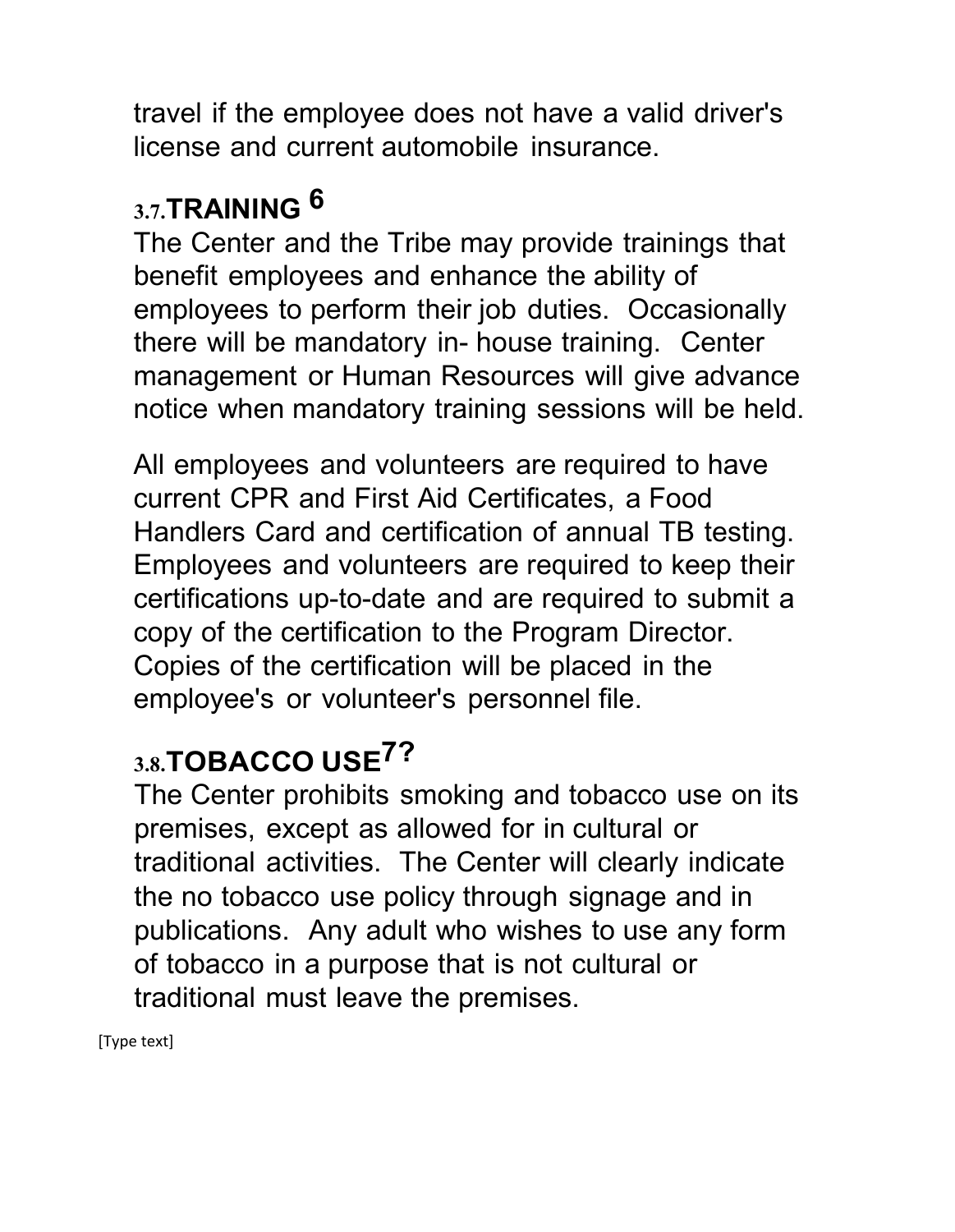travel if the employee does not have a valid driver's license and current automobile insurance.

## 3.7. TRAINING [6]

The Center and the Tribe may provide trainings that benefit employees and enhance the ability of employees to perform their job duties. Occasionally there will be mandatory in- house training. Center management or Human Resources will give advance notice when mandatory training sessions will be held.

All employees and volunteers are required to have current CPR and First Aid Certificates, a Food Handlers Card and certification of annual TB testing. Employees and volunteers are required to keep their certifications up-to-date and are required to submit a copy of the certification to the Program Director. Copies of the certification will be placed in the employee's or volunteer's personnel file.

## 3.8. TOBACCO USE[7?]

The Center prohibits smoking and tobacco use on its premises, except as allowed for in cultural or traditional activities. The Center will clearly indicate the no tobacco use policy through signage and in publications. Any adult who wishes to use any form of tobacco in a purpose that is not cultural or traditional must leave the premises.

[Type text]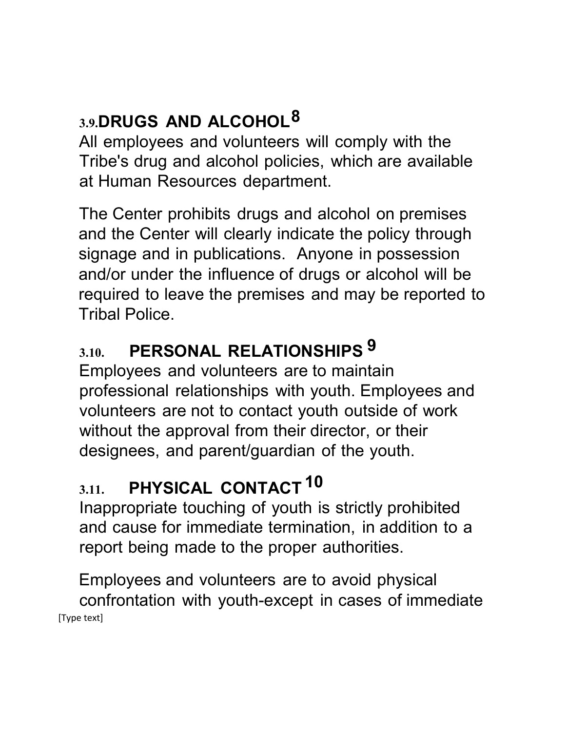### 3.9. DRUGS AND ALCOHOL[8]

All employees and volunteers will comply with the Tribe's drug and alcohol policies, which are available at Human Resources department.

The Center prohibits drugs and alcohol on premises and the Center will clearly indicate the policy through signage and in publications. Anyone in possession and/or under the influence of drugs or alcohol will be required to leave the premises and may be reported to Tribal Police.

### 3.10. PERSONAL RELATIONSHIPS [9]

Employees and volunteers are to maintain professional relationships with youth. Employees and volunteers are not to contact youth outside of work without the approval from their director, or their designees, and parent/guardian of the youth.

### 3.11. PHYSICAL CONTACT [10]

Inappropriate touching of youth is strictly prohibited and cause for immediate termination, in addition to a report being made to the proper authorities.

Employees and volunteers are to avoid physical confrontation with youth-except in cases of immediate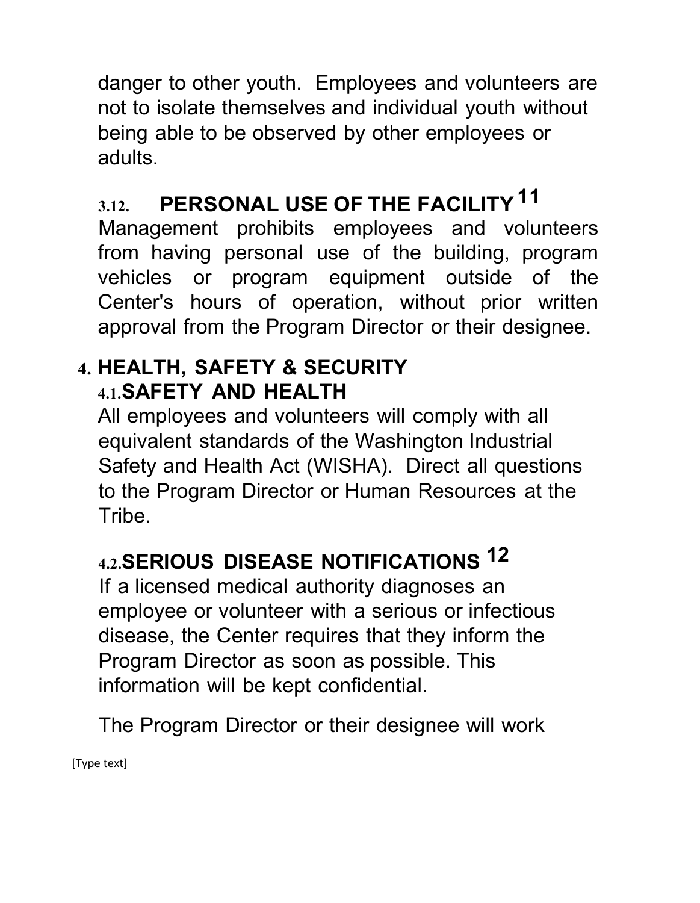danger to other youth. Employees and volunteers are not to isolate themselves and individual youth without being able to be observed by other employees or adults.

### 3.12. PERSONAL USE OF THE FACILITY [11]

Management prohibits employees and volunteers from having personal use of the building, program vehicles or program equipment outside of the Center's hours of operation, without prior written approval from the Program Director or their designee.

## 4. HEALTH, SAFETY & SECURITY

### 4.1. SAFETY AND HEALTH

All employees and volunteers will comply with all equivalent standards of the Washington Industrial Safety and Health Act (WISHA). Direct all questions to the Program Director or Human Resources at the Tribe.

### 4.2. SERIOUS DISEASE NOTIFICATIONS [12]

If a licensed medical authority diagnoses an employee or volunteer with a serious or infectious disease, the Center requires that they inform the Program Director as soon as possible. This information will be kept confidential.

The Program Director or their designee will work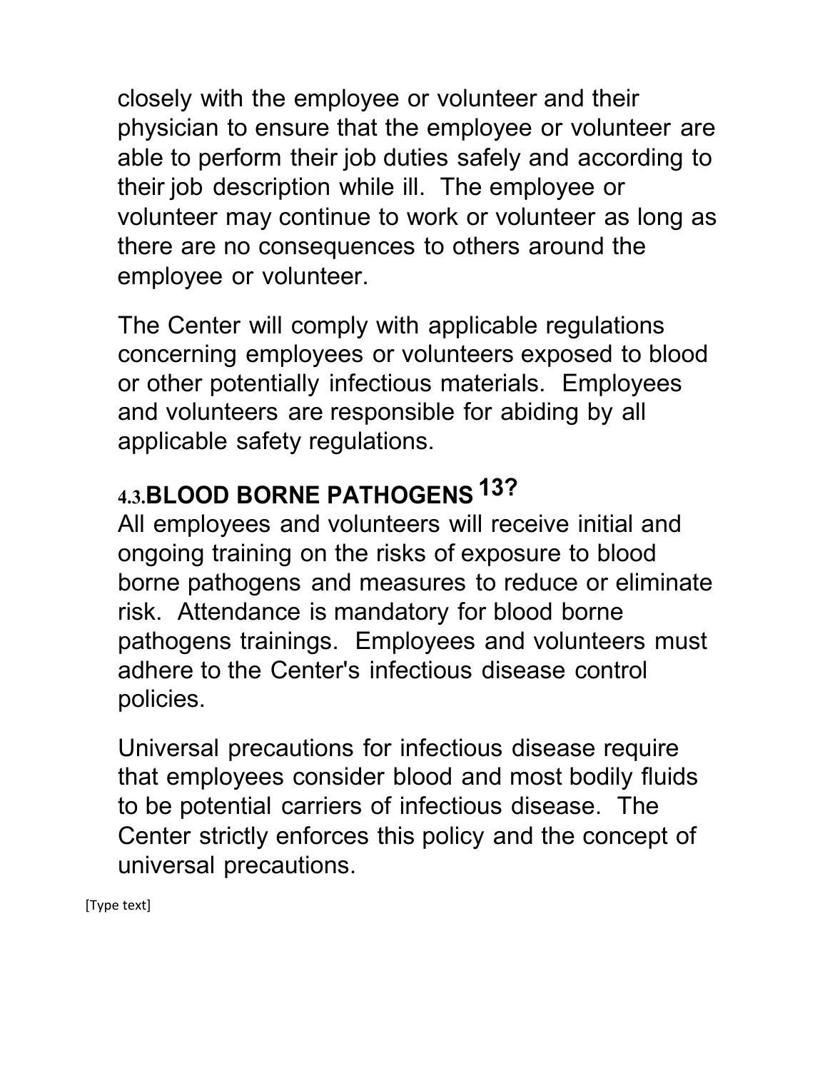closely with the employee or volunteer and their physician to ensure that the employee or volunteer are able to perform their job duties safely and according to their job description while ill. The employee or volunteer may continue to work or volunteer as long as there are no consequences to others around the employee or volunteer.

The Center will comply with applicable regulations concerning employees or volunteers exposed to blood or other potentially infectious materials. Employees and volunteers are responsible for abiding by all applicable safety regulations.

## 4.3. BLOOD BORNE PATHOGENS [13?]

All employees and volunteers will receive initial and ongoing training on the risks of exposure to blood borne pathogens and measures to reduce or eliminate risk. Attendance is mandatory for blood borne pathogens trainings. Employees and volunteers must adhere to the Center's infectious disease control policies.

Universal precautions for infectious disease require that employees consider blood and most bodily fluids to be potential carriers of infectious disease. The Center strictly enforces this policy and the concept of universal precautions.

[Type text]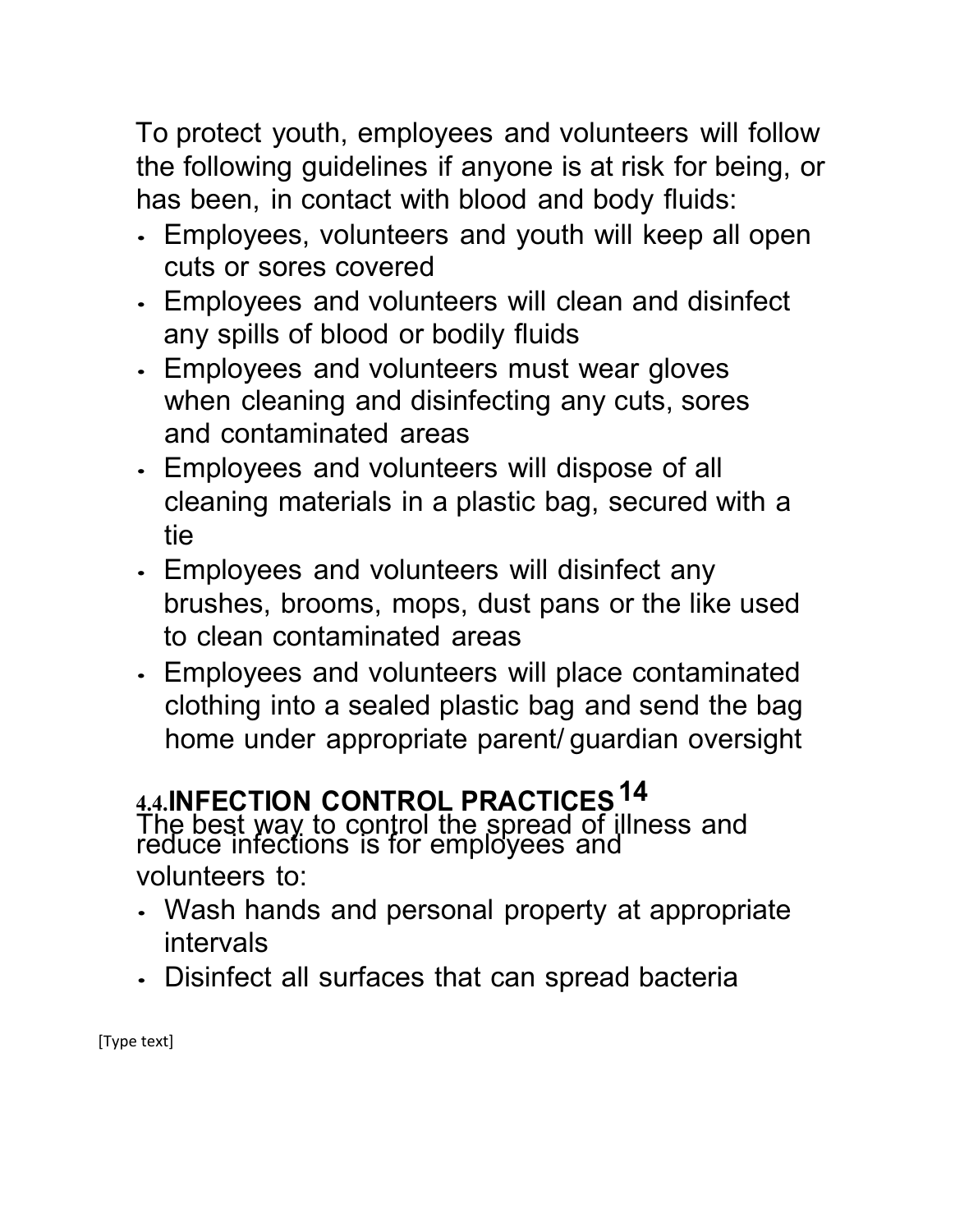To protect youth, employees and volunteers will follow the following guidelines if anyone is at risk for being, or has been, in contact with blood and body fluids:

- Employees, volunteers and youth will keep all open cuts or sores covered
- Employees and volunteers will clean and disinfect any spills of blood or bodily fluids
- Employees and volunteers must wear gloves when cleaning and disinfecting any cuts, sores and contaminated areas
- Employees and volunteers will dispose of all cleaning materials in a plastic bag, secured with a tie
- Employees and volunteers will disinfect any brushes, brooms, mops, dust pans or the like used to clean contaminated areas
- Employees and volunteers will place contaminated clothing into a sealed plastic bag and send the bag home under appropriate parent/ guardian oversight

## 4.4. INFECTION CONTROL PRACTICES [14]

The best way to control the spread of illness and reduce infections is for employees and volunteers to:

- Wash hands and personal property at appropriate intervals
- Disinfect all surfaces that can spread bacteria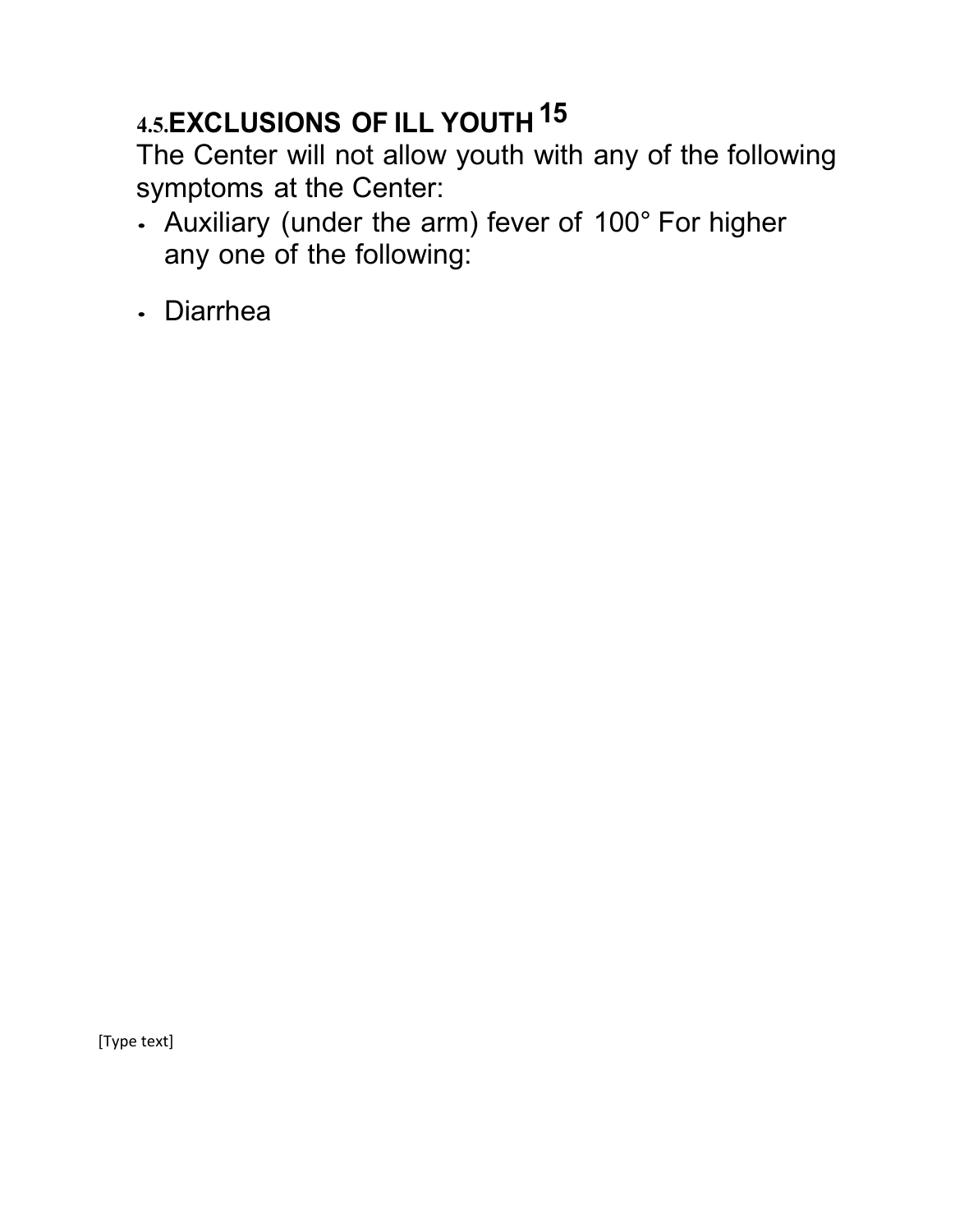## 4.5.EXCLUSIONS OF ILL YOUTH [15]

The Center will not allow youth with any of the following symptoms at the Center:

- Auxiliary (under the arm) fever of 100° For higher any one of the following:
- Diarrhea

[Type text]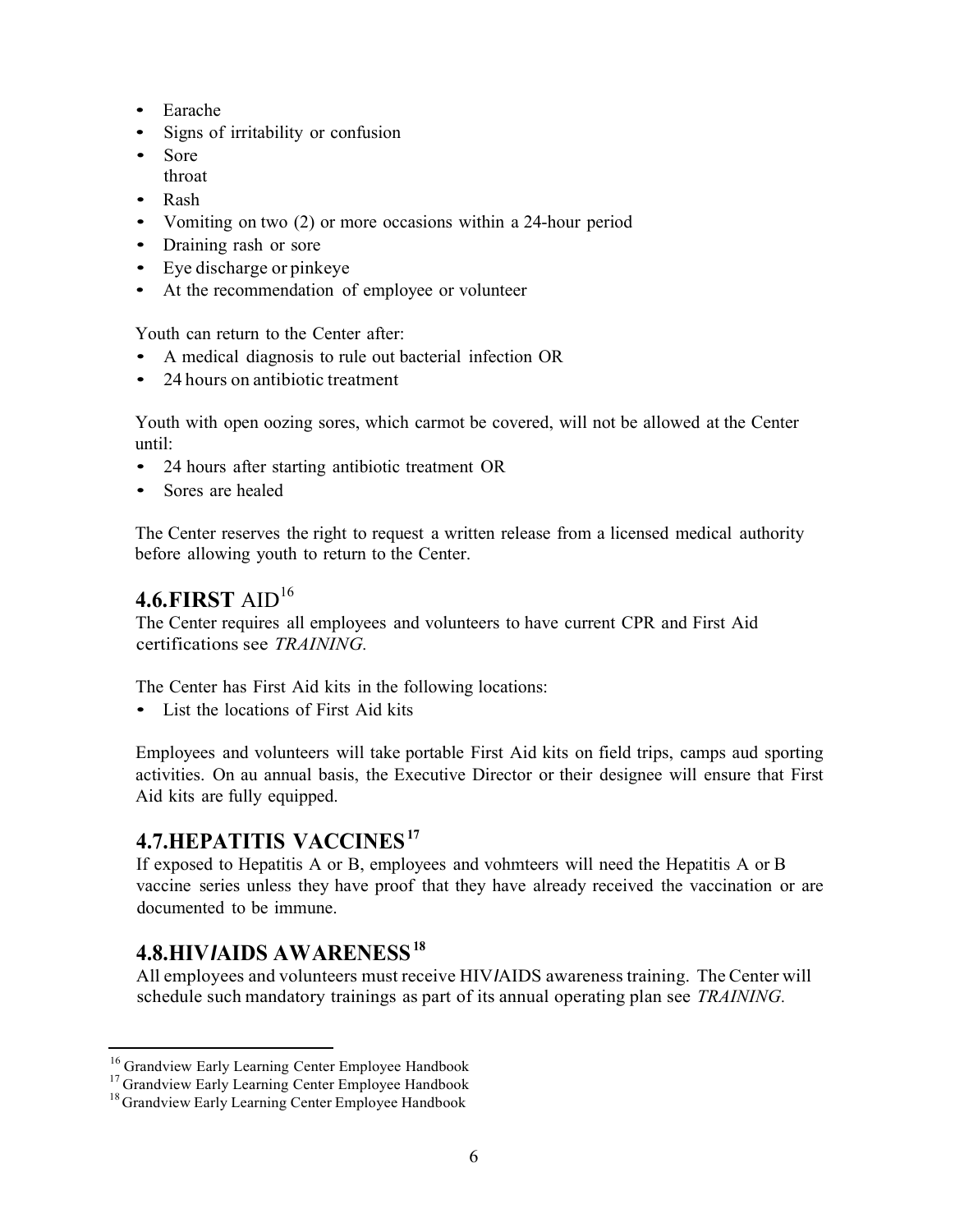- Earache
- Signs of irritability or confusion
- Sore throat
- Rash
- Vomiting on two (2) or more occasions within a 24-hour period
- Draining rash or sore
- Eye discharge or pinkeye
- At the recommendation of employee or volunteer

Youth can return to the Center after:

- A medical diagnosis to rule out bacterial infection OR
- 24 hours on antibiotic treatment

Youth with open oozing sores, which carmot be covered, will not be allowed at the Center until:

- 24 hours after starting antibiotic treatment OR
- Sores are healed

The Center reserves the right to request a written release from a licensed medical authority before allowing youth to return to the Center.

## 4.6.FIRST AID[16]

The Center requires all employees and volunteers to have current CPR and First Aid certifications see *TRAINING.*

The Center has First Aid kits in the following locations:

- List the locations of First Aid kits

Employees and volunteers will take portable First Aid kits on field trips, camps aud sporting activities. On au annual basis, the Executive Director or their designee will ensure that First Aid kits are fully equipped.

## 4.7.HEPATITIS VACCINES[17]

If exposed to Hepatitis A or B, employees and vohmteers will need the Hepatitis A or B vaccine series unless they have proof that they have already received the vaccination or are documented to be immune.

## 4.8.HIV/AIDS AWARENESS[18]

All employees and volunteers must receive HIV/AIDS awareness training. The Center will schedule such mandatory trainings as part of its annual operating plan see *TRAINING.*

---

[16] Grandview Early Learning Center Employee Handbook
[17] Grandview Early Learning Center Employee Handbook
[18] Grandview Early Learning Center Employee Handbook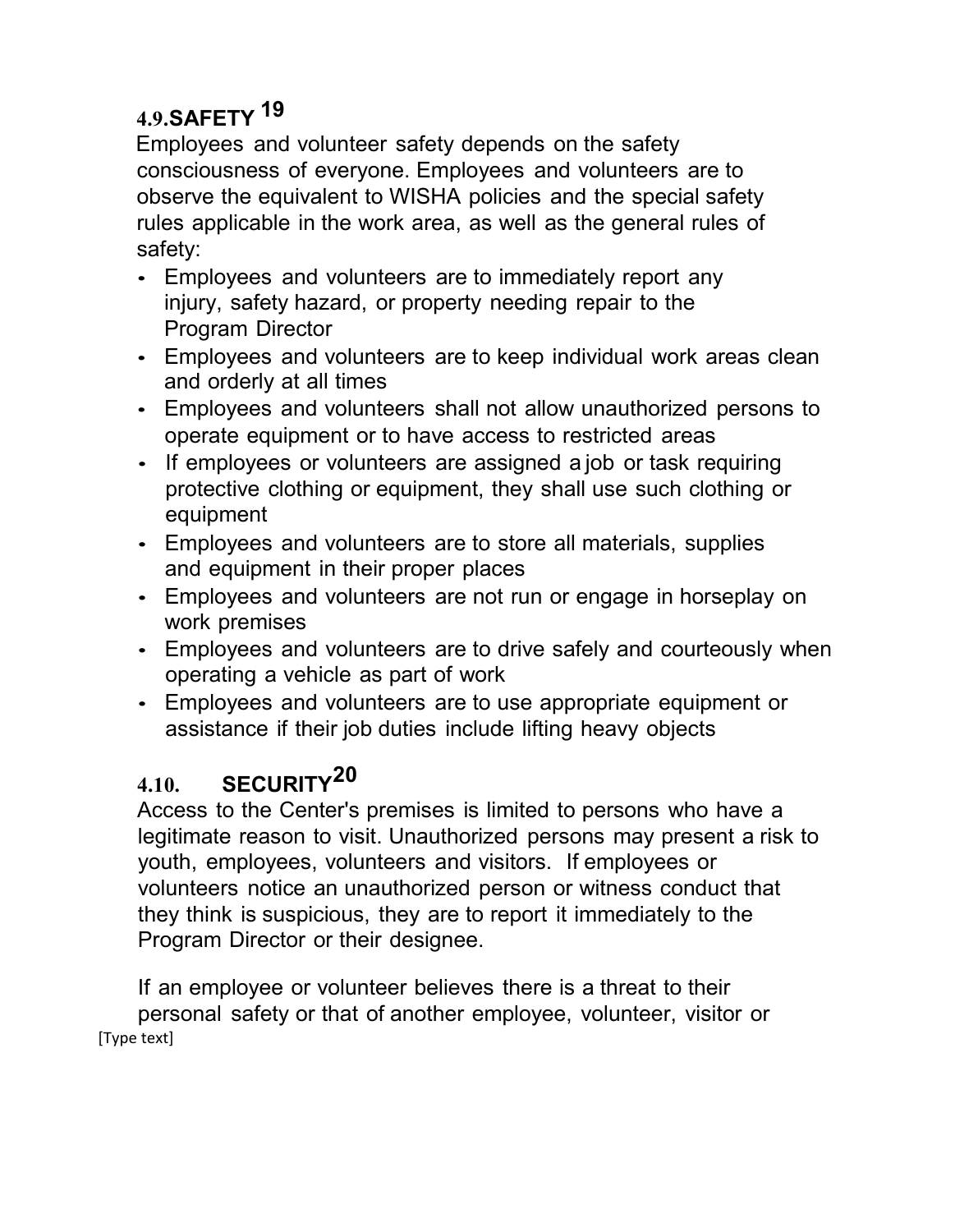## 4.9. SAFETY [19]

Employees and volunteer safety depends on the safety consciousness of everyone. Employees and volunteers are to observe the equivalent to WISHA policies and the special safety rules applicable in the work area, as well as the general rules of safety:

- Employees and volunteers are to immediately report any injury, safety hazard, or property needing repair to the Program Director
- Employees and volunteers are to keep individual work areas clean and orderly at all times
- Employees and volunteers shall not allow unauthorized persons to operate equipment or to have access to restricted areas
- If employees or volunteers are assigned a job or task requiring protective clothing or equipment, they shall use such clothing or equipment
- Employees and volunteers are to store all materials, supplies and equipment in their proper places
- Employees and volunteers are not run or engage in horseplay on work premises
- Employees and volunteers are to drive safely and courteously when operating a vehicle as part of work
- Employees and volunteers are to use appropriate equipment or assistance if their job duties include lifting heavy objects

## 4.10. SECURITY [20]

Access to the Center's premises is limited to persons who have a legitimate reason to visit. Unauthorized persons may present a risk to youth, employees, volunteers and visitors. If employees or volunteers notice an unauthorized person or witness conduct that they think is suspicious, they are to report it immediately to the Program Director or their designee.

If an employee or volunteer believes there is a threat to their personal safety or that of another employee, volunteer, visitor or

[Type text]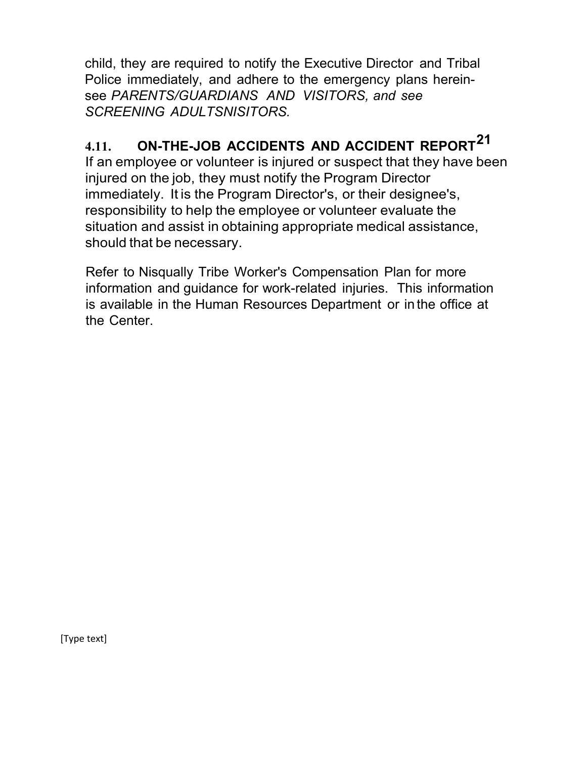child, they are required to notify the Executive Director and Tribal Police immediately, and adhere to the emergency plans herein- see *PARENTS/GUARDIANS AND VISITORS, and see SCREENING ADULTSNISITORS.*

## 4.11. ON-THE-JOB ACCIDENTS AND ACCIDENT REPORT[21]

If an employee or volunteer is injured or suspect that they have been injured on the job, they must notify the Program Director immediately. It is the Program Director's, or their designee's, responsibility to help the employee or volunteer evaluate the situation and assist in obtaining appropriate medical assistance, should that be necessary.

Refer to Nisqually Tribe Worker's Compensation Plan for more information and guidance for work-related injuries. This information is available in the Human Resources Department or in the office at the Center.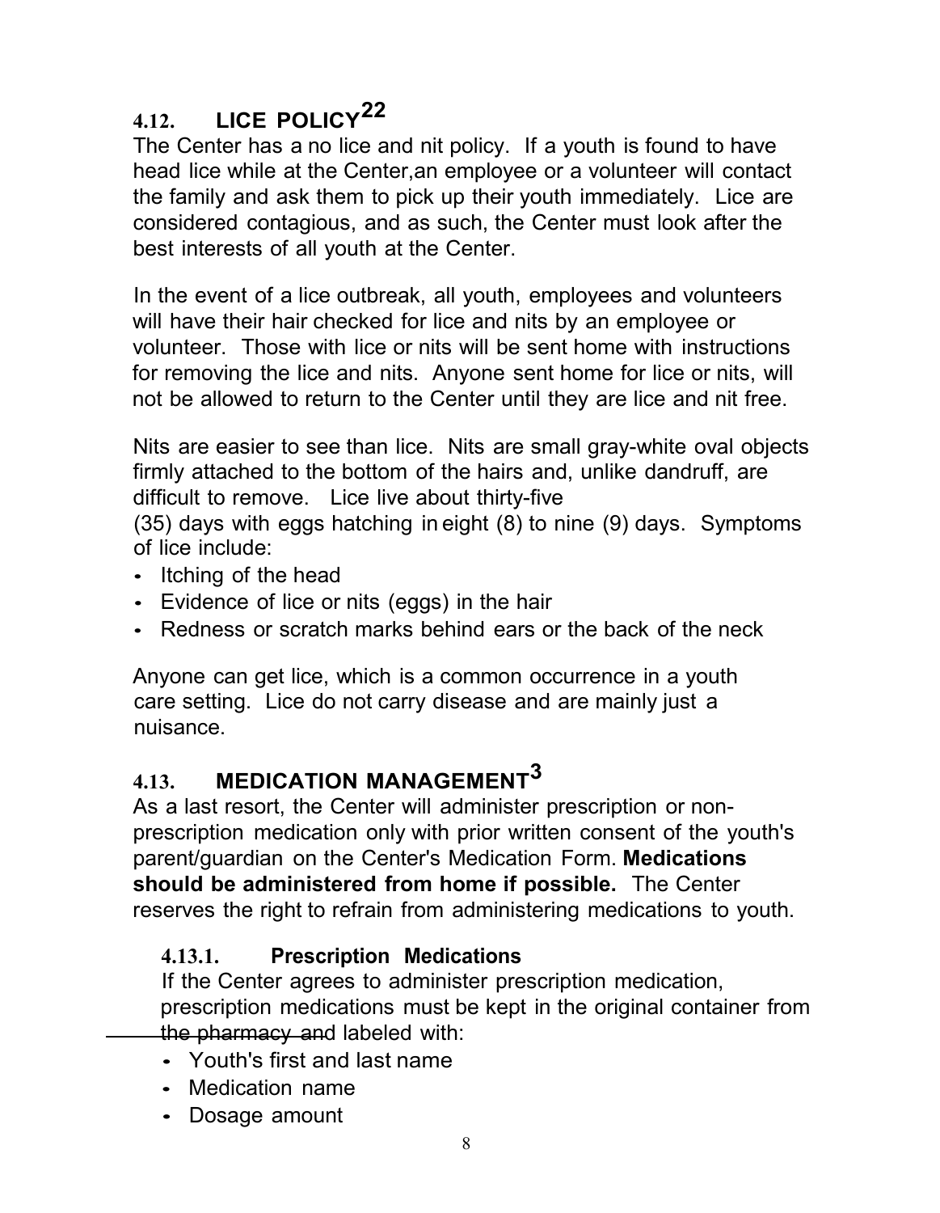## 4.12. LICE POLICY[22]

The Center has a no lice and nit policy. If a youth is found to have head lice while at the Center,an employee or a volunteer will contact the family and ask them to pick up their youth immediately. Lice are considered contagious, and as such, the Center must look after the best interests of all youth at the Center.

In the event of a lice outbreak, all youth, employees and volunteers will have their hair checked for lice and nits by an employee or volunteer. Those with lice or nits will be sent home with instructions for removing the lice and nits. Anyone sent home for lice or nits, will not be allowed to return to the Center until they are lice and nit free.

Nits are easier to see than lice. Nits are small gray-white oval objects firmly attached to the bottom of the hairs and, unlike dandruff, are difficult to remove. Lice live about thirty-five (35) days with eggs hatching in eight (8) to nine (9) days. Symptoms of lice include:

- Itching of the head
- Evidence of lice or nits (eggs) in the hair
- Redness or scratch marks behind ears or the back of the neck

Anyone can get lice, which is a common occurrence in a youth care setting. Lice do not carry disease and are mainly just a nuisance.

## 4.13. MEDICATION MANAGEMENT[3]

As a last resort, the Center will administer prescription or non-prescription medication only with prior written consent of the youth's parent/guardian on the Center's Medication Form. **Medications should be administered from home if possible.** The Center reserves the right to refrain from administering medications to youth.

### 4.13.1. Prescription Medications

If the Center agrees to administer prescription medication, prescription medications must be kept in the original container from the pharmacy and labeled with:

- Youth's first and last name
- Medication name
- Dosage amount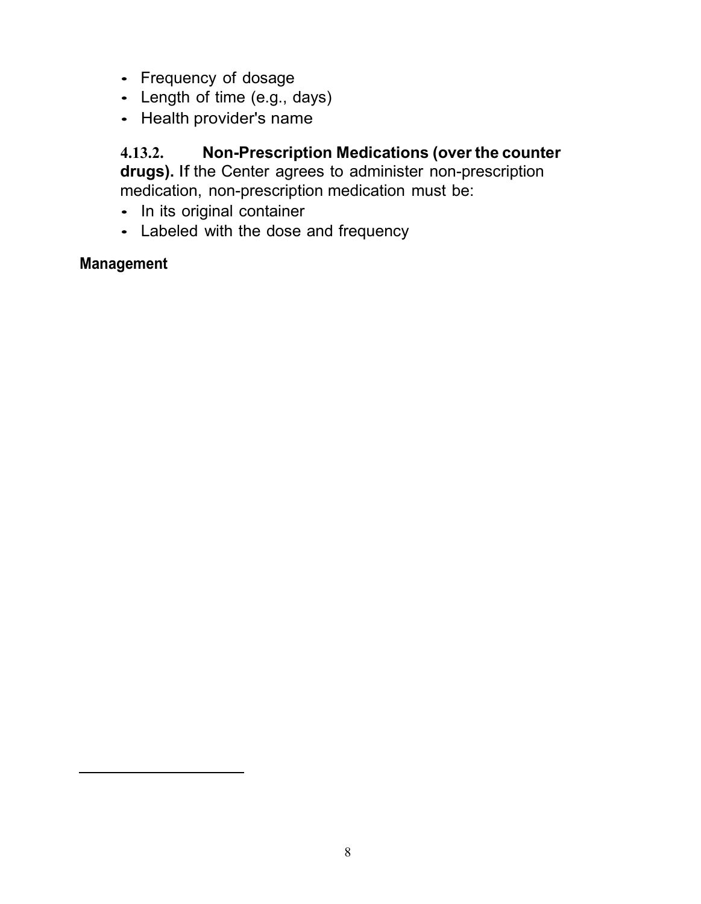- Frequency of dosage
- Length of time (e.g., days)
- Health provider's name

**4.13.2. Non-Prescription Medications (over the counter drugs).** If the Center agrees to administer non-prescription medication, non-prescription medication must be:

- In its original container
- Labeled with the dose and frequency

**Management**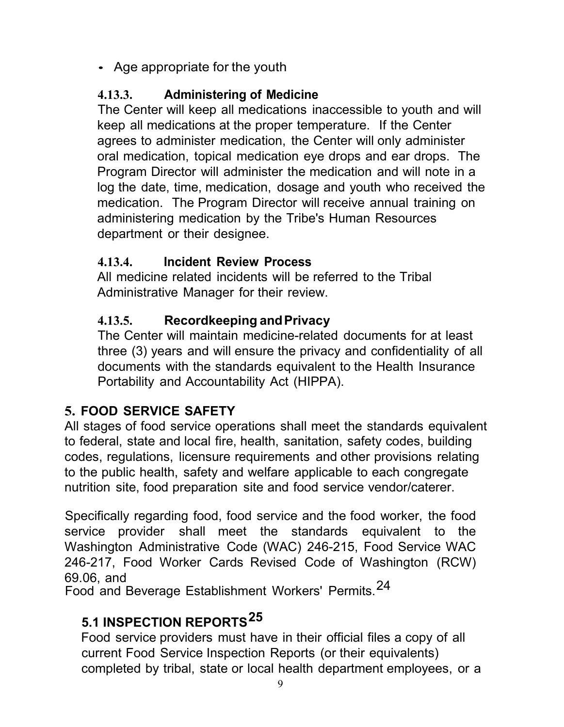- Age appropriate for the youth

#### 4.13.3. Administering of Medicine

The Center will keep all medications inaccessible to youth and will keep all medications at the proper temperature. If the Center agrees to administer medication, the Center will only administer oral medication, topical medication eye drops and ear drops. The Program Director will administer the medication and will note in a log the date, time, medication, dosage and youth who received the medication. The Program Director will receive annual training on administering medication by the Tribe's Human Resources department or their designee.

#### 4.13.4. Incident Review Process

All medicine related incidents will be referred to the Tribal Administrative Manager for their review.

#### 4.13.5. Recordkeeping and Privacy

The Center will maintain medicine-related documents for at least three (3) years and will ensure the privacy and confidentiality of all documents with the standards equivalent to the Health Insurance Portability and Accountability Act (HIPPA).

## 5. FOOD SERVICE SAFETY

All stages of food service operations shall meet the standards equivalent to federal, state and local fire, health, sanitation, safety codes, building codes, regulations, licensure requirements and other provisions relating to the public health, safety and welfare applicable to each congregate nutrition site, food preparation site and food service vendor/caterer.

Specifically regarding food, food service and the food worker, the food service provider shall meet the standards equivalent to the Washington Administrative Code (WAC) 246-215, Food Service WAC 246-217, Food Worker Cards Revised Code of Washington (RCW) 69.06, and Food and Beverage Establishment Workers' Permits.[24]

### 5.1 INSPECTION REPORTS[25]

Food service providers must have in their official files a copy of all current Food Service Inspection Reports (or their equivalents) completed by tribal, state or local health department employees, or a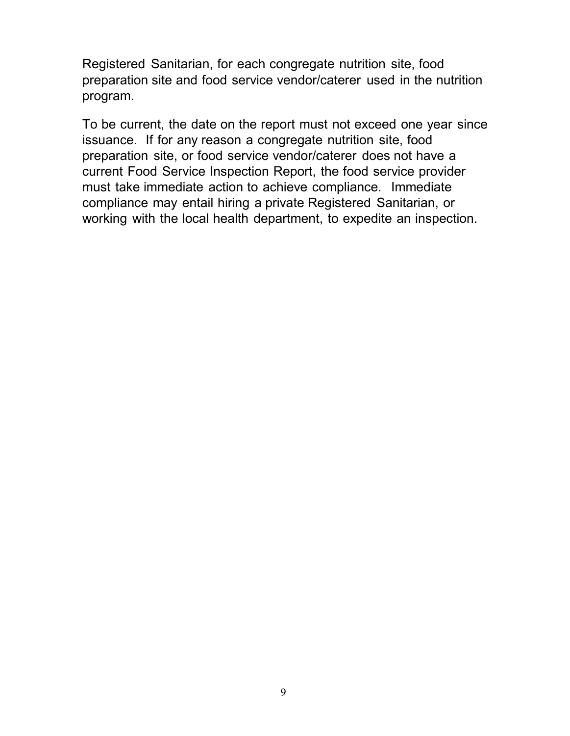Registered Sanitarian, for each congregate nutrition site, food preparation site and food service vendor/caterer used in the nutrition program.

To be current, the date on the report must not exceed one year since issuance. If for any reason a congregate nutrition site, food preparation site, or food service vendor/caterer does not have a current Food Service Inspection Report, the food service provider must take immediate action to achieve compliance. Immediate compliance may entail hiring a private Registered Sanitarian, or working with the local health department, to expedite an inspection.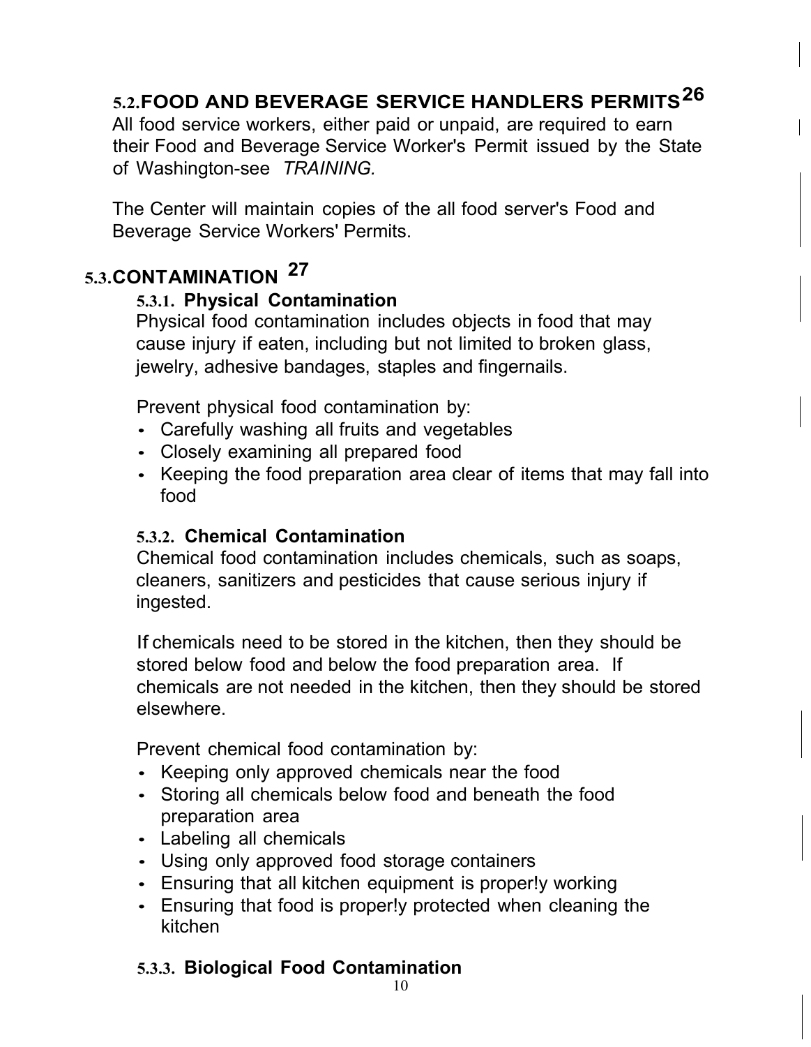## 5.2. FOOD AND BEVERAGE SERVICE HANDLERS PERMITS[26]

All food service workers, either paid or unpaid, are required to earn their Food and Beverage Service Worker's Permit issued by the State of Washington-see *TRAINING.*

The Center will maintain copies of the all food server's Food and Beverage Service Workers' Permits.

## 5.3. CONTAMINATION [27]

### 5.3.1. Physical Contamination

Physical food contamination includes objects in food that may cause injury if eaten, including but not limited to broken glass, jewelry, adhesive bandages, staples and fingernails.

Prevent physical food contamination by:

- Carefully washing all fruits and vegetables
- Closely examining all prepared food
- Keeping the food preparation area clear of items that may fall into food

### 5.3.2. Chemical Contamination

Chemical food contamination includes chemicals, such as soaps, cleaners, sanitizers and pesticides that cause serious injury if ingested.

If chemicals need to be stored in the kitchen, then they should be stored below food and below the food preparation area. If chemicals are not needed in the kitchen, then they should be stored elsewhere.

Prevent chemical food contamination by:

- Keeping only approved chemicals near the food
- Storing all chemicals below food and beneath the food preparation area
- Labeling all chemicals
- Using only approved food storage containers
- Ensuring that all kitchen equipment is proper!y working
- Ensuring that food is proper!y protected when cleaning the kitchen

### 5.3.3. Biological Food Contamination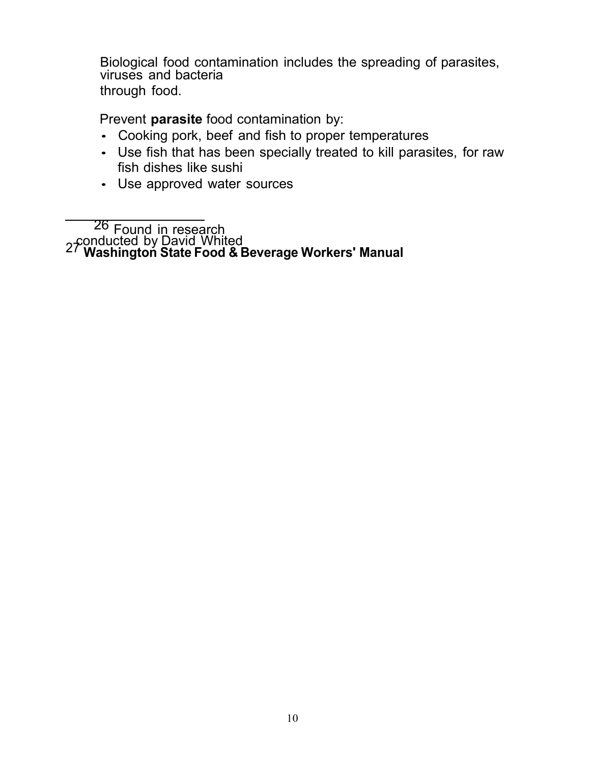Biological food contamination includes the spreading of parasites, viruses and bacteria through food.

Prevent **parasite** food contamination by:

- Cooking pork, beef and fish to proper temperatures
- Use fish that has been specially treated to kill parasites, for raw fish dishes like sushi
- Use approved water sources

---

[26] Found in research conducted by David Whited

[27] **Washington State Food & Beverage Workers' Manual**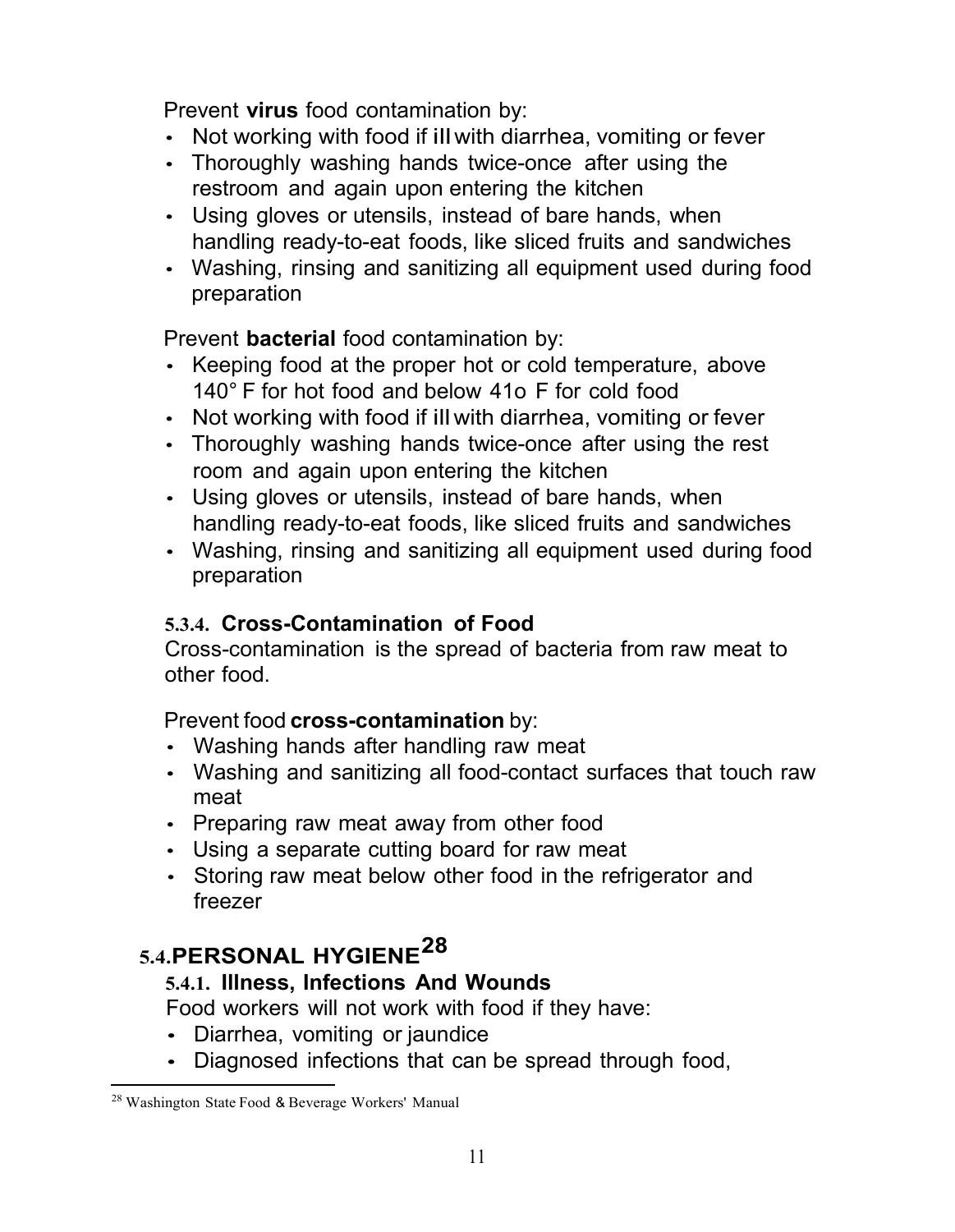Prevent **virus** food contamination by:

- Not working with food if ill with diarrhea, vomiting or fever
- Thoroughly washing hands twice-once after using the restroom and again upon entering the kitchen
- Using gloves or utensils, instead of bare hands, when handling ready-to-eat foods, like sliced fruits and sandwiches
- Washing, rinsing and sanitizing all equipment used during food preparation

Prevent **bacterial** food contamination by:

- Keeping food at the proper hot or cold temperature, above 140° F for hot food and below 41o F for cold food
- Not working with food if ill with diarrhea, vomiting or fever
- Thoroughly washing hands twice-once after using the rest room and again upon entering the kitchen
- Using gloves or utensils, instead of bare hands, when handling ready-to-eat foods, like sliced fruits and sandwiches
- Washing, rinsing and sanitizing all equipment used during food preparation

#### 5.3.4. Cross-Contamination of Food

Cross-contamination is the spread of bacteria from raw meat to other food.

Prevent food **cross-contamination** by:

- Washing hands after handling raw meat
- Washing and sanitizing all food-contact surfaces that touch raw meat
- Preparing raw meat away from other food
- Using a separate cutting board for raw meat
- Storing raw meat below other food in the refrigerator and freezer

### 5.4. PERSONAL HYGIENE[28]

#### 5.4.1. Illness, Infections And Wounds

Food workers will not work with food if they have:

- Diarrhea, vomiting or jaundice
- Diagnosed infections that can be spread through food,

[28] Washington State Food & Beverage Workers' Manual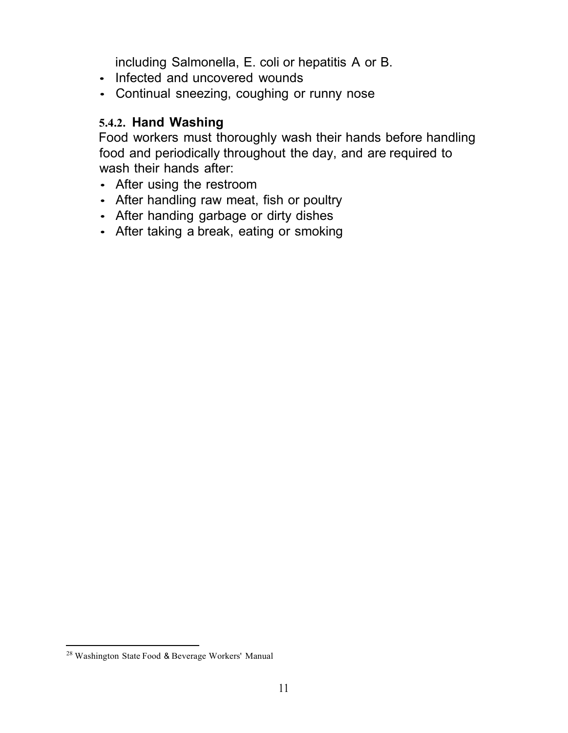including Salmonella, E. coli or hepatitis A or B.

- Infected and uncovered wounds
- Continual sneezing, coughing or runny nose

### 5.4.2. Hand Washing

Food workers must thoroughly wash their hands before handling food and periodically throughout the day, and are required to wash their hands after:

- After using the restroom
- After handling raw meat, fish or poultry
- After handing garbage or dirty dishes
- After taking a break, eating or smoking

[28] Washington State Food & Beverage Workers' Manual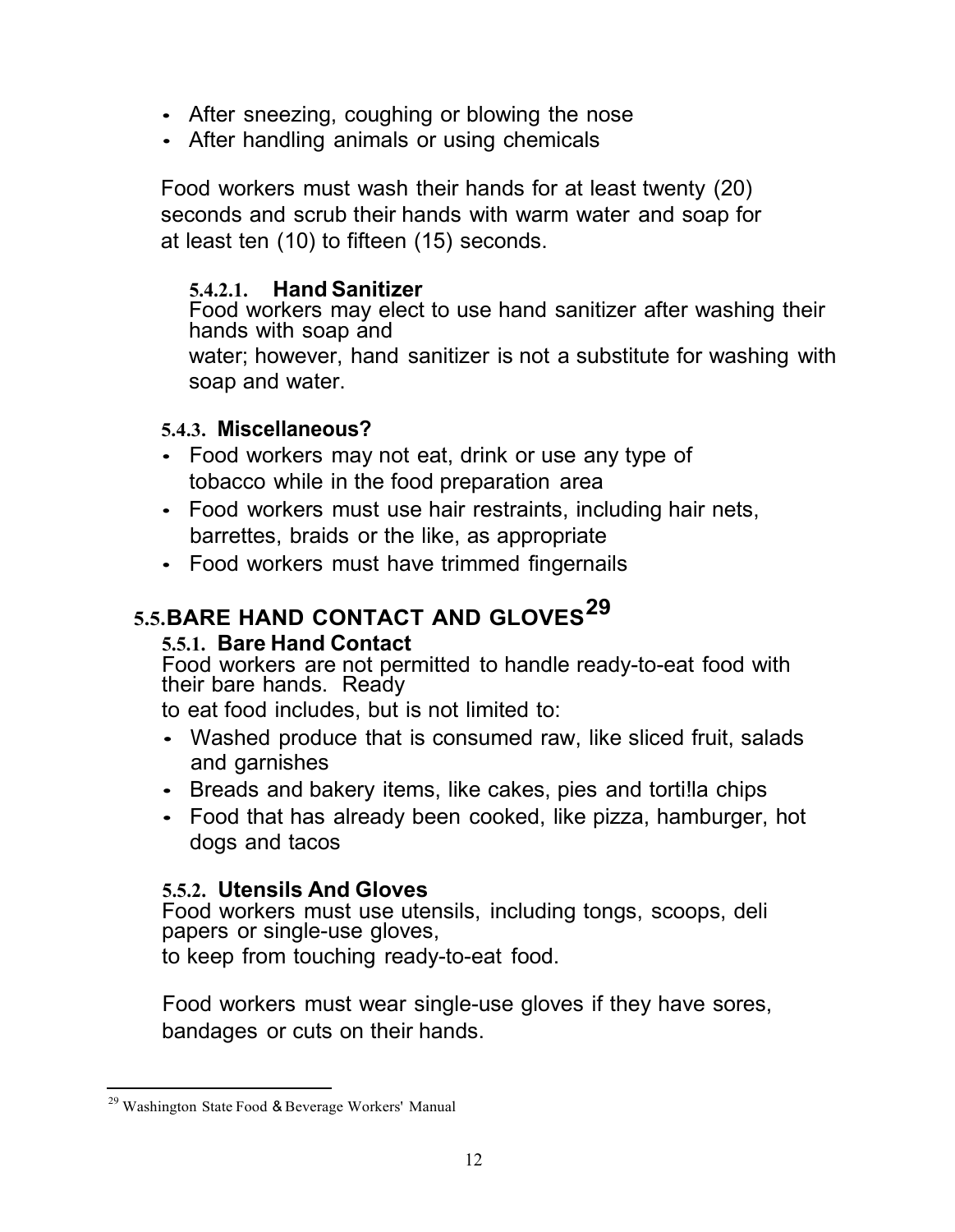- After sneezing, coughing or blowing the nose
- After handling animals or using chemicals

Food workers must wash their hands for at least twenty (20) seconds and scrub their hands with warm water and soap for at least ten (10) to fifteen (15) seconds.

#### 5.4.2.1. Hand Sanitizer

Food workers may elect to use hand sanitizer after washing their hands with soap and water; however, hand sanitizer is not a substitute for washing with soap and water.

### 5.4.3. Miscellaneous?

- Food workers may not eat, drink or use any type of tobacco while in the food preparation area
- Food workers must use hair restraints, including hair nets, barrettes, braids or the like, as appropriate
- Food workers must have trimmed fingernails

## 5.5. BARE HAND CONTACT AND GLOVES[29]

### 5.5.1. Bare Hand Contact

Food workers are not permitted to handle ready-to-eat food with their bare hands. Ready to eat food includes, but is not limited to:

- Washed produce that is consumed raw, like sliced fruit, salads and garnishes
- Breads and bakery items, like cakes, pies and torti!la chips
- Food that has already been cooked, like pizza, hamburger, hot dogs and tacos

### 5.5.2. Utensils And Gloves

Food workers must use utensils, including tongs, scoops, deli papers or single-use gloves, to keep from touching ready-to-eat food.

Food workers must wear single-use gloves if they have sores, bandages or cuts on their hands.

---

[29] Washington State Food & Beverage Workers' Manual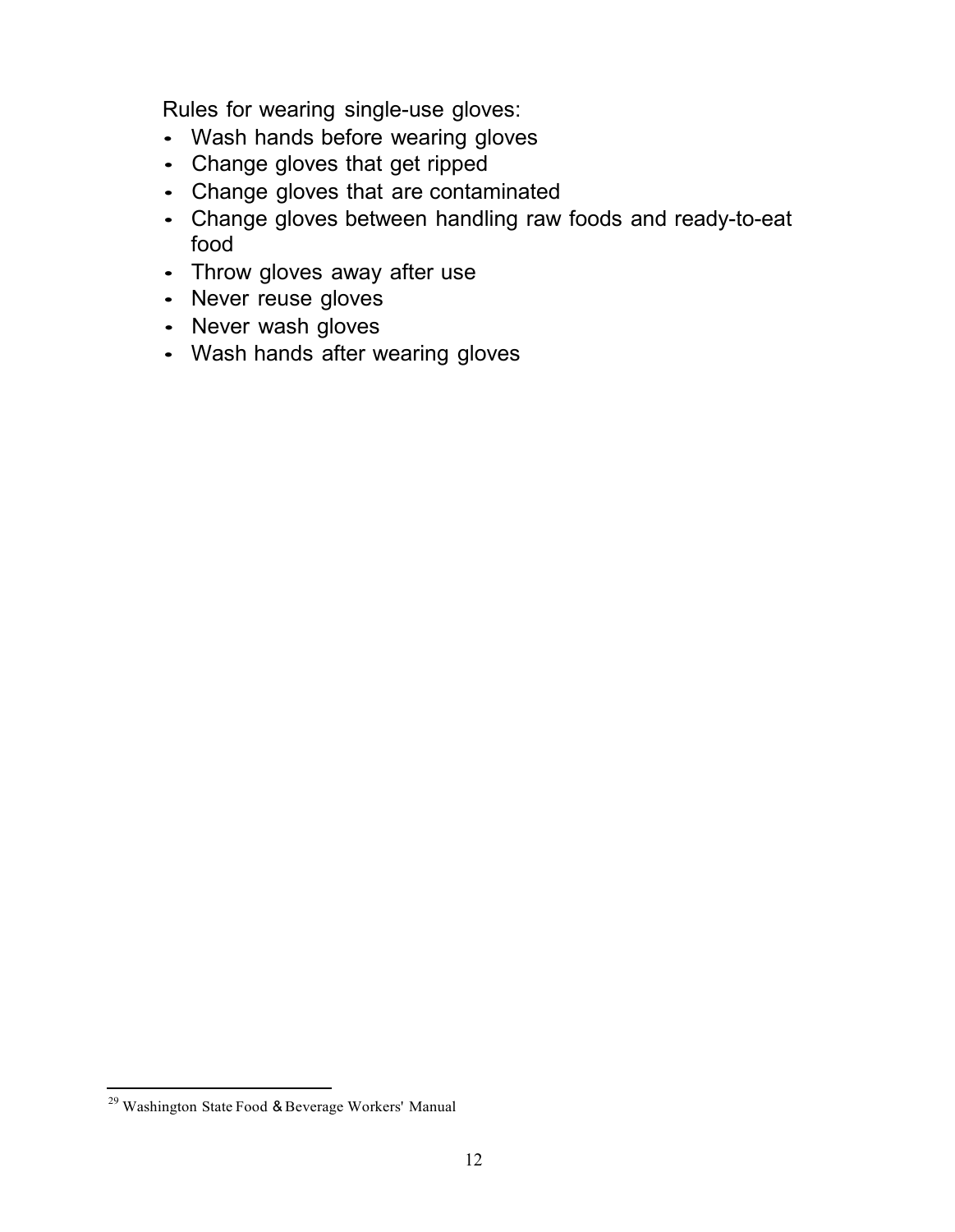Rules for wearing single-use gloves:

- Wash hands before wearing gloves
- Change gloves that get ripped
- Change gloves that are contaminated
- Change gloves between handling raw foods and ready-to-eat food
- Throw gloves away after use
- Never reuse gloves
- Never wash gloves
- Wash hands after wearing gloves

[29] Washington State Food & Beverage Workers' Manual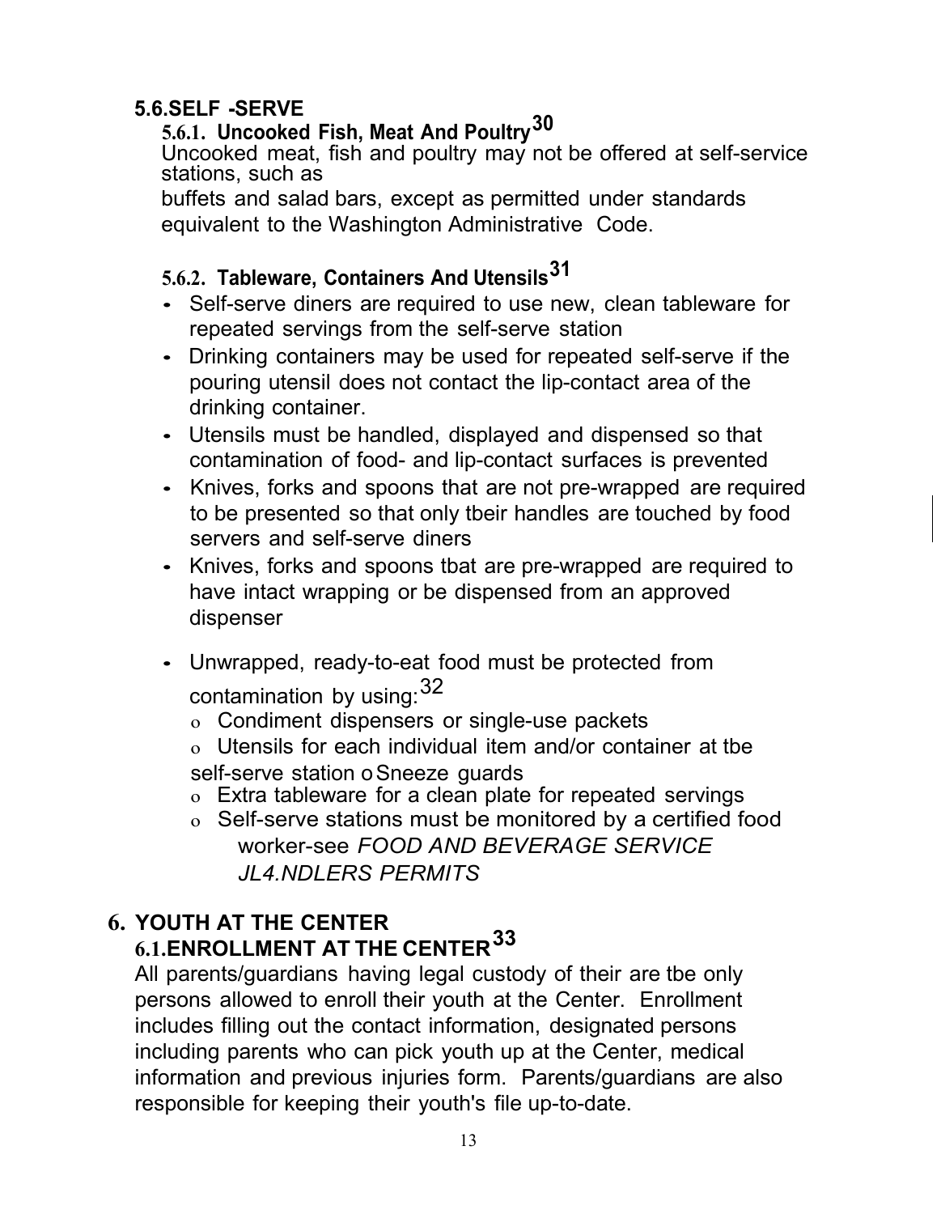## 5.6. SELF -SERVE

### 5.6.1. Uncooked Fish, Meat And Poultry[30]

Uncooked meat, fish and poultry may not be offered at self-service stations, such as buffets and salad bars, except as permitted under standards equivalent to the Washington Administrative Code.

### 5.6.2. Tableware, Containers And Utensils[31]

- Self-serve diners are required to use new, clean tableware for repeated servings from the self-serve station
- Drinking containers may be used for repeated self-serve if the pouring utensil does not contact the lip-contact area of the drinking container.
- Utensils must be handled, displayed and dispensed so that contamination of food- and lip-contact surfaces is prevented
- Knives, forks and spoons that are not pre-wrapped are required to be presented so that only tbeir handles are touched by food servers and self-serve diners
- Knives, forks and spoons tbat are pre-wrapped are required to have intact wrapping or be dispensed from an approved dispenser
- Unwrapped, ready-to-eat food must be protected from contamination by using:[32]
  - Condiment dispensers or single-use packets
  - Utensils for each individual item and/or container at tbe self-serve station
  - Sneeze guards
  - Extra tableware for a clean plate for repeated servings
  - Self-serve stations must be monitored by a certified food worker-see *FOOD AND BEVERAGE SERVICE JL4.NDLERS PERMITS*

# 6. YOUTH AT THE CENTER

## 6.1. ENROLLMENT AT THE CENTER[33]

All parents/guardians having legal custody of their are tbe only persons allowed to enroll their youth at the Center. Enrollment includes filling out the contact information, designated persons including parents who can pick youth up at the Center, medical information and previous injuries form. Parents/guardians are also responsible for keeping their youth's file up-to-date.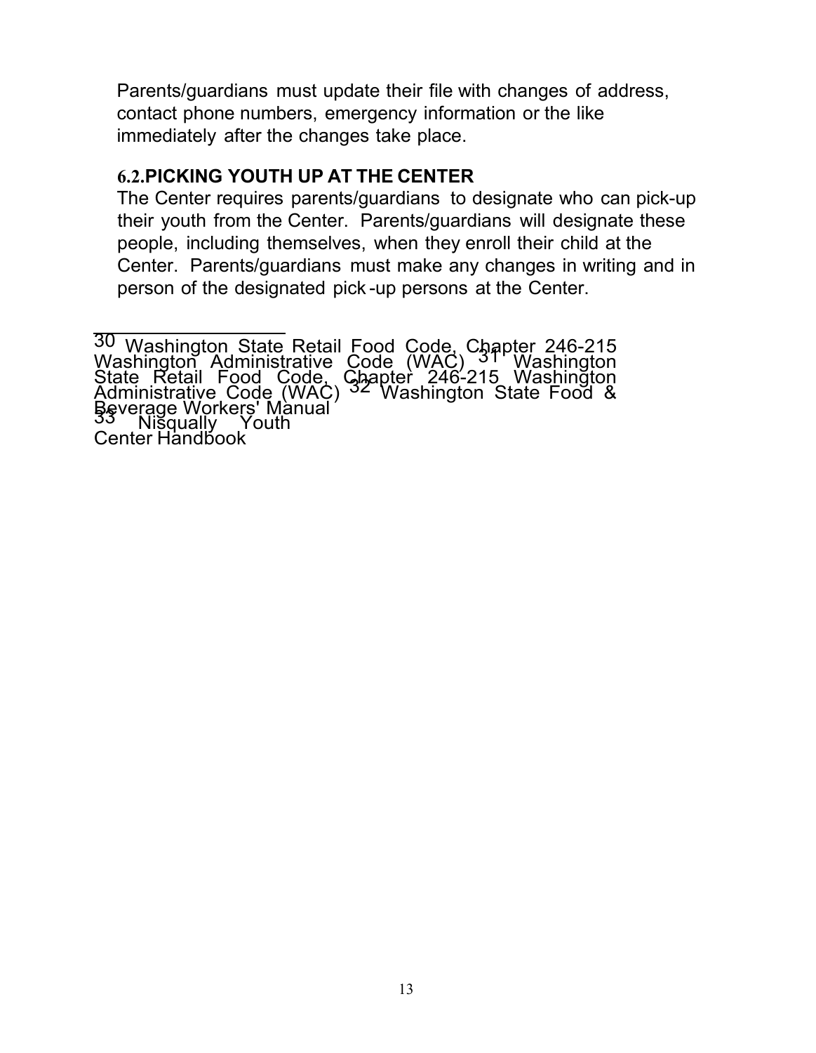Parents/guardians must update their file with changes of address, contact phone numbers, emergency information or the like immediately after the changes take place.

### 6.2. PICKING YOUTH UP AT THE CENTER

The Center requires parents/guardians to designate who can pick-up their youth from the Center. Parents/guardians will designate these people, including themselves, when they enroll their child at the Center. Parents/guardians must make any changes in writing and in person of the designated pick-up persons at the Center.

---

[30] Washington State Retail Food Code, Chapter 246-215 Washington Administrative Code (WAC)

[31] Washington State Retail Food Code, Chapter 246-215 Washington Administrative Code (WAC)

[32] Washington State Food & Beverage Workers' Manual

[33] Nisqually Youth Center Handbook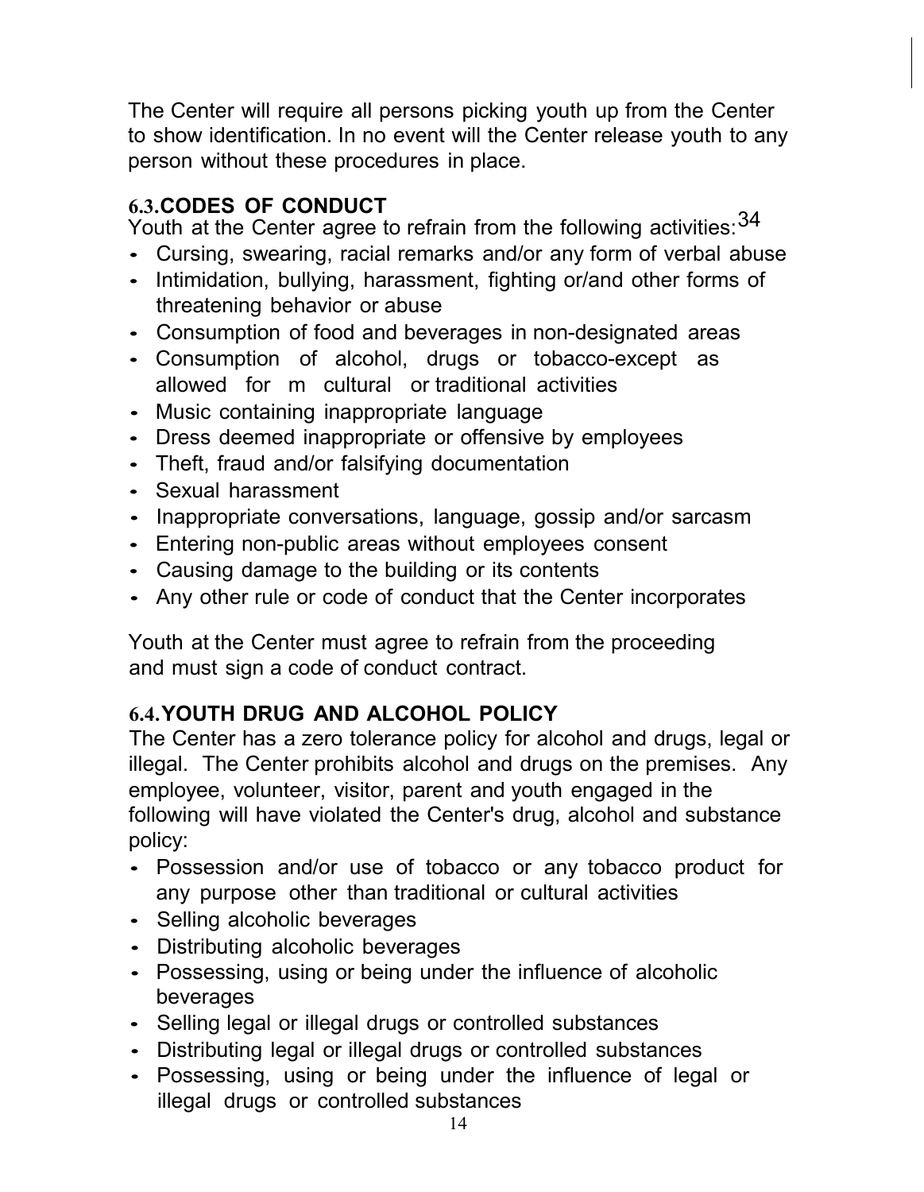The Center will require all persons picking youth up from the Center to show identification. In no event will the Center release youth to any person without these procedures in place.

### 6.3. CODES OF CONDUCT

Youth at the Center agree to refrain from the following activities:[34]

- Cursing, swearing, racial remarks and/or any form of verbal abuse
- Intimidation, bullying, harassment, fighting or/and other forms of threatening behavior or abuse
- Consumption of food and beverages in non-designated areas
- Consumption of alcohol, drugs or tobacco-except as allowed for m cultural or traditional activities
- Music containing inappropriate language
- Dress deemed inappropriate or offensive by employees
- Theft, fraud and/or falsifying documentation
- Sexual harassment
- Inappropriate conversations, language, gossip and/or sarcasm
- Entering non-public areas without employees consent
- Causing damage to the building or its contents
- Any other rule or code of conduct that the Center incorporates

Youth at the Center must agree to refrain from the proceeding and must sign a code of conduct contract.

### 6.4. YOUTH DRUG AND ALCOHOL POLICY

The Center has a zero tolerance policy for alcohol and drugs, legal or illegal. The Center prohibits alcohol and drugs on the premises. Any employee, volunteer, visitor, parent and youth engaged in the following will have violated the Center's drug, alcohol and substance policy:

- Possession and/or use of tobacco or any tobacco product for any purpose other than traditional or cultural activities
- Selling alcoholic beverages
- Distributing alcoholic beverages
- Possessing, using or being under the influence of alcoholic beverages
- Selling legal or illegal drugs or controlled substances
- Distributing legal or illegal drugs or controlled substances
- Possessing, using or being under the influence of legal or illegal drugs or controlled substances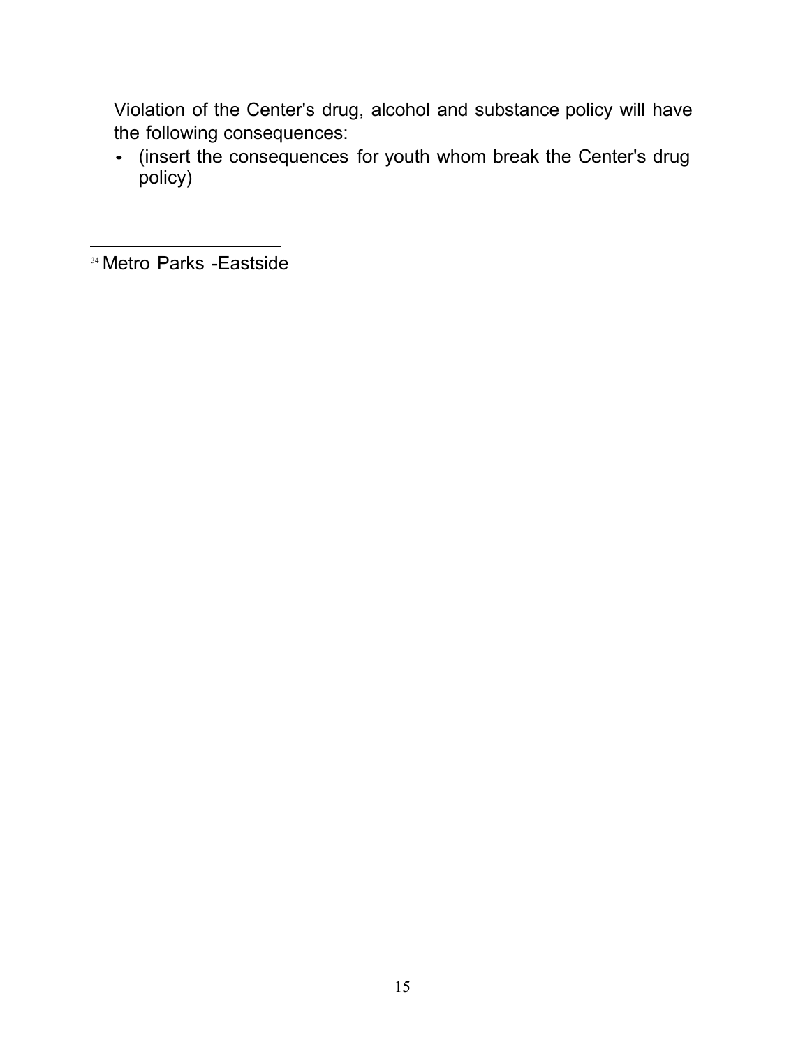Violation of the Center's drug, alcohol and substance policy will have the following consequences:

- (insert the consequences for youth whom break the Center's drug policy)

---

[34] Metro Parks -Eastside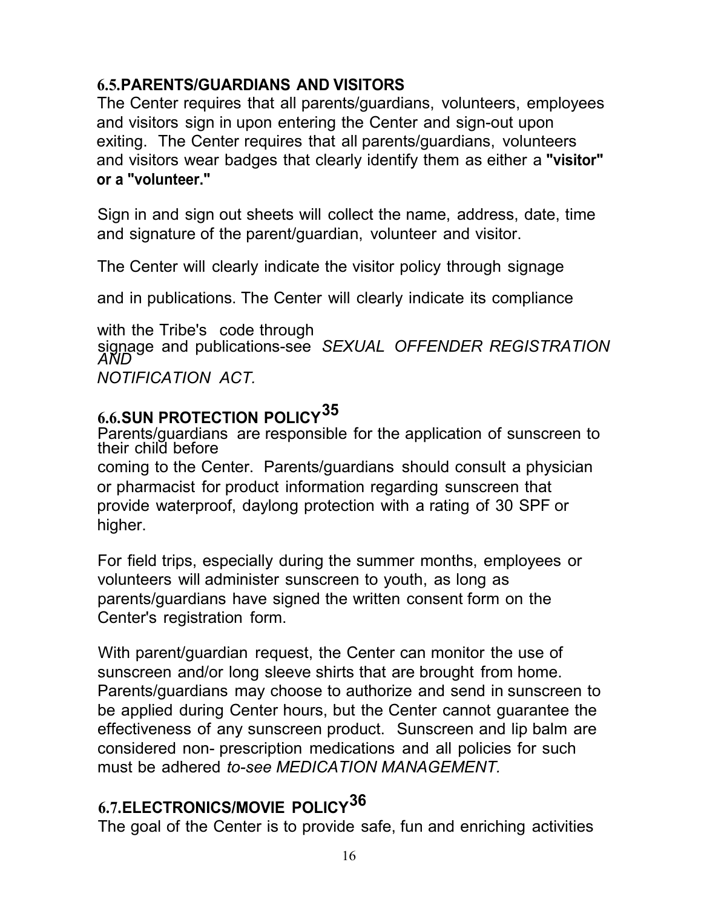## 6.5. PARENTS/GUARDIANS AND VISITORS

The Center requires that all parents/guardians, volunteers, employees and visitors sign in upon entering the Center and sign-out upon exiting. The Center requires that all parents/guardians, volunteers and visitors wear badges that clearly identify them as either a **"visitor" or a "volunteer."**

Sign in and sign out sheets will collect the name, address, date, time and signature of the parent/guardian, volunteer and visitor.

The Center will clearly indicate the visitor policy through signage and in publications. The Center will clearly indicate its compliance with the Tribe's code through signage and publications-see *SEXUAL OFFENDER REGISTRATION AND NOTIFICATION ACT.*

## 6.6. SUN PROTECTION POLICY[35]

Parents/guardians are responsible for the application of sunscreen to their child before coming to the Center. Parents/guardians should consult a physician or pharmacist for product information regarding sunscreen that provide waterproof, daylong protection with a rating of 30 SPF or higher.

For field trips, especially during the summer months, employees or volunteers will administer sunscreen to youth, as long as parents/guardians have signed the written consent form on the Center's registration form.

With parent/guardian request, the Center can monitor the use of sunscreen and/or long sleeve shirts that are brought from home. Parents/guardians may choose to authorize and send in sunscreen to be applied during Center hours, but the Center cannot guarantee the effectiveness of any sunscreen product. Sunscreen and lip balm are considered non- prescription medications and all policies for such must be adhered *to-see MEDICATION MANAGEMENT.*

## 6.7. ELECTRONICS/MOVIE POLICY[36]

The goal of the Center is to provide safe, fun and enriching activities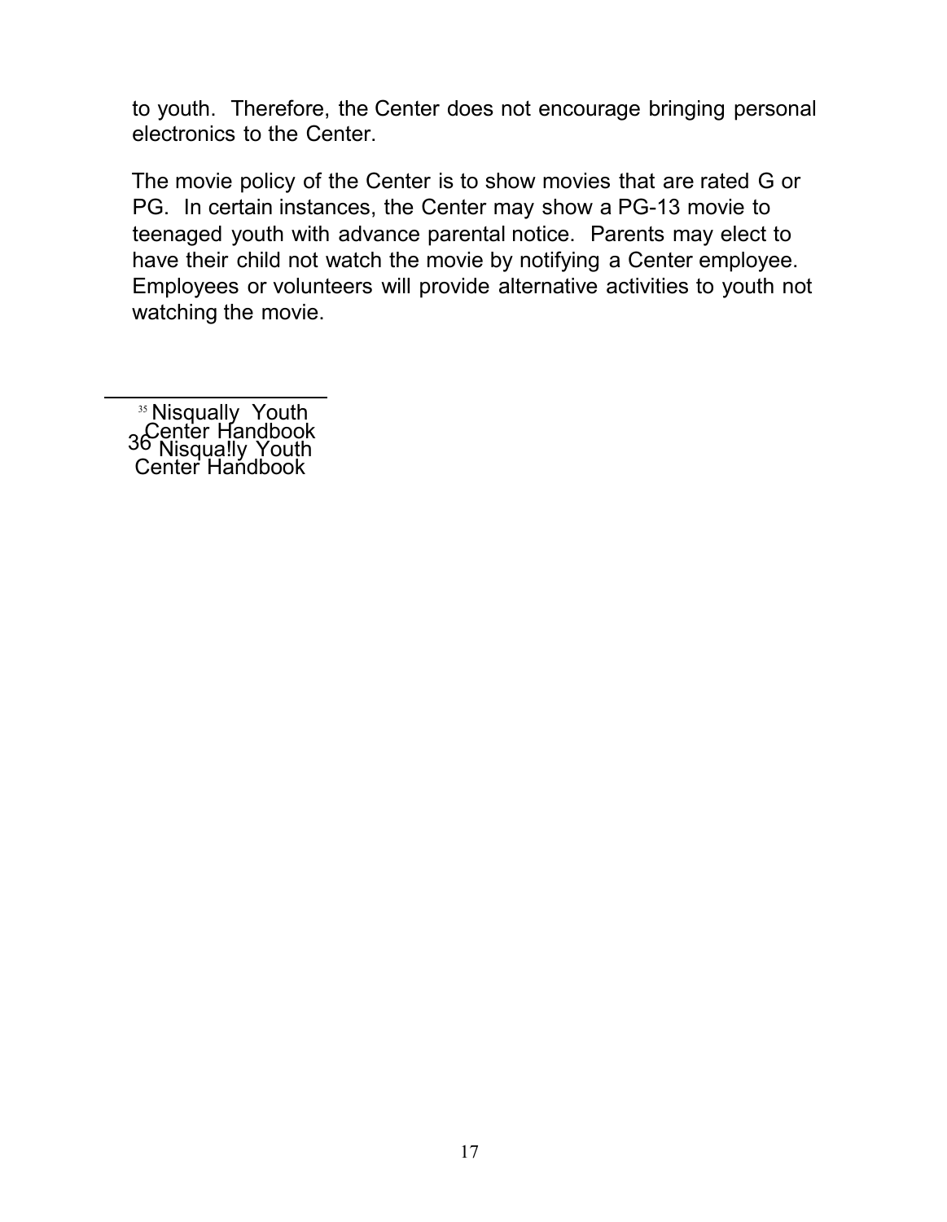to youth. Therefore, the Center does not encourage bringing personal electronics to the Center.

The movie policy of the Center is to show movies that are rated G or PG. In certain instances, the Center may show a PG-13 movie to teenaged youth with advance parental notice. Parents may elect to have their child not watch the movie by notifying a Center employee. Employees or volunteers will provide alternative activities to youth not watching the movie.

---

[35] Nisqually Youth Center Handbook

[36] Nisqua!ly Youth Center Handbook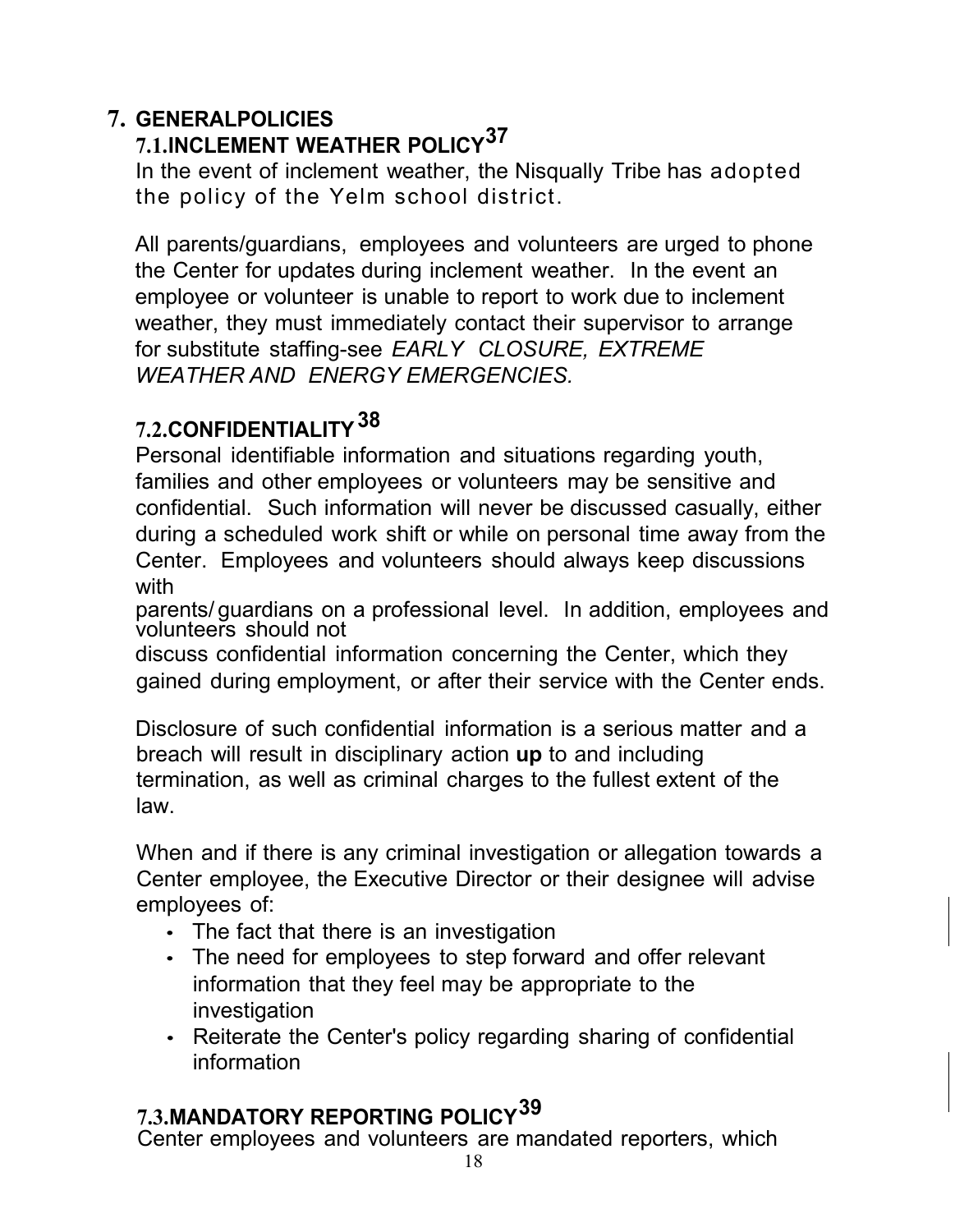# 7. GENERALPOLICIES

## 7.1.INCLEMENT WEATHER POLICY[37]

In the event of inclement weather, the Nisqually Tribe has adopted the policy of the Yelm school district.

All parents/guardians, employees and volunteers are urged to phone the Center for updates during inclement weather. In the event an employee or volunteer is unable to report to work due to inclement weather, they must immediately contact their supervisor to arrange for substitute staffing-see *EARLY CLOSURE, EXTREME WEATHER AND ENERGY EMERGENCIES.*

## 7.2.CONFIDENTIALITY[38]

Personal identifiable information and situations regarding youth, families and other employees or volunteers may be sensitive and confidential. Such information will never be discussed casually, either during a scheduled work shift or while on personal time away from the Center. Employees and volunteers should always keep discussions with parents/ guardians on a professional level. In addition, employees and volunteers should not discuss confidential information concerning the Center, which they gained during employment, or after their service with the Center ends.

Disclosure of such confidential information is a serious matter and a breach will result in disciplinary action **up** to and including termination, as well as criminal charges to the fullest extent of the law.

When and if there is any criminal investigation or allegation towards a Center employee, the Executive Director or their designee will advise employees of:

- The fact that there is an investigation
- The need for employees to step forward and offer relevant information that they feel may be appropriate to the investigation
- Reiterate the Center's policy regarding sharing of confidential information

## 7.3.MANDATORY REPORTING POLICY[39]

Center employees and volunteers are mandated reporters, which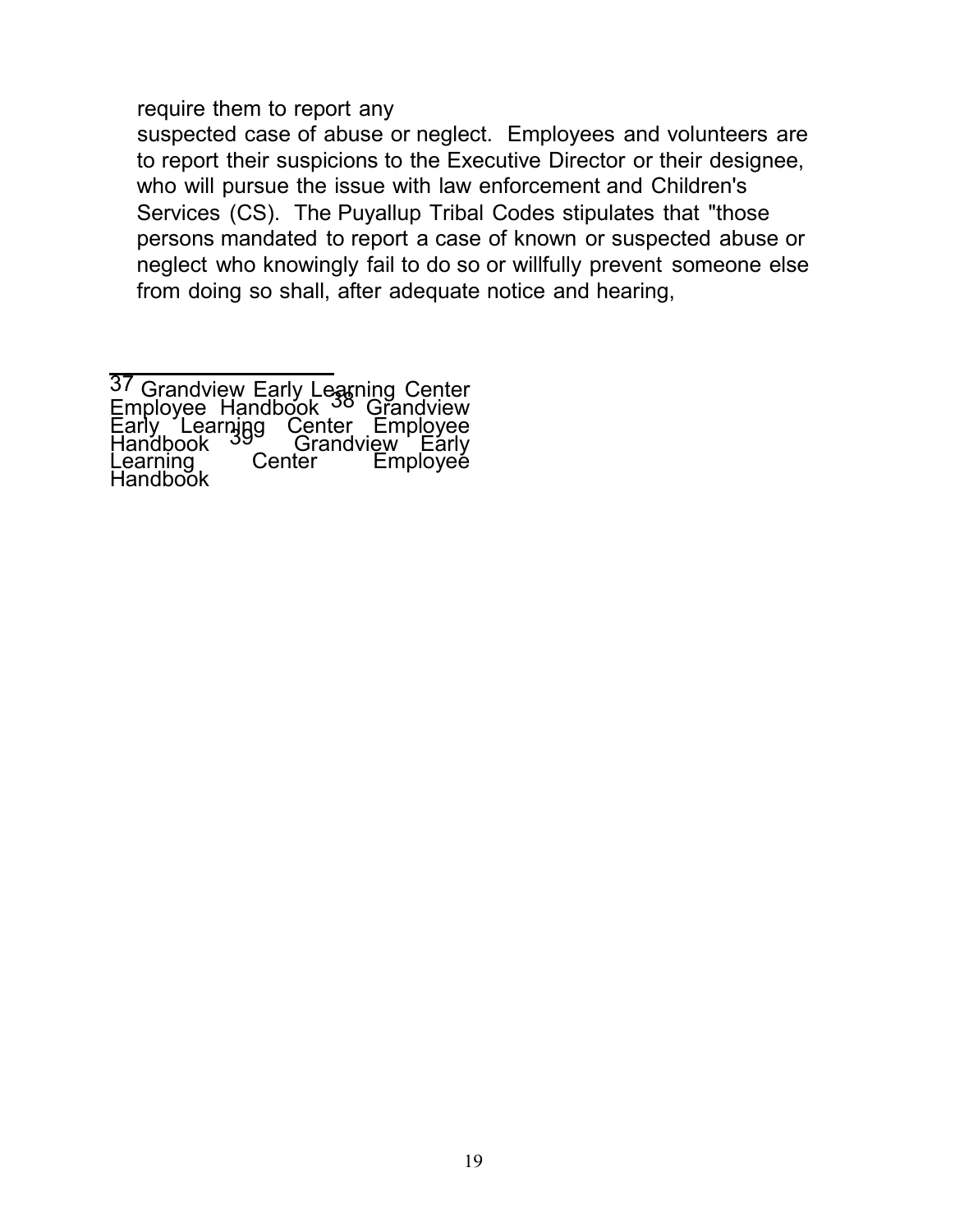require them to report any suspected case of abuse or neglect. Employees and volunteers are to report their suspicions to the Executive Director or their designee, who will pursue the issue with law enforcement and Children's Services (CS). The Puyallup Tribal Codes stipulates that "those persons mandated to report a case of known or suspected abuse or neglect who knowingly fail to do so or willfully prevent someone else from doing so shall, after adequate notice and hearing,

---

[37] Grandview Early Learning Center Employee Handbook [38] Grandview Early Learning Center Employee Handbook [39] Grandview Early Learning Center Employee Handbook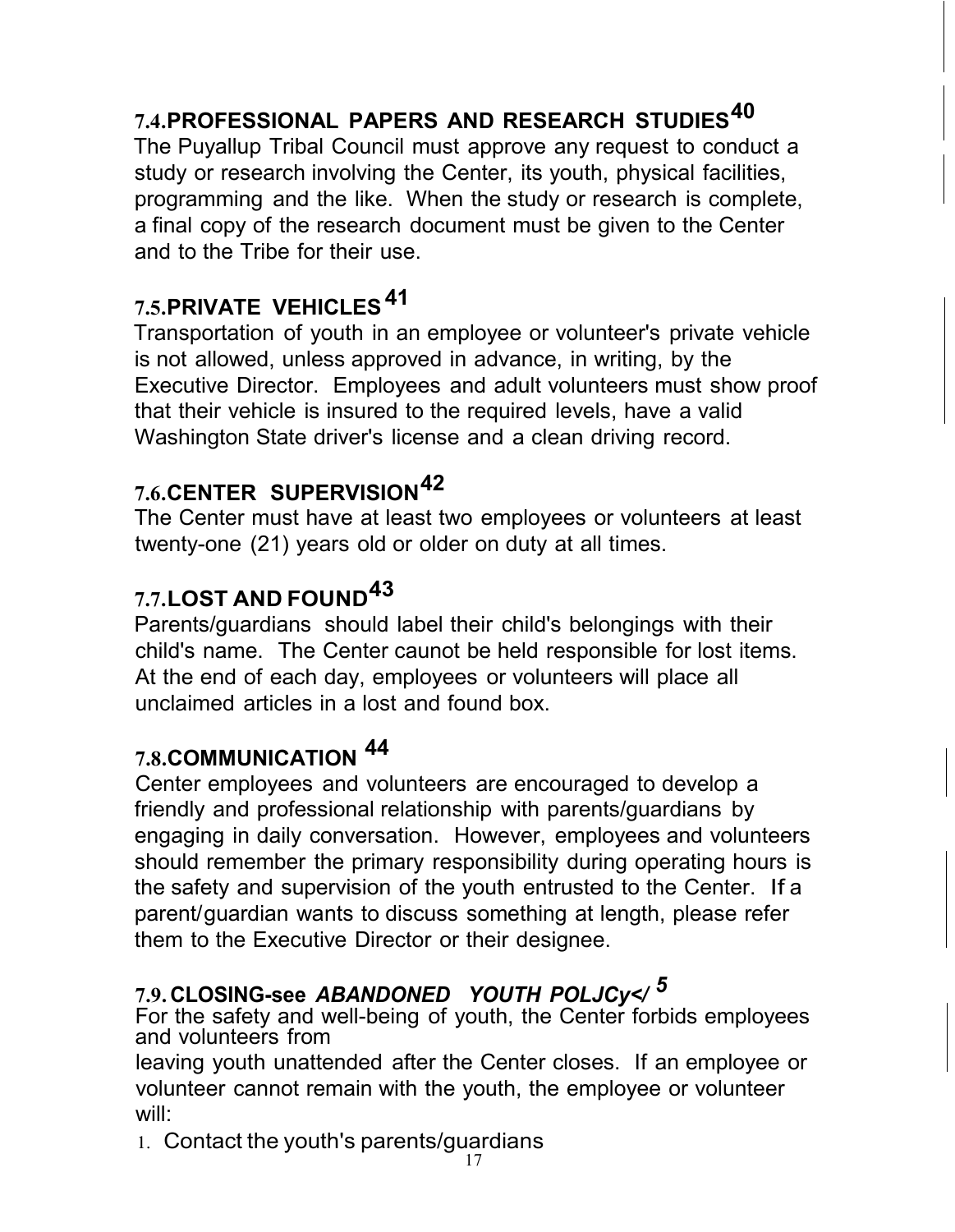## 7.4.PROFESSIONAL PAPERS AND RESEARCH STUDIES[40]

The Puyallup Tribal Council must approve any request to conduct a study or research involving the Center, its youth, physical facilities, programming and the like. When the study or research is complete, a final copy of the research document must be given to the Center and to the Tribe for their use.

## 7.5.PRIVATE VEHICLES[41]

Transportation of youth in an employee or volunteer's private vehicle is not allowed, unless approved in advance, in writing, by the Executive Director. Employees and adult volunteers must show proof that their vehicle is insured to the required levels, have a valid Washington State driver's license and a clean driving record.

## 7.6.CENTER SUPERVISION[42]

The Center must have at least two employees or volunteers at least twenty-one (21) years old or older on duty at all times.

## 7.7.LOST AND FOUND[43]

Parents/guardians should label their child's belongings with their child's name. The Center caunot be held responsible for lost items. At the end of each day, employees or volunteers will place all unclaimed articles in a lost and found box.

## 7.8.COMMUNICATION [44]

Center employees and volunteers are encouraged to develop a friendly and professional relationship with parents/guardians by engaging in daily conversation. However, employees and volunteers should remember the primary responsibility during operating hours is the safety and supervision of the youth entrusted to the Center. If a parent/guardian wants to discuss something at length, please refer them to the Executive Director or their designee.

## 7.9. CLOSING-see *ABANDONED YOUTH POLJCy</* [5]

For the safety and well-being of youth, the Center forbids employees and volunteers from leaving youth unattended after the Center closes. If an employee or volunteer cannot remain with the youth, the employee or volunteer will:

1. Contact the youth's parents/guardians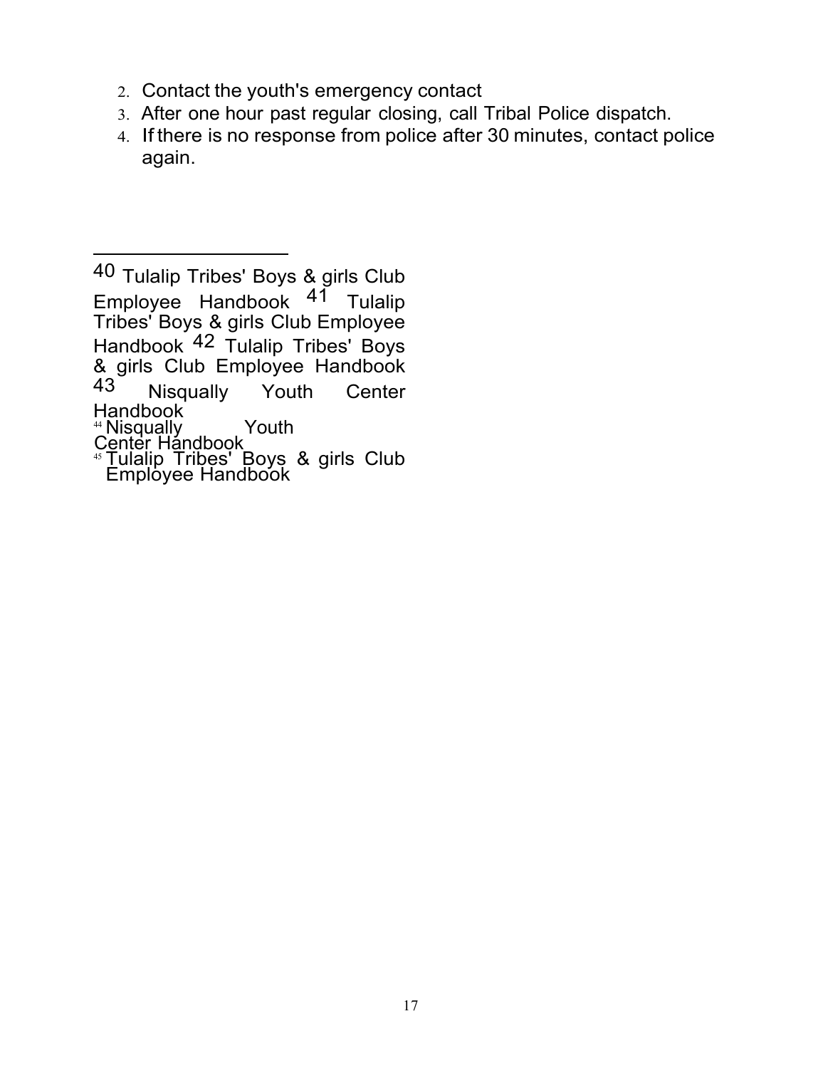2. Contact the youth's emergency contact
3. After one hour past regular closing, call Tribal Police dispatch.
4. If there is no response from police after 30 minutes, contact police again.

---

[40] Tulalip Tribes' Boys & girls Club Employee Handbook

[41] Tulalip Tribes' Boys & girls Club Employee Handbook

[42] Tulalip Tribes' Boys & girls Club Employee Handbook

[43] Nisqually Youth Center Handbook

[44] Nisqually Youth Center Handbook

[45] Tulalip Tribes' Boys & girls Club Employee Handbook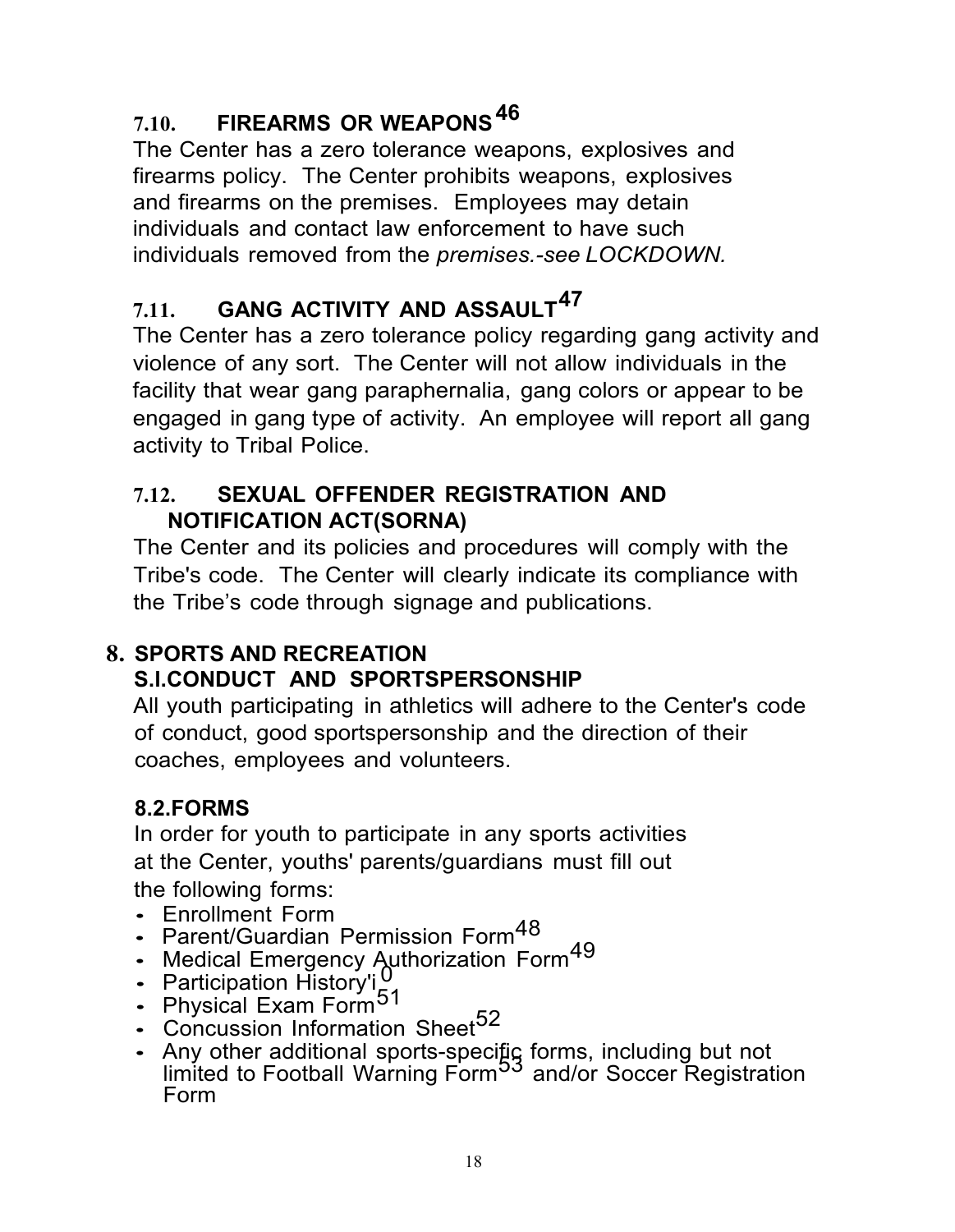### 7.10. FIREARMS OR WEAPONS[46]

The Center has a zero tolerance weapons, explosives and firearms policy. The Center prohibits weapons, explosives and firearms on the premises. Employees may detain individuals and contact law enforcement to have such individuals removed from the *premises.-see LOCKDOWN.*

### 7.11. GANG ACTIVITY AND ASSAULT[47]

The Center has a zero tolerance policy regarding gang activity and violence of any sort. The Center will not allow individuals in the facility that wear gang paraphernalia, gang colors or appear to be engaged in gang type of activity. An employee will report all gang activity to Tribal Police.

### 7.12. SEXUAL OFFENDER REGISTRATION AND NOTIFICATION ACT(SORNA)

The Center and its policies and procedures will comply with the Tribe's code. The Center will clearly indicate its compliance with the Tribe's code through signage and publications.

## 8. SPORTS AND RECREATION

### S.I.CONDUCT AND SPORTSPERSONSHIP

All youth participating in athletics will adhere to the Center's code of conduct, good sportspersonship and the direction of their coaches, employees and volunteers.

### 8.2.FORMS

In order for youth to participate in any sports activities at the Center, youths' parents/guardians must fill out the following forms:

- Enrollment Form
- Parent/Guardian Permission Form[48]
- Medical Emergency Authorization Form[49]
- Participation History'i[50]
- Physical Exam Form[51]
- Concussion Information Sheet[52]
- Any other additional sports-specific forms, including but not limited to Football Warning Form[53] and/or Soccer Registration Form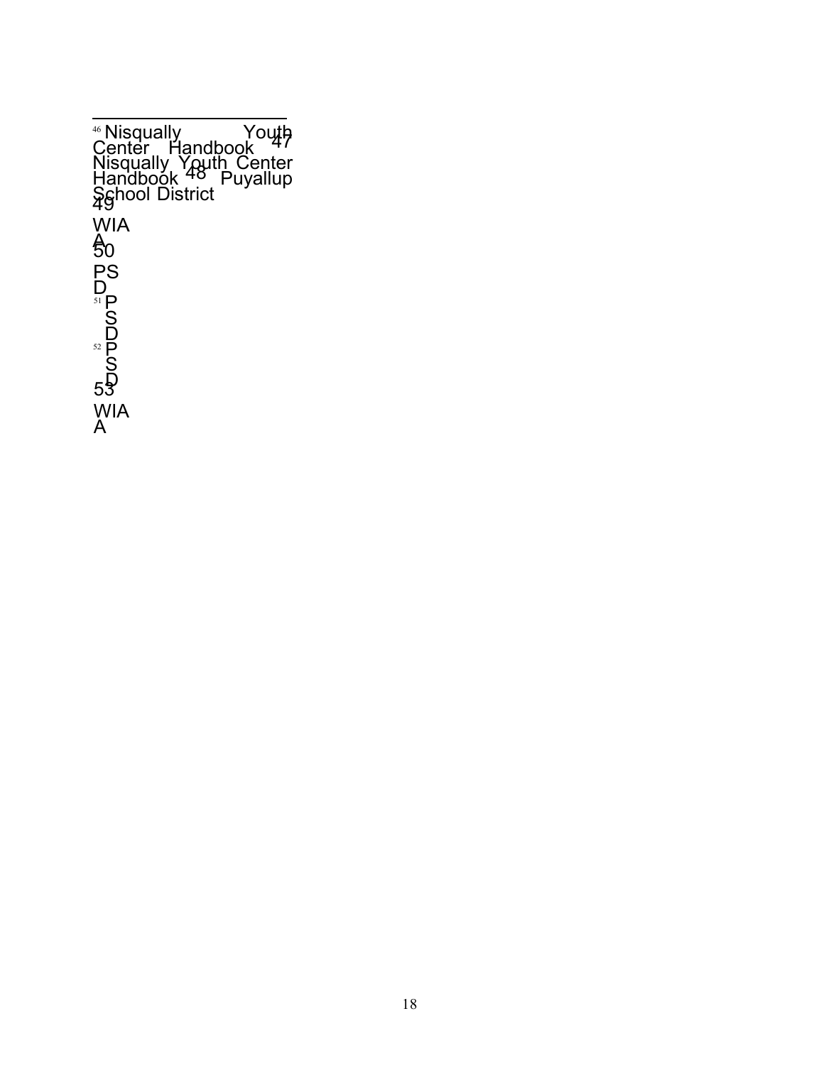[46] Nisqually Youth Center Handbook

[47] Nisqually Youth Center Handbook

[48] Puyallup School District

[49] WIA

[50] PSD

[51] PSD

[52] PSD

[53] WIA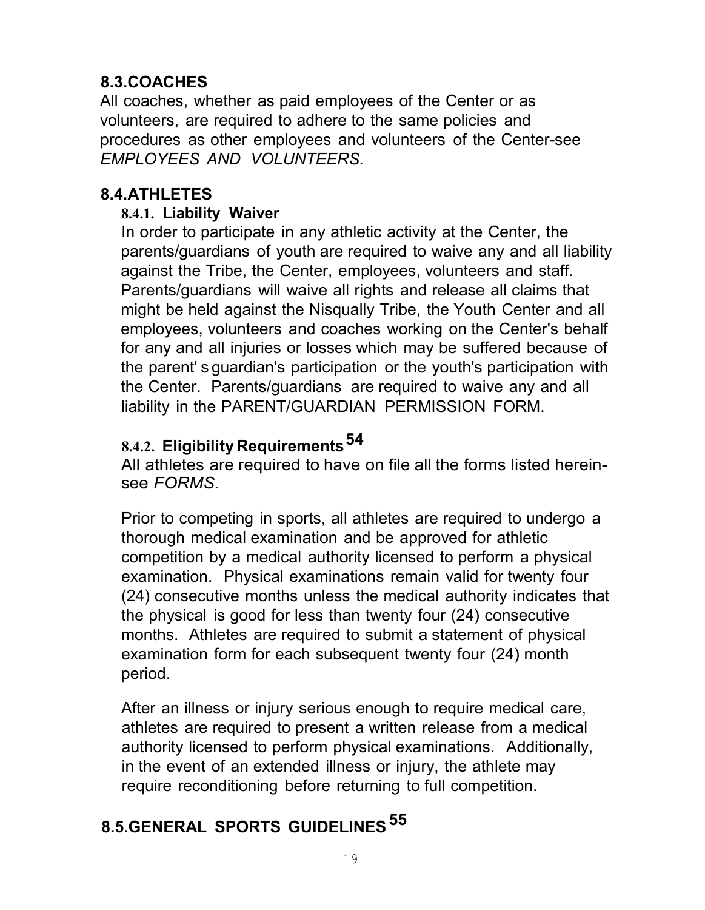## 8.3. COACHES

All coaches, whether as paid employees of the Center or as volunteers, are required to adhere to the same policies and procedures as other employees and volunteers of the Center-see *EMPLOYEES AND VOLUNTEERS.*

## 8.4. ATHLETES

### 8.4.1. Liability Waiver

In order to participate in any athletic activity at the Center, the parents/guardians of youth are required to waive any and all liability against the Tribe, the Center, employees, volunteers and staff. Parents/guardians will waive all rights and release all claims that might be held against the Nisqually Tribe, the Youth Center and all employees, volunteers and coaches working on the Center's behalf for any and all injuries or losses which may be suffered because of the parent' s guardian's participation or the youth's participation with the Center. Parents/guardians are required to waive any and all liability in the PARENT/GUARDIAN PERMISSION FORM.

### 8.4.2. Eligibility Requirements [54]

All athletes are required to have on file all the forms listed herein-see *FORMS.*

Prior to competing in sports, all athletes are required to undergo a thorough medical examination and be approved for athletic competition by a medical authority licensed to perform a physical examination. Physical examinations remain valid for twenty four (24) consecutive months unless the medical authority indicates that the physical is good for less than twenty four (24) consecutive months. Athletes are required to submit a statement of physical examination form for each subsequent twenty four (24) month period.

After an illness or injury serious enough to require medical care, athletes are required to present a written release from a medical authority licensed to perform physical examinations. Additionally, in the event of an extended illness or injury, the athlete may require reconditioning before returning to full competition.

## 8.5. GENERAL SPORTS GUIDELINES [55]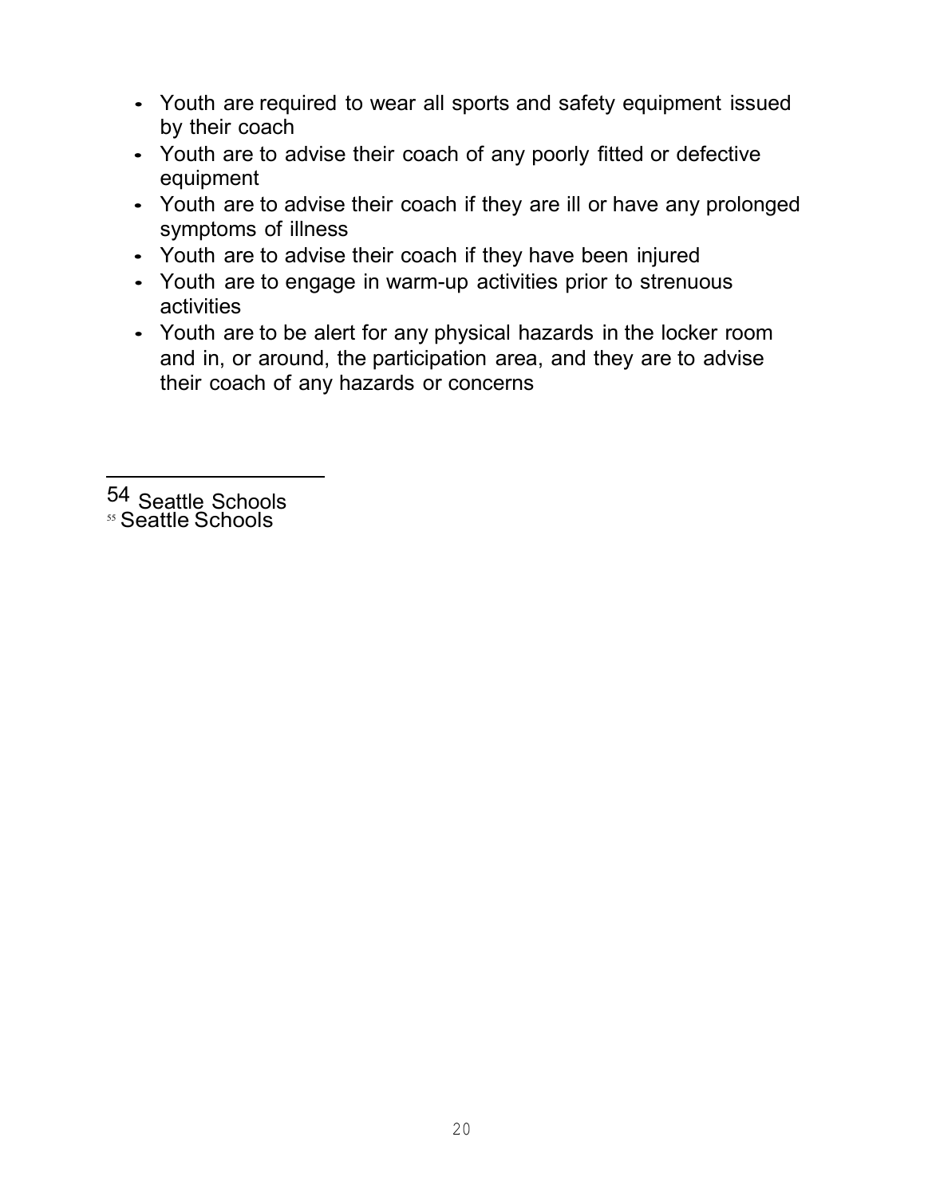- Youth are required to wear all sports and safety equipment issued by their coach
- Youth are to advise their coach of any poorly fitted or defective equipment
- Youth are to advise their coach if they are ill or have any prolonged symptoms of illness
- Youth are to advise their coach if they have been injured
- Youth are to engage in warm-up activities prior to strenuous activities
- Youth are to be alert for any physical hazards in the locker room and in, or around, the participation area, and they are to advise their coach of any hazards or concerns

---

[54] Seattle Schools
[55] Seattle Schools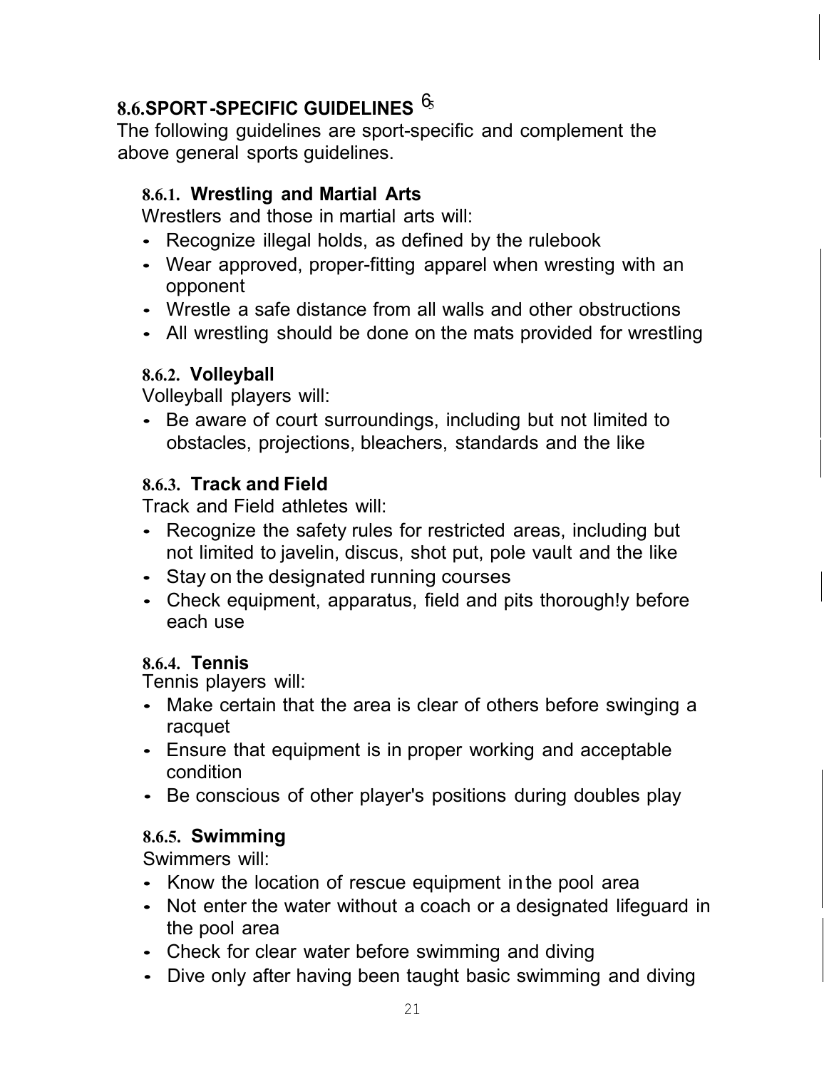## 8.6. SPORT-SPECIFIC GUIDELINES [6]

The following guidelines are sport-specific and complement the above general sports guidelines.

### 8.6.1. Wrestling and Martial Arts

Wrestlers and those in martial arts will:

- Recognize illegal holds, as defined by the rulebook
- Wear approved, proper-fitting apparel when wresting with an opponent
- Wrestle a safe distance from all walls and other obstructions
- All wrestling should be done on the mats provided for wrestling

### 8.6.2. Volleyball

Volleyball players will:

- Be aware of court surroundings, including but not limited to obstacles, projections, bleachers, standards and the like

### 8.6.3. Track and Field

Track and Field athletes will:

- Recognize the safety rules for restricted areas, including but not limited to javelin, discus, shot put, pole vault and the like
- Stay on the designated running courses
- Check equipment, apparatus, field and pits thorough!y before each use

### 8.6.4. Tennis

Tennis players will:

- Make certain that the area is clear of others before swinging a racquet
- Ensure that equipment is in proper working and acceptable condition
- Be conscious of other player's positions during doubles play

### 8.6.5. Swimming

Swimmers will:

- Know the location of rescue equipment in the pool area
- Not enter the water without a coach or a designated lifeguard in the pool area
- Check for clear water before swimming and diving
- Dive only after having been taught basic swimming and diving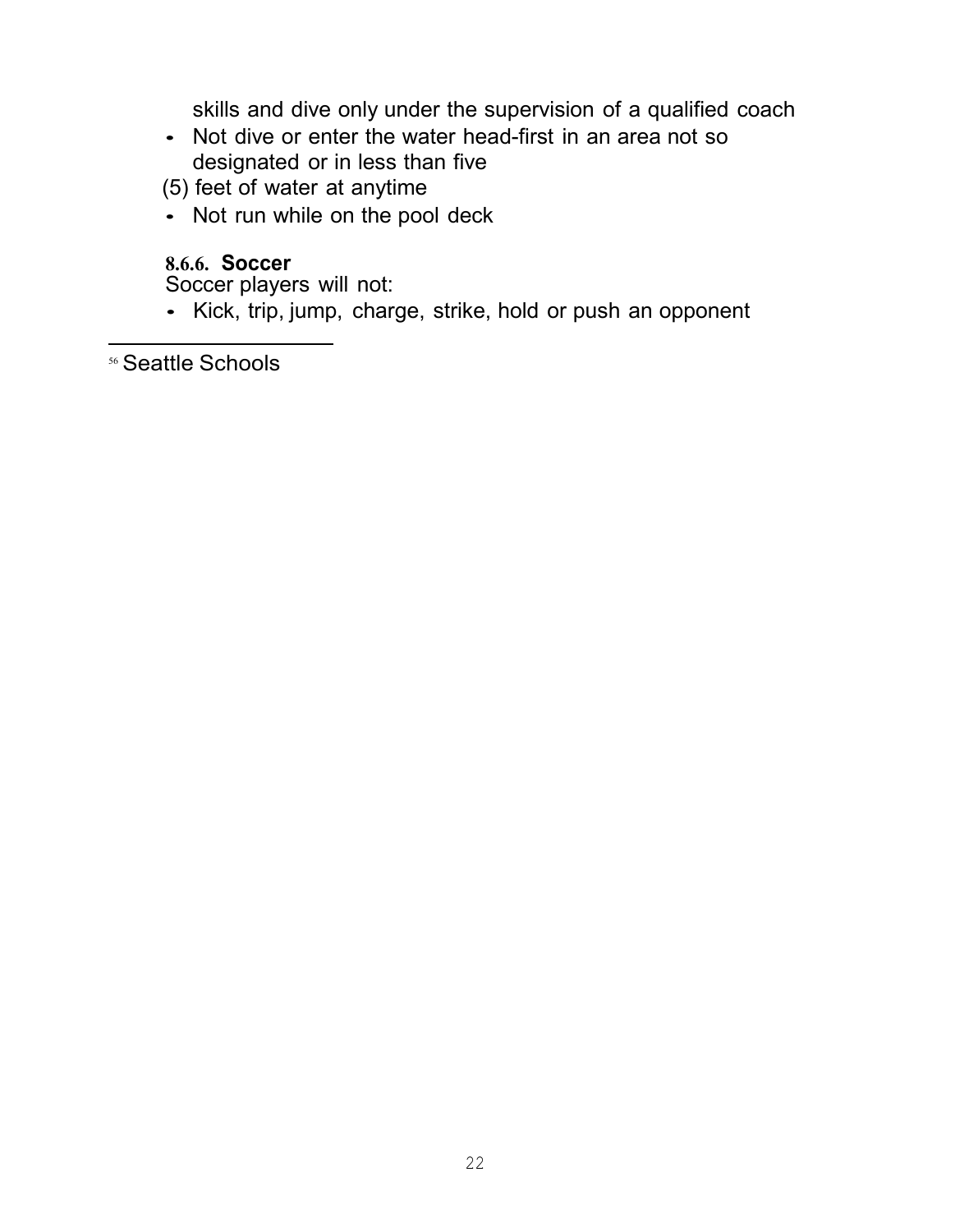skills and dive only under the supervision of a qualified coach

- Not dive or enter the water head-first in an area not so designated or in less than five
(5) feet of water at anytime
- Not run while on the pool deck

#### 8.6.6. Soccer

Soccer players will not:

- Kick, trip, jump, charge, strike, hold or push an opponent

[56] Seattle Schools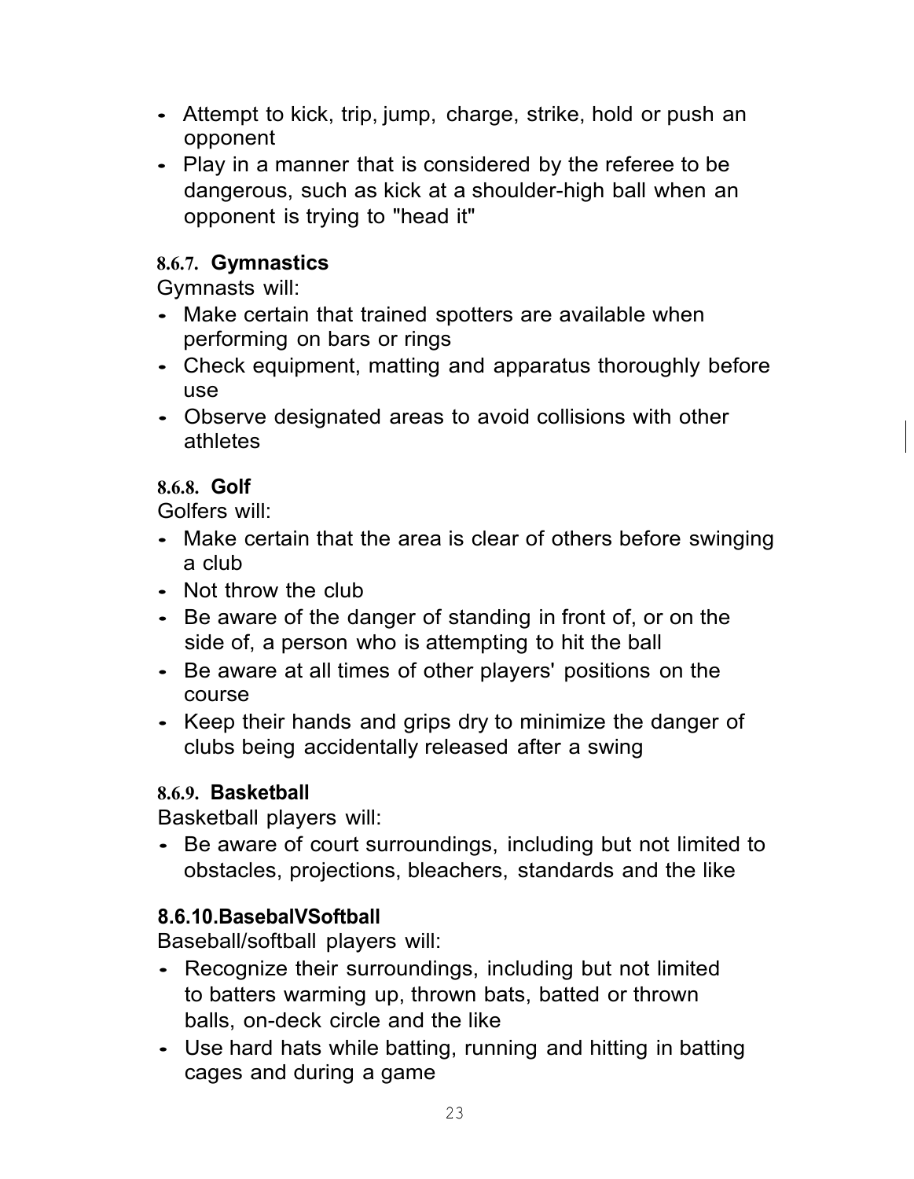- Attempt to kick, trip, jump, charge, strike, hold or push an opponent
- Play in a manner that is considered by the referee to be dangerous, such as kick at a shoulder-high ball when an opponent is trying to "head it"

**8.6.7. Gymnastics**

Gymnasts will:

- Make certain that trained spotters are available when performing on bars or rings
- Check equipment, matting and apparatus thoroughly before use
- Observe designated areas to avoid collisions with other athletes

**8.6.8. Golf**

Golfers will:

- Make certain that the area is clear of others before swinging a club
- Not throw the club
- Be aware of the danger of standing in front of, or on the side of, a person who is attempting to hit the ball
- Be aware at all times of other players' positions on the course
- Keep their hands and grips dry to minimize the danger of clubs being accidentally released after a swing

**8.6.9. Basketball**

Basketball players will:

- Be aware of court surroundings, including but not limited to obstacles, projections, bleachers, standards and the like

**8.6.10. BasebalVSoftball**

Baseball/softball players will:

- Recognize their surroundings, including but not limited to batters warming up, thrown bats, batted or thrown balls, on-deck circle and the like
- Use hard hats while batting, running and hitting in batting cages and during a game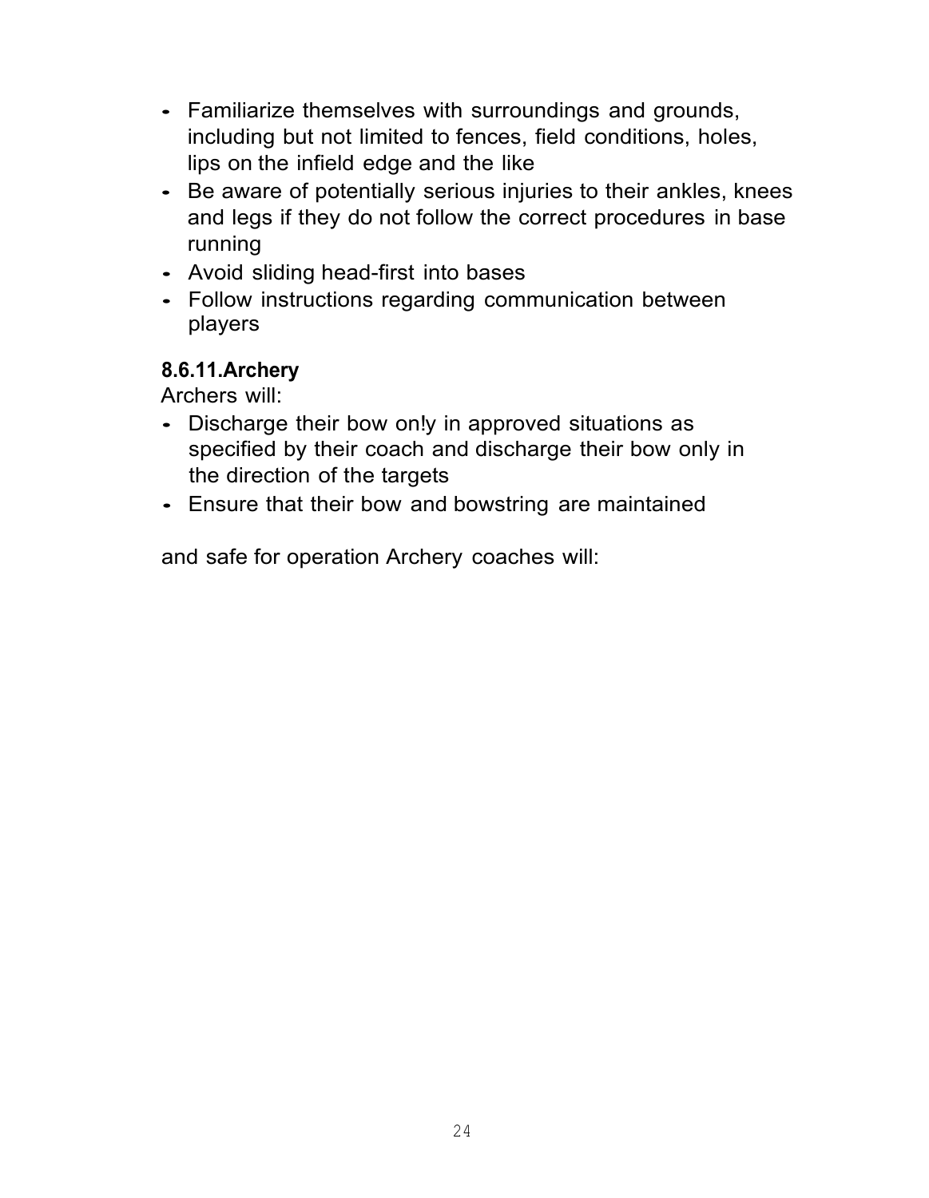- Familiarize themselves with surroundings and grounds, including but not limited to fences, field conditions, holes, lips on the infield edge and the like
- Be aware of potentially serious injuries to their ankles, knees and legs if they do not follow the correct procedures in base running
- Avoid sliding head-first into bases
- Follow instructions regarding communication between players

#### 8.6.11.Archery

Archers will:

- Discharge their bow on!y in approved situations as specified by their coach and discharge their bow only in the direction of the targets
- Ensure that their bow and bowstring are maintained

and safe for operation Archery coaches will: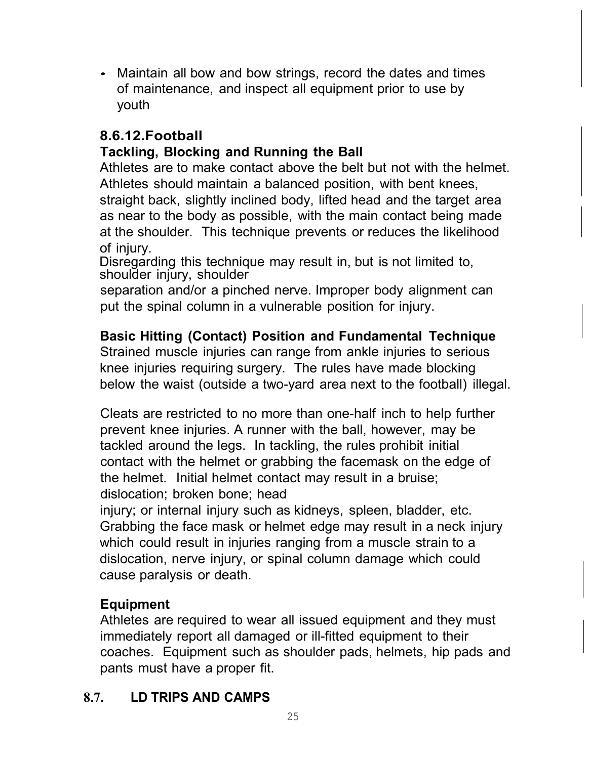- Maintain all bow and bow strings, record the dates and times of maintenance, and inspect all equipment prior to use by youth

### 8.6.12. Football

**Tackling, Blocking and Running the Ball**

Athletes are to make contact above the belt but not with the helmet. Athletes should maintain a balanced position, with bent knees, straight back, slightly inclined body, lifted head and the target area as near to the body as possible, with the main contact being made at the shoulder. This technique prevents or reduces the likelihood of injury.

Disregarding this technique may result in, but is not limited to, shoulder injury, shoulder separation and/or a pinched nerve. Improper body alignment can put the spinal column in a vulnerable position for injury.

**Basic Hitting (Contact) Position and Fundamental Technique**

Strained muscle injuries can range from ankle injuries to serious knee injuries requiring surgery. The rules have made blocking below the waist (outside a two-yard area next to the football) illegal.

Cleats are restricted to no more than one-half inch to help further prevent knee injuries. A runner with the ball, however, may be tackled around the legs. In tackling, the rules prohibit initial contact with the helmet or grabbing the facemask on the edge of the helmet. Initial helmet contact may result in a bruise; dislocation; broken bone; head injury; or internal injury such as kidneys, spleen, bladder, etc. Grabbing the face mask or helmet edge may result in a neck injury which could result in injuries ranging from a muscle strain to a dislocation, nerve injury, or spinal column damage which could cause paralysis or death.

**Equipment**

Athletes are required to wear all issued equipment and they must immediately report all damaged or ill-fitted equipment to their coaches. Equipment such as shoulder pads, helmets, hip pads and pants must have a proper fit.

## 8.7. LD TRIPS AND CAMPS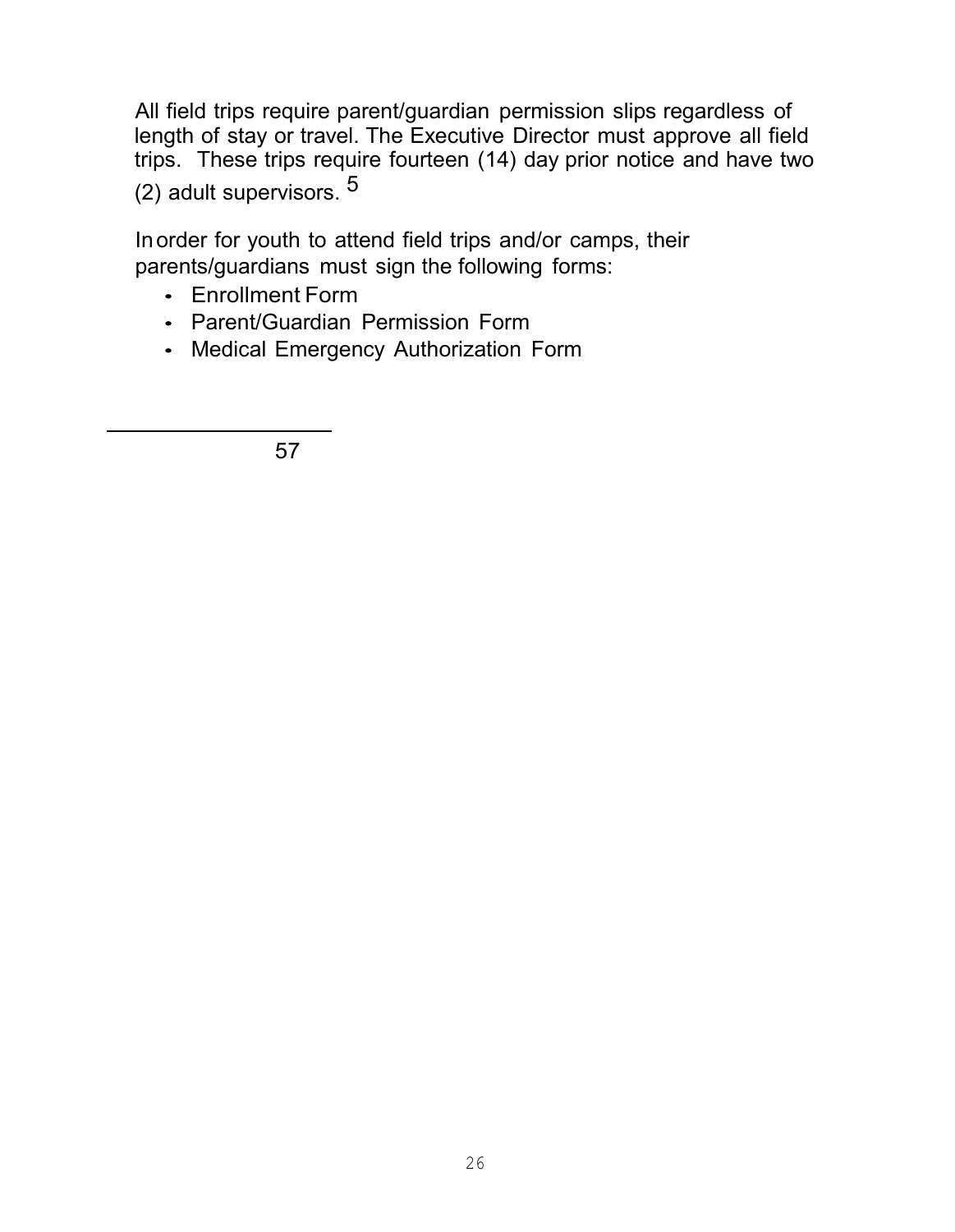All field trips require parent/guardian permission slips regardless of length of stay or travel. The Executive Director must approve all field trips. These trips require fourteen (14) day prior notice and have two (2) adult supervisors. [5]

In order for youth to attend field trips and/or camps, their parents/guardians must sign the following forms:

- Enrollment Form
- Parent/Guardian Permission Form
- Medical Emergency Authorization Form

---

57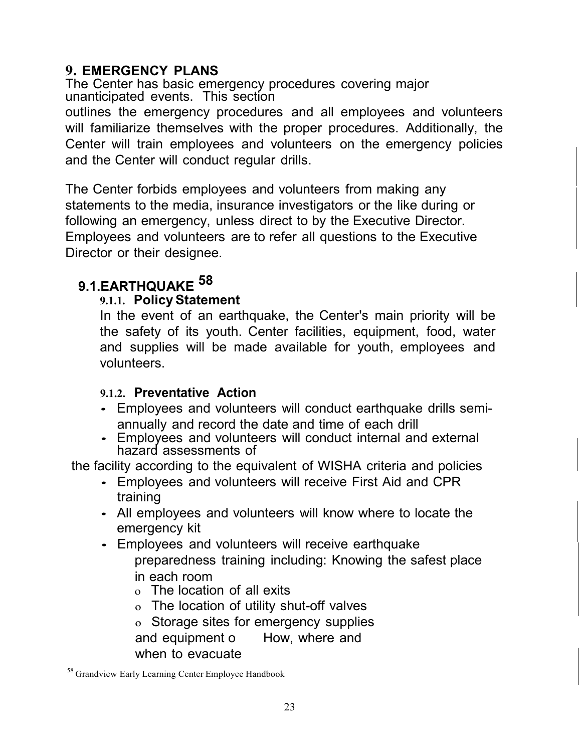# 9. EMERGENCY PLANS

The Center has basic emergency procedures covering major unanticipated events. This section outlines the emergency procedures and all employees and volunteers will familiarize themselves with the proper procedures. Additionally, the Center will train employees and volunteers on the emergency policies and the Center will conduct regular drills.

The Center forbids employees and volunteers from making any statements to the media, insurance investigators or the like during or following an emergency, unless direct to by the Executive Director. Employees and volunteers are to refer all questions to the Executive Director or their designee.

## 9.1.EARTHQUAKE [58]

### 9.1.1. Policy Statement

In the event of an earthquake, the Center's main priority will be the safety of its youth. Center facilities, equipment, food, water and supplies will be made available for youth, employees and volunteers.

### 9.1.2. Preventative Action

- Employees and volunteers will conduct earthquake drills semi-annually and record the date and time of each drill
- Employees and volunteers will conduct internal and external hazard assessments of the facility according to the equivalent of WISHA criteria and policies
- Employees and volunteers will receive First Aid and CPR training
- All employees and volunteers will know where to locate the emergency kit
- Employees and volunteers will receive earthquake preparedness training including: Knowing the safest place in each room
  - The location of all exits
  - The location of utility shut-off valves
  - Storage sites for emergency supplies and equipment
  - How, where and when to evacuate

[58] Grandview Early Learning Center Employee Handbook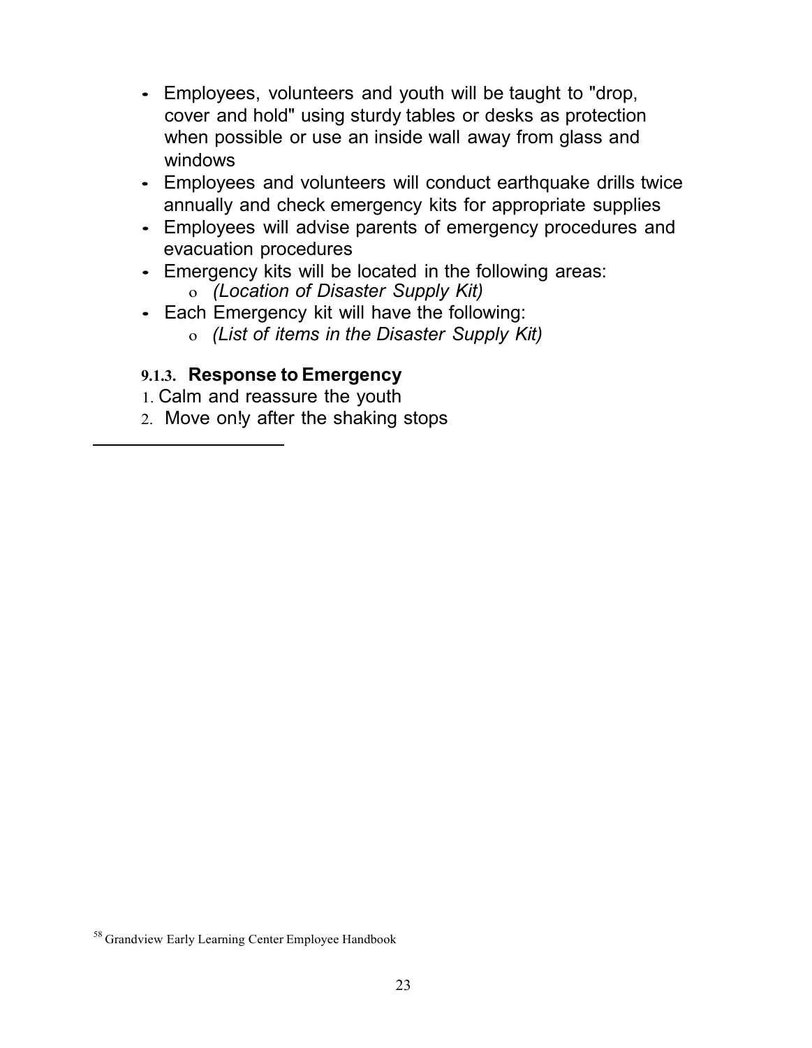- Employees, volunteers and youth will be taught to "drop, cover and hold" using sturdy tables or desks as protection when possible or use an inside wall away from glass and windows
- Employees and volunteers will conduct earthquake drills twice annually and check emergency kits for appropriate supplies
- Employees will advise parents of emergency procedures and evacuation procedures
- Emergency kits will be located in the following areas:
  - *(Location of Disaster Supply Kit)*
- Each Emergency kit will have the following:
  - *(List of items in the Disaster Supply Kit)*

### 9.1.3. Response to Emergency

1. Calm and reassure the youth
2. Move only after the shaking stops

---

[58] Grandview Early Learning Center Employee Handbook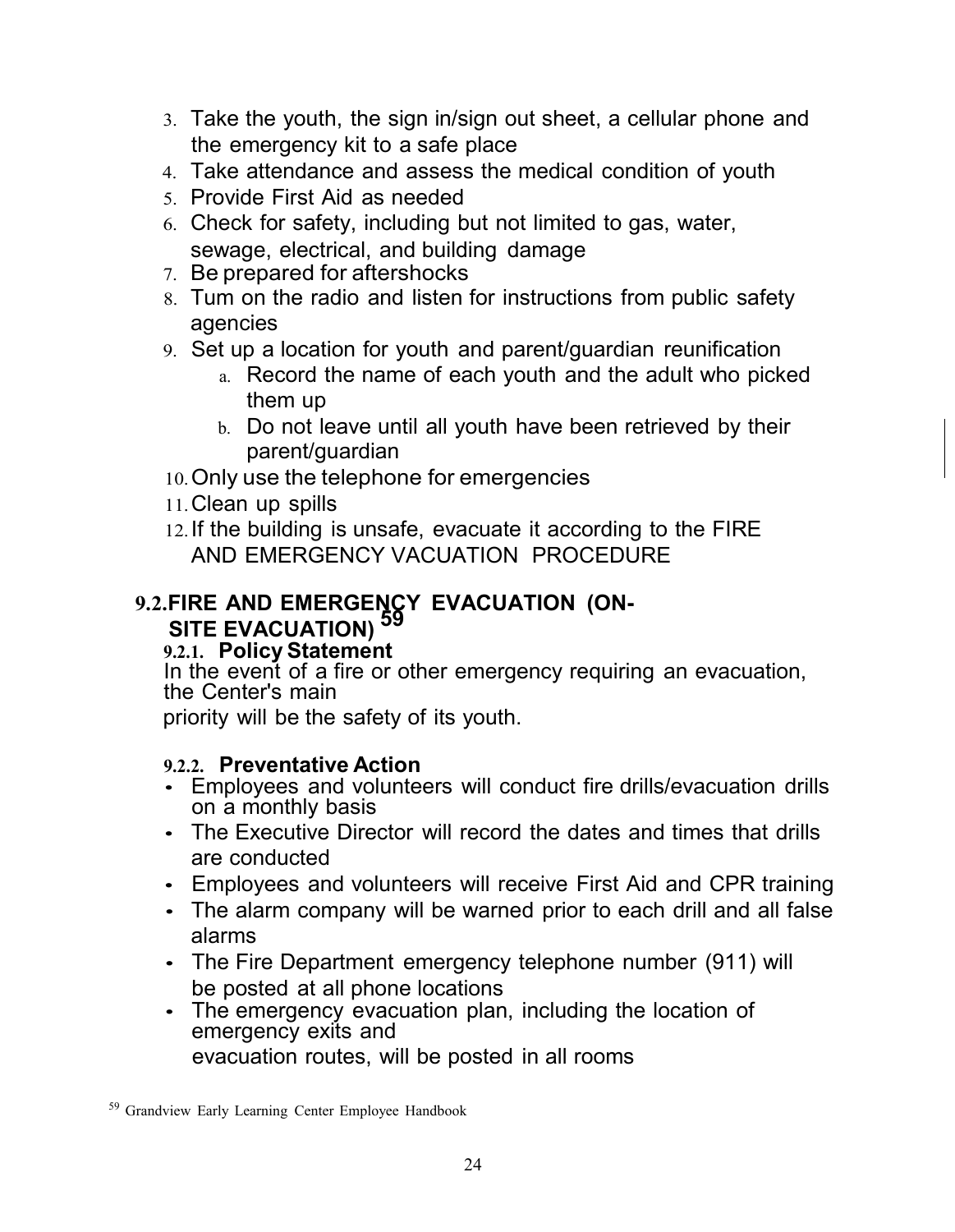3. Take the youth, the sign in/sign out sheet, a cellular phone and the emergency kit to a safe place
4. Take attendance and assess the medical condition of youth
5. Provide First Aid as needed
6. Check for safety, including but not limited to gas, water, sewage, electrical, and building damage
7. Be prepared for aftershocks
8. Tum on the radio and listen for instructions from public safety agencies
9. Set up a location for youth and parent/guardian reunification
   a. Record the name of each youth and the adult who picked them up
   b. Do not leave until all youth have been retrieved by their parent/guardian
10. Only use the telephone for emergencies
11. Clean up spills
12. If the building is unsafe, evacuate it according to the FIRE AND EMERGENCY VACUATION PROCEDURE

## 9.2. FIRE AND EMERGENCY EVACUATION (ON-SITE EVACUATION) [59]

### 9.2.1. Policy Statement

In the event of a fire or other emergency requiring an evacuation, the Center's main priority will be the safety of its youth.

### 9.2.2. Preventative Action

- Employees and volunteers will conduct fire drills/evacuation drills on a monthly basis
- The Executive Director will record the dates and times that drills are conducted
- Employees and volunteers will receive First Aid and CPR training
- The alarm company will be warned prior to each drill and all false alarms
- The Fire Department emergency telephone number (911) will be posted at all phone locations
- The emergency evacuation plan, including the location of emergency exits and evacuation routes, will be posted in all rooms

[59] Grandview Early Learning Center Employee Handbook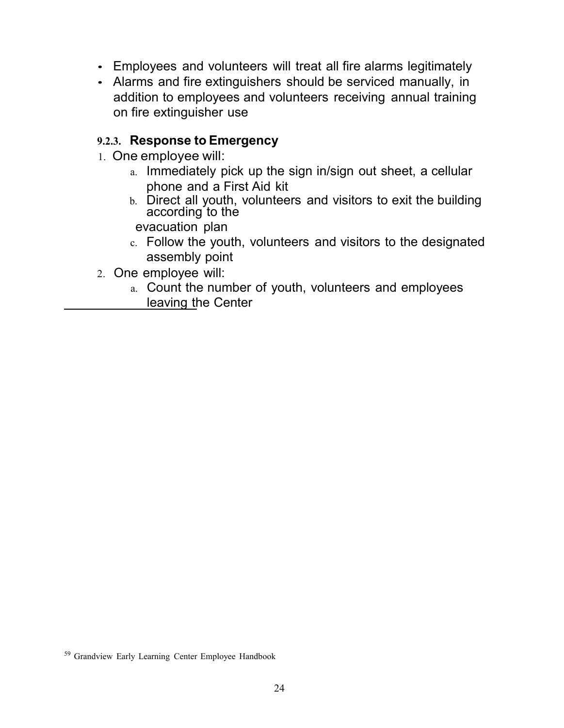- Employees and volunteers will treat all fire alarms legitimately
- Alarms and fire extinguishers should be serviced manually, in addition to employees and volunteers receiving annual training on fire extinguisher use

#### 9.2.3. Response to Emergency

1. One employee will:
   a. Immediately pick up the sign in/sign out sheet, a cellular phone and a First Aid kit
   b. Direct all youth, volunteers and visitors to exit the building according to the evacuation plan
   c. Follow the youth, volunteers and visitors to the designated assembly point
2. One employee will:
   a. Count the number of youth, volunteers and employees leaving the Center

---

[59] Grandview Early Learning Center Employee Handbook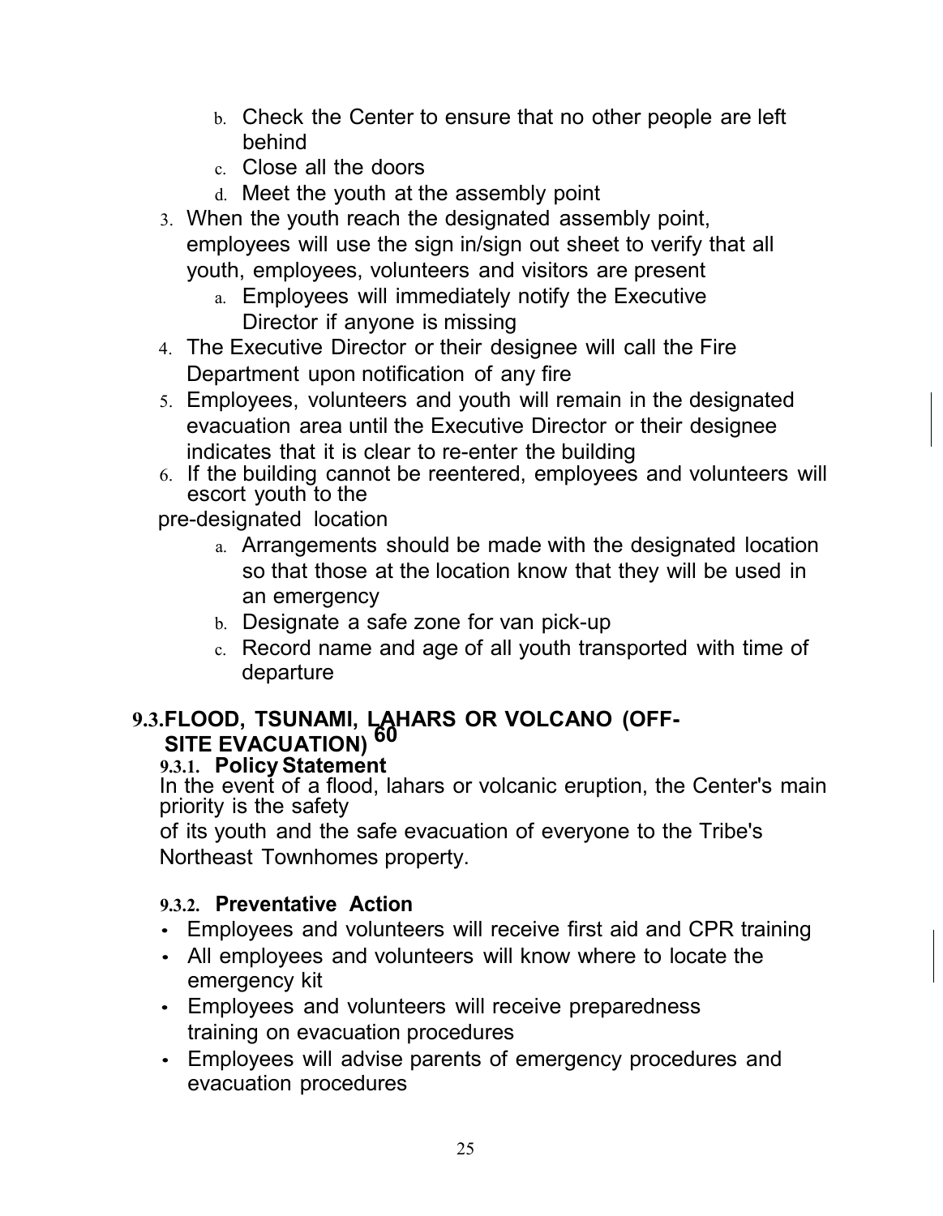b. Check the Center to ensure that no other people are left behind
   c. Close all the doors
   d. Meet the youth at the assembly point
3. When the youth reach the designated assembly point, employees will use the sign in/sign out sheet to verify that all youth, employees, volunteers and visitors are present
   a. Employees will immediately notify the Executive Director if anyone is missing
4. The Executive Director or their designee will call the Fire Department upon notification of any fire
5. Employees, volunteers and youth will remain in the designated evacuation area until the Executive Director or their designee indicates that it is clear to re-enter the building
6. If the building cannot be reentered, employees and volunteers will escort youth to the pre-designated location
   a. Arrangements should be made with the designated location so that those at the location know that they will be used in an emergency
   b. Designate a safe zone for van pick-up
   c. Record name and age of all youth transported with time of departure

## 9.3. FLOOD, TSUNAMI, LAHARS OR VOLCANO (OFF-SITE EVACUATION) 60

### 9.3.1. Policy Statement

In the event of a flood, lahars or volcanic eruption, the Center's main priority is the safety of its youth and the safe evacuation of everyone to the Tribe's Northeast Townhomes property.

### 9.3.2. Preventative Action

- Employees and volunteers will receive first aid and CPR training
- All employees and volunteers will know where to locate the emergency kit
- Employees and volunteers will receive preparedness training on evacuation procedures
- Employees will advise parents of emergency procedures and evacuation procedures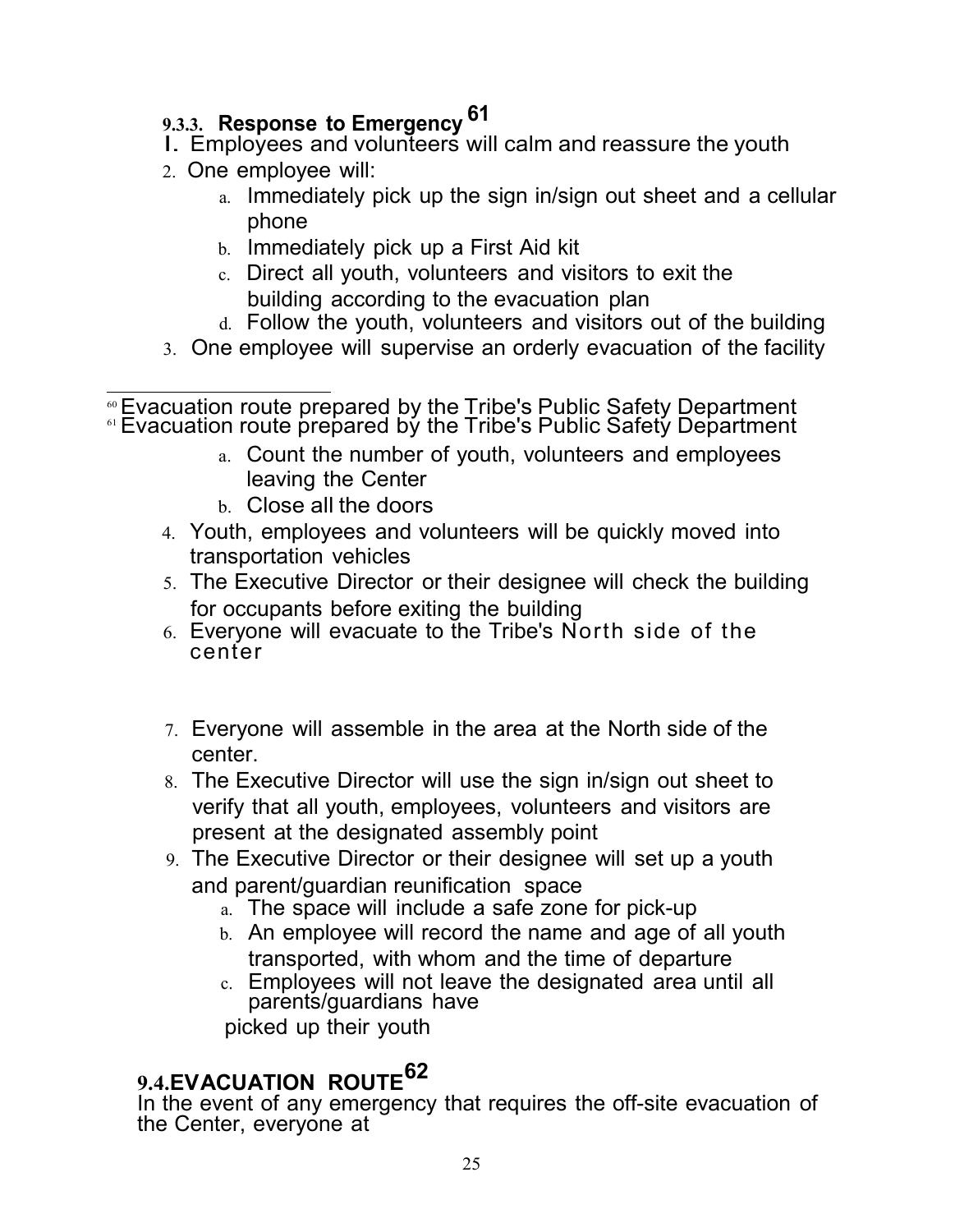### 9.3.3. Response to Emergency [61]

1. Employees and volunteers will calm and reassure the youth
2. One employee will:
   a. Immediately pick up the sign in/sign out sheet and a cellular phone
   b. Immediately pick up a First Aid kit
   c. Direct all youth, volunteers and visitors to exit the building according to the evacuation plan
   d. Follow the youth, volunteers and visitors out of the building
3. One employee will supervise an orderly evacuation of the facility
   a. Count the number of youth, volunteers and employees leaving the Center
   b. Close all the doors
4. Youth, employees and volunteers will be quickly moved into transportation vehicles
5. The Executive Director or their designee will check the building for occupants before exiting the building
6. Everyone will evacuate to the Tribe's North side of the center
7. Everyone will assemble in the area at the North side of the center.
8. The Executive Director will use the sign in/sign out sheet to verify that all youth, employees, volunteers and visitors are present at the designated assembly point
9. The Executive Director or their designee will set up a youth and parent/guardian reunification space
   a. The space will include a safe zone for pick-up
   b. An employee will record the name and age of all youth transported, with whom and the time of departure
   c. Employees will not leave the designated area until all parents/guardians have picked up their youth

## 9.4. EVACUATION ROUTE [62]

In the event of any emergency that requires the off-site evacuation of the Center, everyone at

---

[60] Evacuation route prepared by the Tribe's Public Safety Department
[61] Evacuation route prepared by the Tribe's Public Safety Department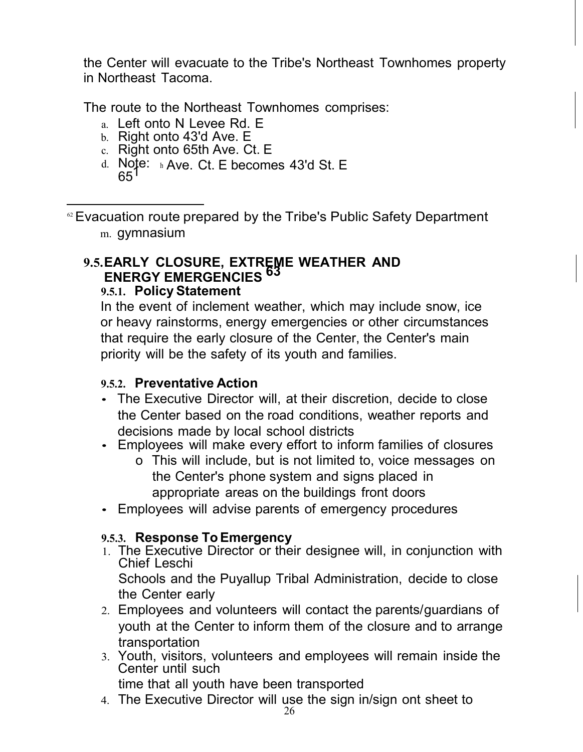the Center will evacuate to the Tribe's Northeast Townhomes property in Northeast Tacoma.

The route to the Northeast Townhomes comprises:

a. Left onto N Levee Rd. E
b. Right onto 43'd Ave. E
c. Right onto 65th Ave. Ct. E
d. Note: 65th Ave. Ct. E becomes 43'd St. E

---

[62] Evacuation route prepared by the Tribe's Public Safety Department

m. gymnasium

## 9.5. EARLY CLOSURE, EXTREME WEATHER AND ENERGY EMERGENCIES [63]

### 9.5.1. Policy Statement

In the event of inclement weather, which may include snow, ice or heavy rainstorms, energy emergencies or other circumstances that require the early closure of the Center, the Center's main priority will be the safety of its youth and families.

### 9.5.2. Preventative Action

- The Executive Director will, at their discretion, decide to close the Center based on the road conditions, weather reports and decisions made by local school districts
- Employees will make every effort to inform families of closures
  - This will include, but is not limited to, voice messages on the Center's phone system and signs placed in appropriate areas on the buildings front doors
- Employees will advise parents of emergency procedures

### 9.5.3. Response To Emergency

1. The Executive Director or their designee will, in conjunction with Chief Leschi Schools and the Puyallup Tribal Administration, decide to close the Center early
2. Employees and volunteers will contact the parents/guardians of youth at the Center to inform them of the closure and to arrange transportation
3. Youth, visitors, volunteers and employees will remain inside the Center until such time that all youth have been transported
4. The Executive Director will use the sign in/sign ont sheet to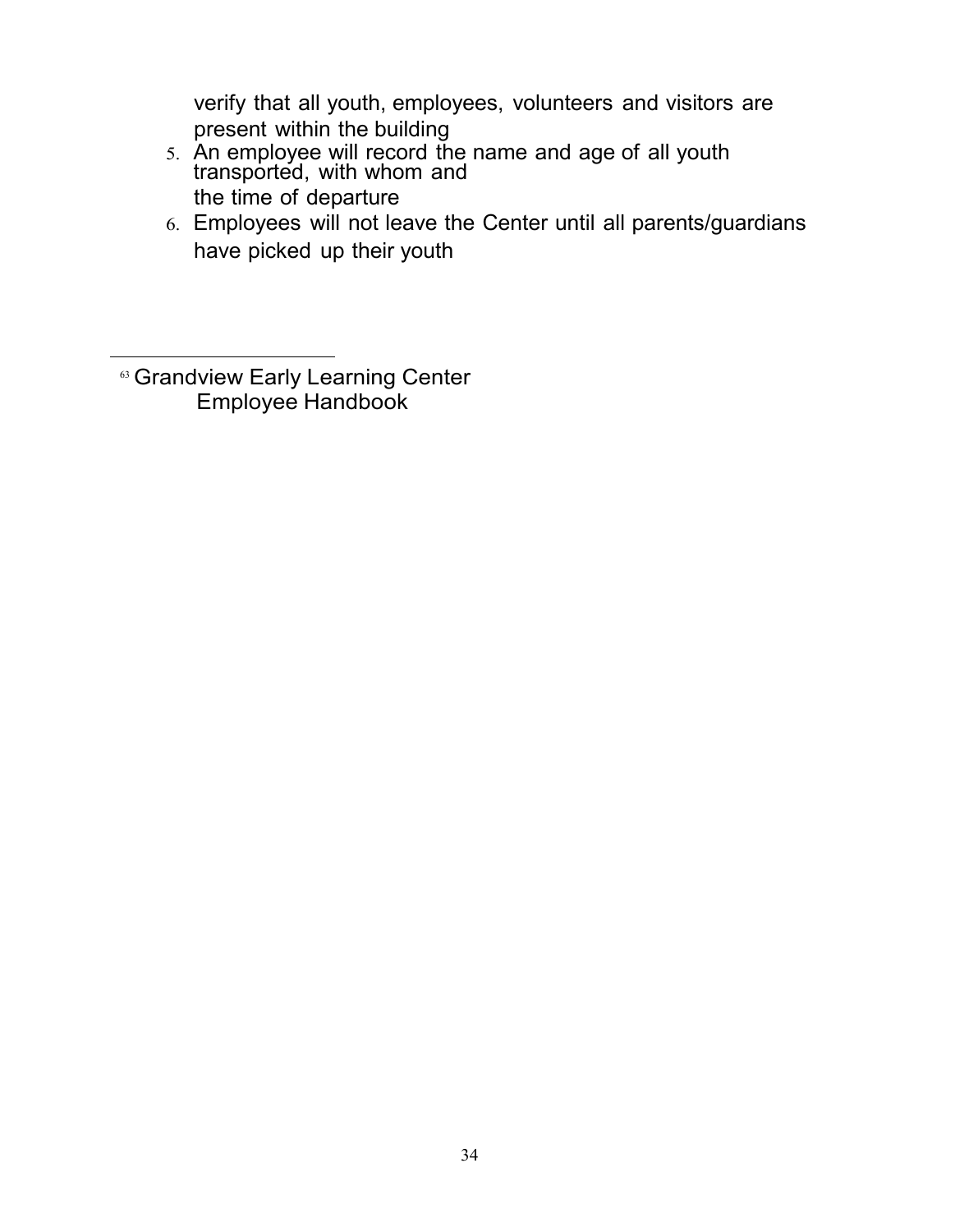verify that all youth, employees, volunteers and visitors are present within the building

5. An employee will record the name and age of all youth transported, with whom and the time of departure
6. Employees will not leave the Center until all parents/guardians have picked up their youth

---

[63] Grandview Early Learning Center Employee Handbook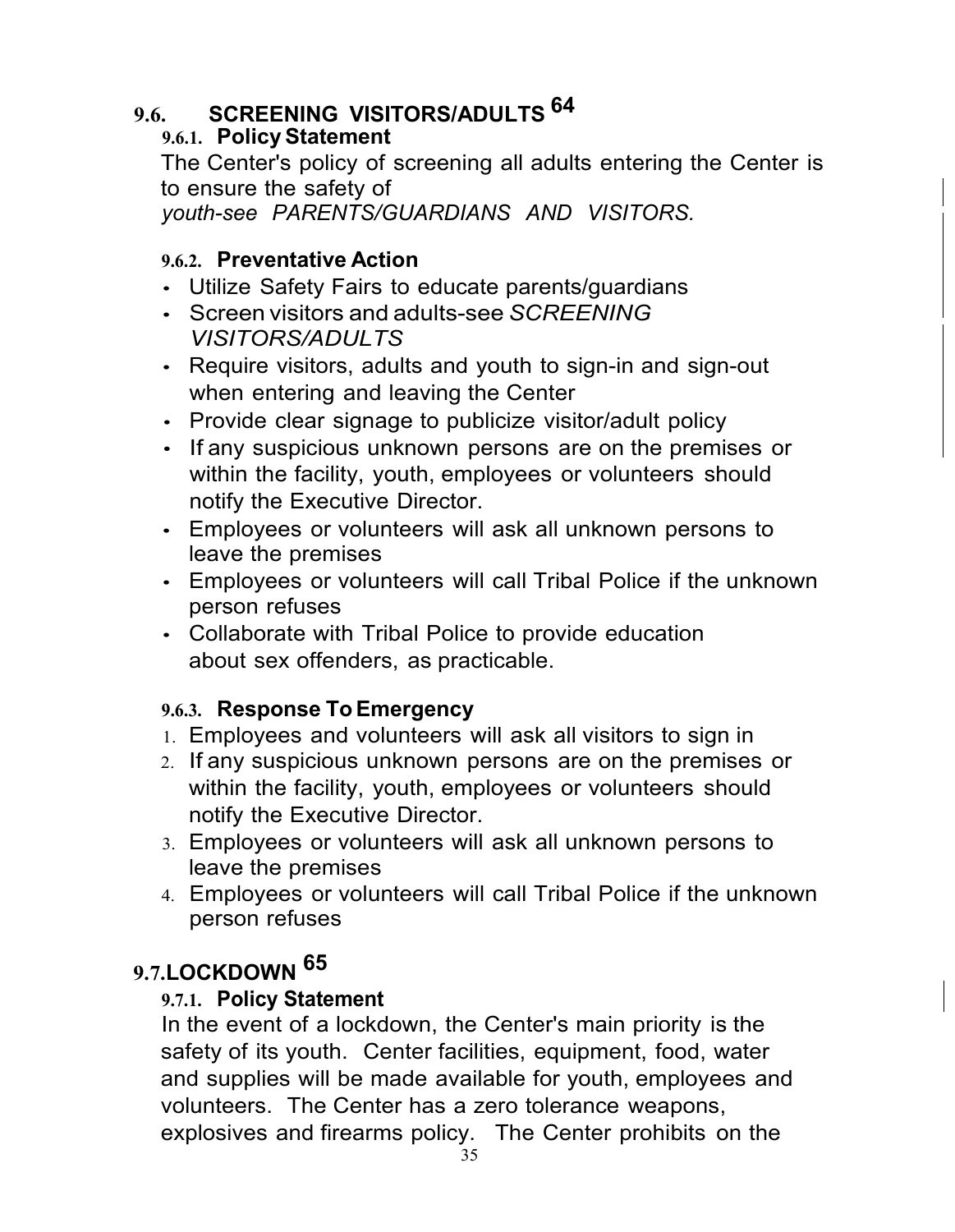## 9.6. SCREENING VISITORS/ADULTS [64]

### 9.6.1. Policy Statement

The Center's policy of screening all adults entering the Center is to ensure the safety of *youth-see PARENTS/GUARDIANS AND VISITORS.*

### 9.6.2. Preventative Action

- Utilize Safety Fairs to educate parents/guardians
- Screen visitors and adults-see *SCREENING VISITORS/ADULTS*
- Require visitors, adults and youth to sign-in and sign-out when entering and leaving the Center
- Provide clear signage to publicize visitor/adult policy
- If any suspicious unknown persons are on the premises or within the facility, youth, employees or volunteers should notify the Executive Director.
- Employees or volunteers will ask all unknown persons to leave the premises
- Employees or volunteers will call Tribal Police if the unknown person refuses
- Collaborate with Tribal Police to provide education about sex offenders, as practicable.

### 9.6.3. Response To Emergency

1. Employees and volunteers will ask all visitors to sign in
2. If any suspicious unknown persons are on the premises or within the facility, youth, employees or volunteers should notify the Executive Director.
3. Employees or volunteers will ask all unknown persons to leave the premises
4. Employees or volunteers will call Tribal Police if the unknown person refuses

## 9.7. LOCKDOWN [65]

### 9.7.1. Policy Statement

In the event of a lockdown, the Center's main priority is the safety of its youth. Center facilities, equipment, food, water and supplies will be made available for youth, employees and volunteers. The Center has a zero tolerance weapons, explosives and firearms policy. The Center prohibits on the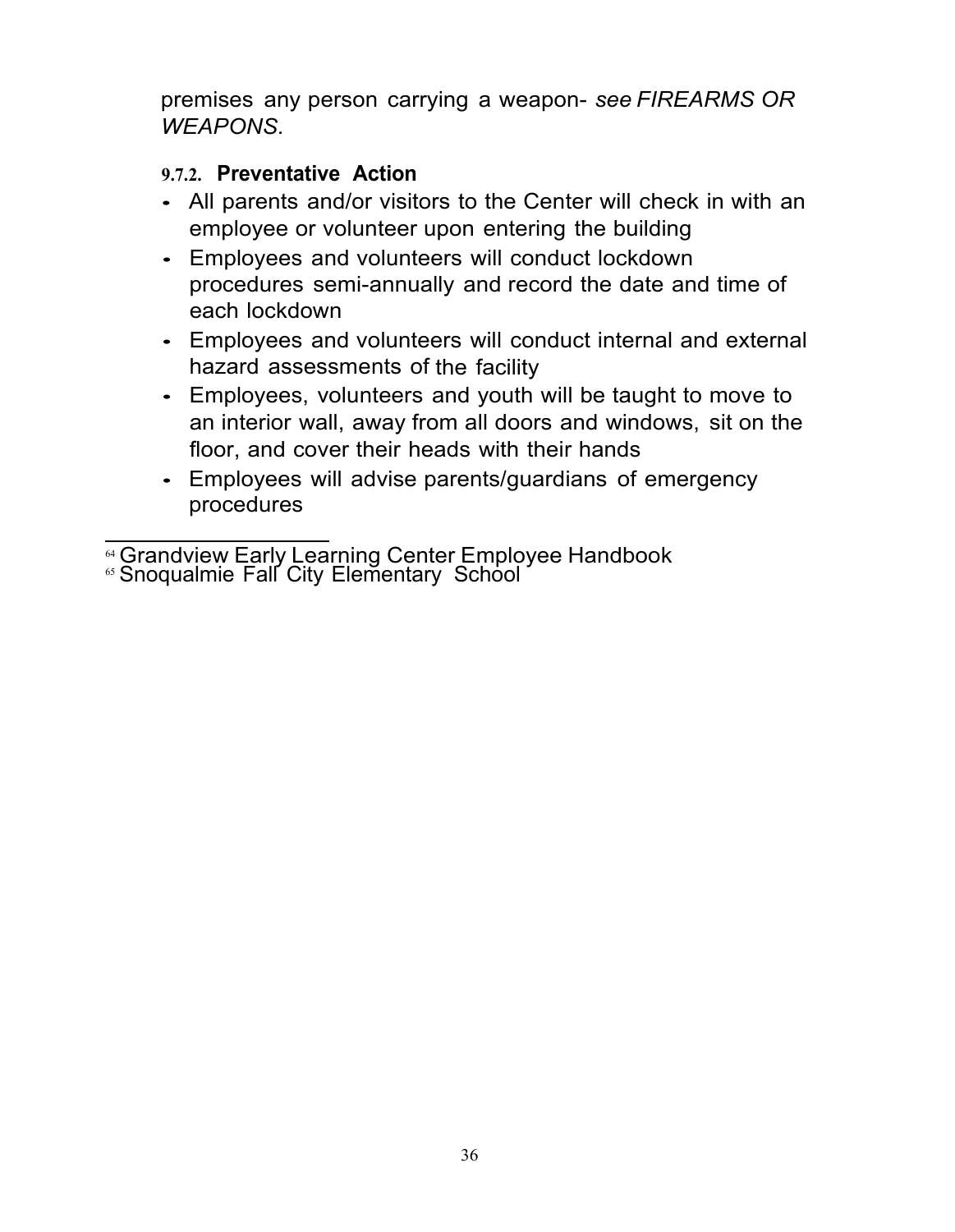premises any person carrying a weapon- *see FIREARMS OR WEAPONS.*

#### 9.7.2. Preventative Action

- All parents and/or visitors to the Center will check in with an employee or volunteer upon entering the building
- Employees and volunteers will conduct lockdown procedures semi-annually and record the date and time of each lockdown
- Employees and volunteers will conduct internal and external hazard assessments of the facility
- Employees, volunteers and youth will be taught to move to an interior wall, away from all doors and windows, sit on the floor, and cover their heads with their hands
- Employees will advise parents/guardians of emergency procedures

---

[64] Grandview Early Learning Center Employee Handbook
[65] Snoqualmie Fall City Elementary School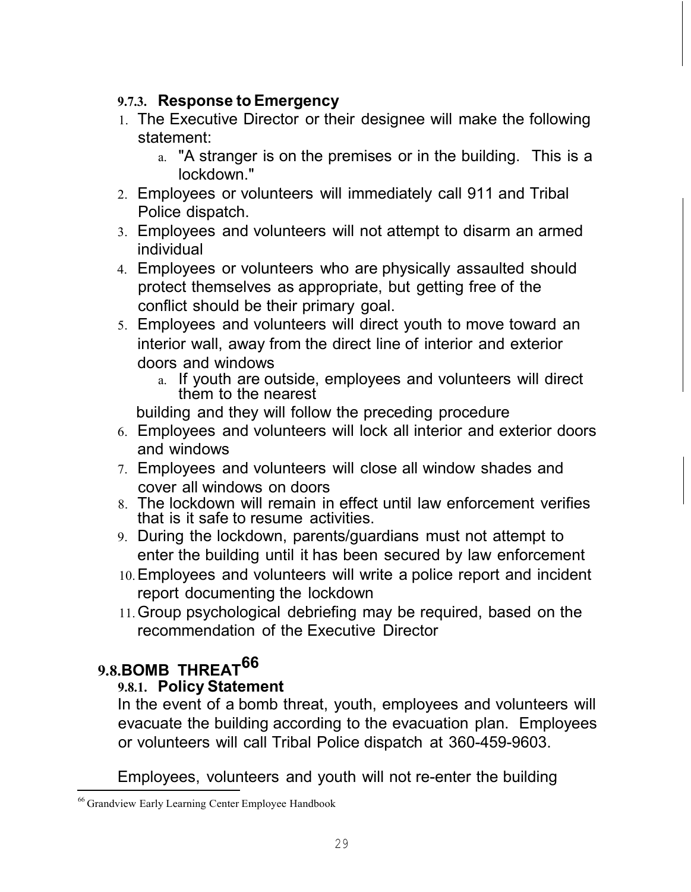#### 9.7.3. Response to Emergency

1. The Executive Director or their designee will make the following statement:
   a. "A stranger is on the premises or in the building.  This is a lockdown."
2. Employees or volunteers will immediately call 911 and Tribal Police dispatch.
3. Employees and volunteers will not attempt to disarm an armed individual
4. Employees or volunteers who are physically assaulted should protect themselves as appropriate, but getting free of the conflict should be their primary goal.
5. Employees and volunteers will direct youth to move toward an interior wall, away from the direct line of interior and exterior doors and windows
   a. If youth are outside, employees and volunteers will direct them to the nearest
   building and they will follow the preceding procedure
6. Employees and volunteers will lock all interior and exterior doors and windows
7. Employees and volunteers will close all window shades and cover all windows on doors
8. The lockdown will remain in effect until law enforcement verifies that is it safe to resume activities.
9. During the lockdown, parents/guardians must not attempt to enter the building until it has been secured by law enforcement
10. Employees and volunteers will write a police report and incident report documenting the lockdown
11. Group psychological debriefing may be required, based on the recommendation of the Executive Director

### 9.8. BOMB THREAT[66]

#### 9.8.1. Policy Statement

In the event of a bomb threat, youth, employees and volunteers will evacuate the building according to the evacuation plan.  Employees or volunteers will call Tribal Police dispatch at 360-459-9603.

Employees, volunteers and youth will not re-enter the building

[66] Grandview Early Learning Center Employee Handbook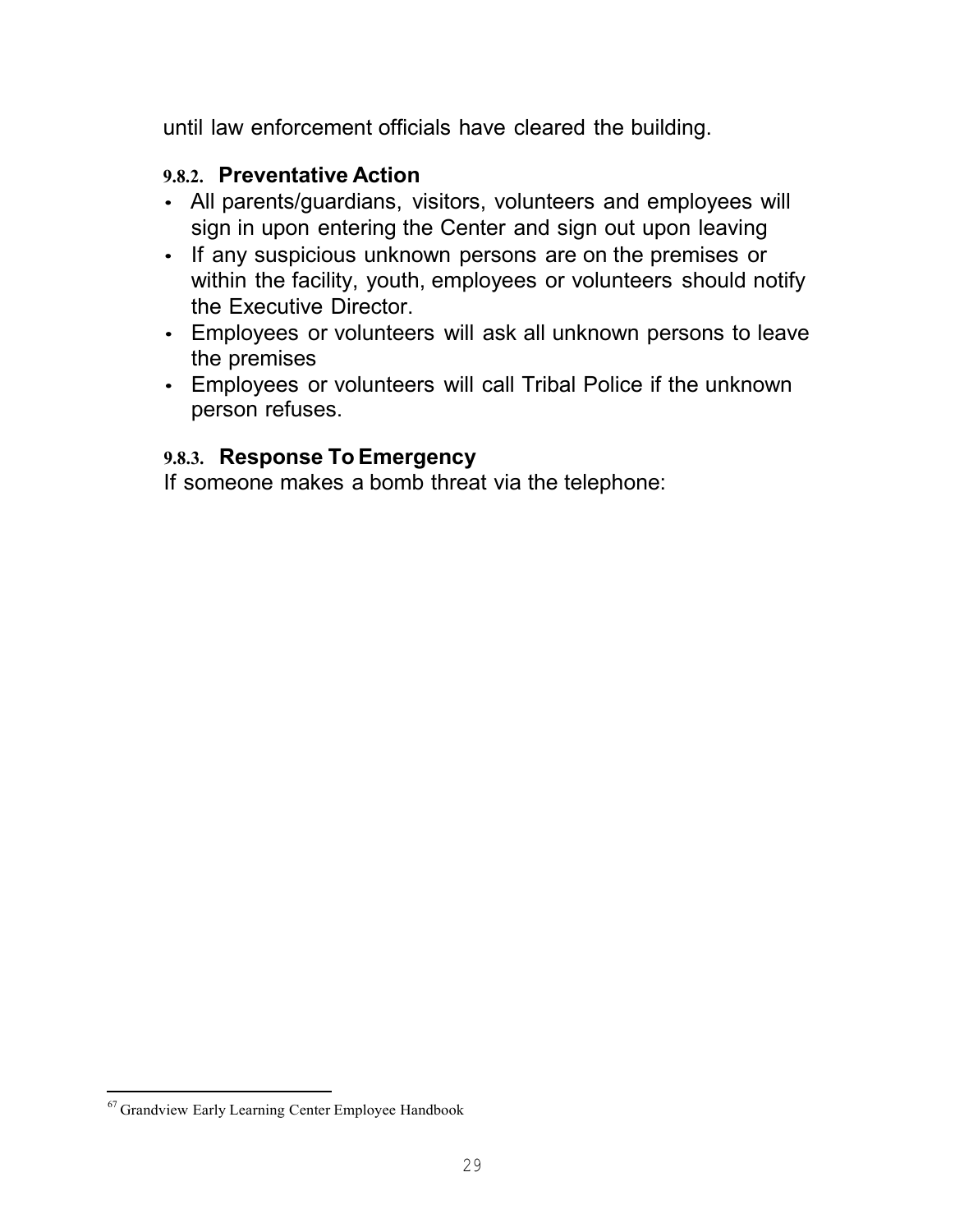until law enforcement officials have cleared the building.

#### 9.8.2. Preventative Action

- All parents/guardians, visitors, volunteers and employees will sign in upon entering the Center and sign out upon leaving
- If any suspicious unknown persons are on the premises or within the facility, youth, employees or volunteers should notify the Executive Director.
- Employees or volunteers will ask all unknown persons to leave the premises
- Employees or volunteers will call Tribal Police if the unknown person refuses.

#### 9.8.3. Response To Emergency

If someone makes a bomb threat via the telephone:

[67] Grandview Early Learning Center Employee Handbook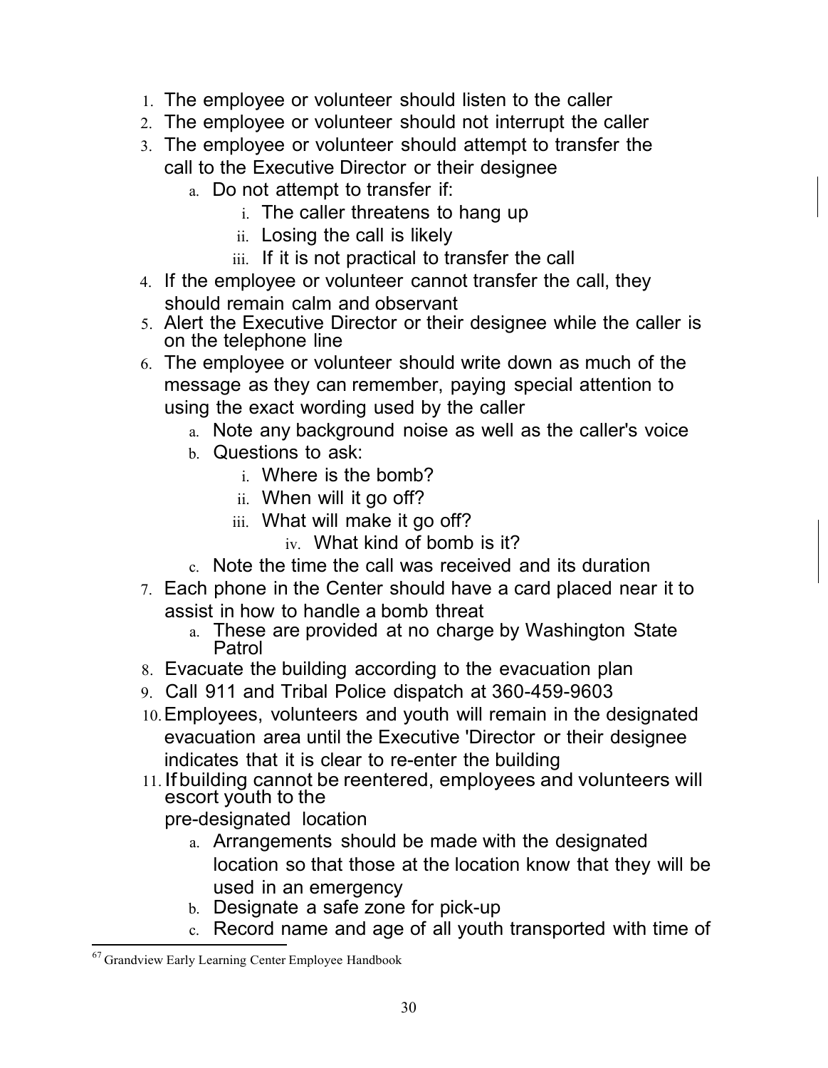1. The employee or volunteer should listen to the caller
2. The employee or volunteer should not interrupt the caller
3. The employee or volunteer should attempt to transfer the call to the Executive Director or their designee
   a. Do not attempt to transfer if:
      i. The caller threatens to hang up
      ii. Losing the call is likely
      iii. If it is not practical to transfer the call
4. If the employee or volunteer cannot transfer the call, they should remain calm and observant
5. Alert the Executive Director or their designee while the caller is on the telephone line
6. The employee or volunteer should write down as much of the message as they can remember, paying special attention to using the exact wording used by the caller
   a. Note any background noise as well as the caller's voice
   b. Questions to ask:
      i. Where is the bomb?
      ii. When will it go off?
      iii. What will make it go off?
      iv. What kind of bomb is it?
   c. Note the time the call was received and its duration
7. Each phone in the Center should have a card placed near it to assist in how to handle a bomb threat
   a. These are provided at no charge by Washington State Patrol
8. Evacuate the building according to the evacuation plan
9. Call 911 and Tribal Police dispatch at 360-459-9603
10. Employees, volunteers and youth will remain in the designated evacuation area until the Executive 'Director or their designee indicates that it is clear to re-enter the building
11. If building cannot be reentered, employees and volunteers will escort youth to the pre-designated location
    a. Arrangements should be made with the designated location so that those at the location know that they will be used in an emergency
    b. Designate a safe zone for pick-up
    c. Record name and age of all youth transported with time of

[67] Grandview Early Learning Center Employee Handbook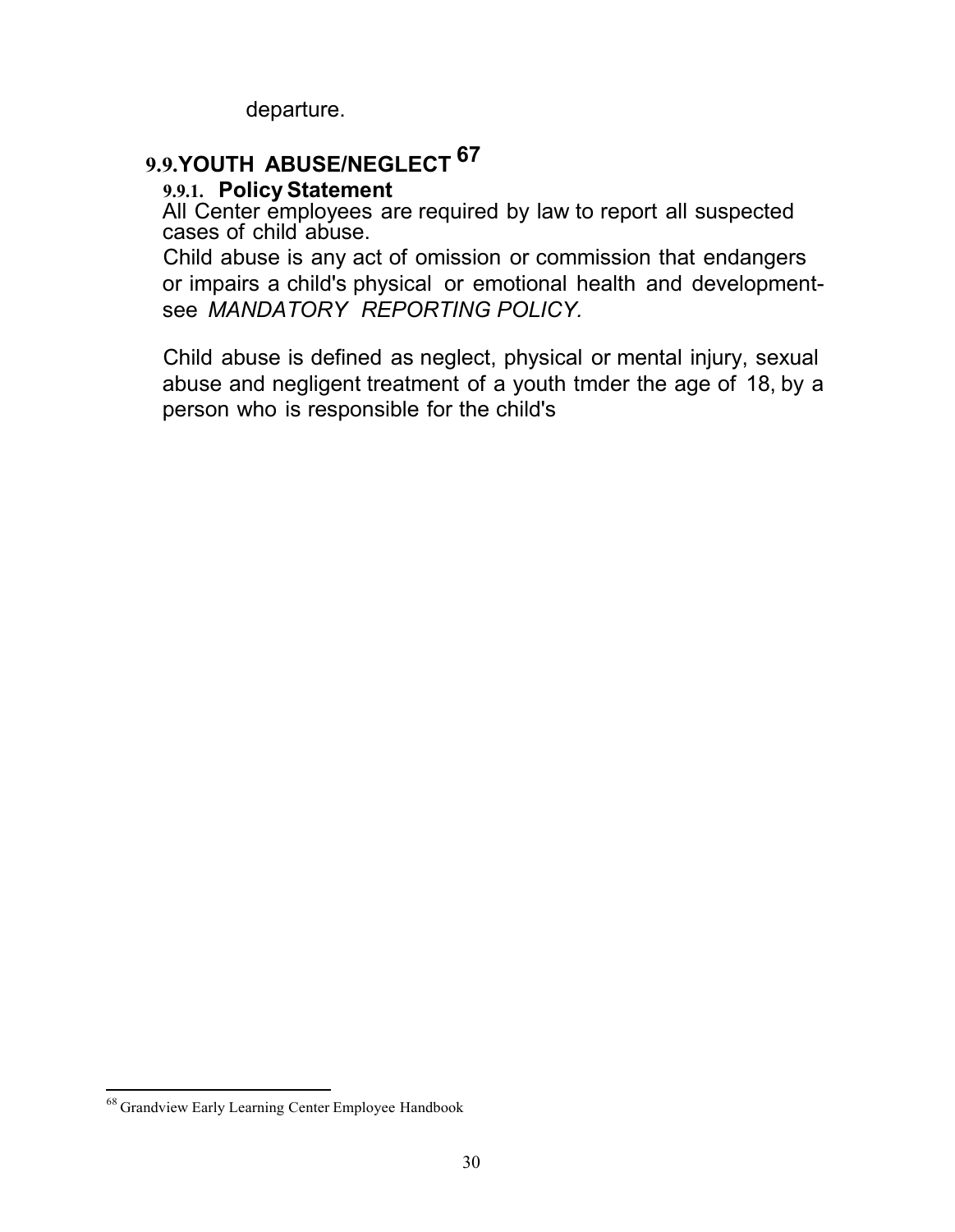departure.

## 9.9. YOUTH ABUSE/NEGLECT [67]

### 9.9.1. Policy Statement

All Center employees are required by law to report all suspected cases of child abuse.

Child abuse is any act of omission or commission that endangers or impairs a child's physical or emotional health and development- see *MANDATORY REPORTING POLICY.*

Child abuse is defined as neglect, physical or mental injury, sexual abuse and negligent treatment of a youth tmder the age of 18, by a person who is responsible for the child's

---

[68] Grandview Early Learning Center Employee Handbook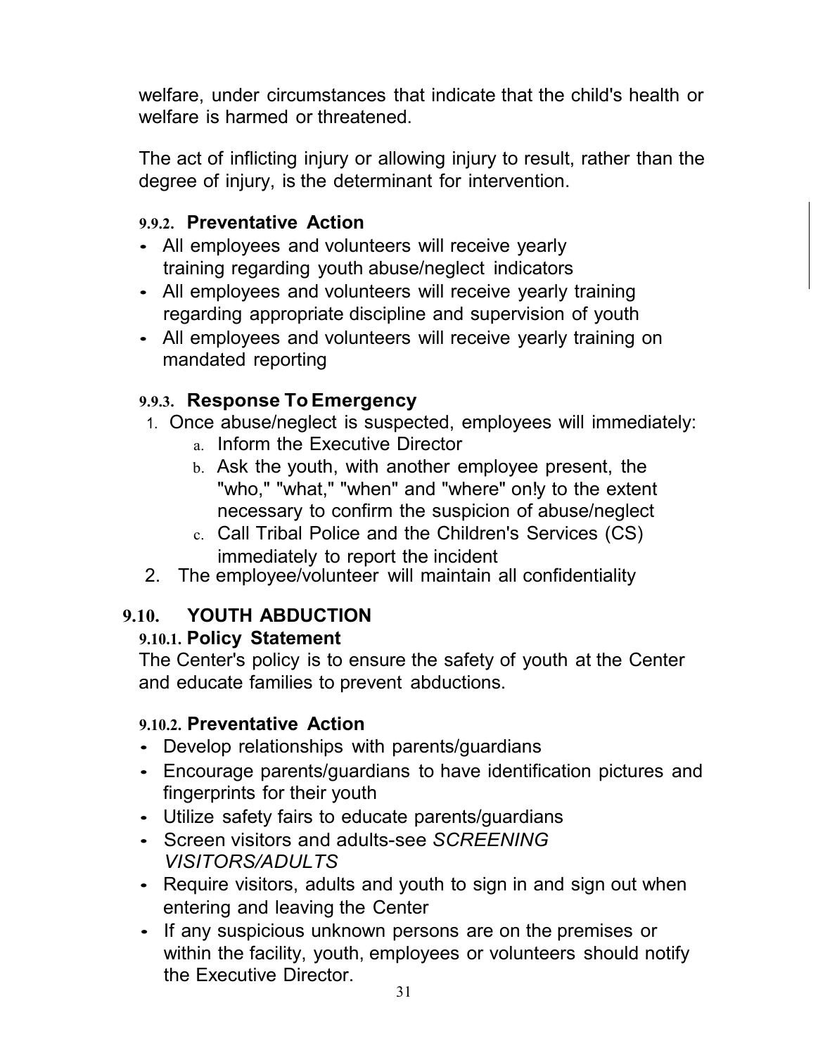welfare, under circumstances that indicate that the child's health or welfare is harmed or threatened.

The act of inflicting injury or allowing injury to result, rather than the degree of injury, is the determinant for intervention.

#### 9.9.2. Preventative Action

- All employees and volunteers will receive yearly training regarding youth abuse/neglect indicators
- All employees and volunteers will receive yearly training regarding appropriate discipline and supervision of youth
- All employees and volunteers will receive yearly training on mandated reporting

#### 9.9.3. Response To Emergency

1. Once abuse/neglect is suspected, employees will immediately:
   a. Inform the Executive Director
   b. Ask the youth, with another employee present, the "who," "what," "when" and "where" only to the extent necessary to confirm the suspicion of abuse/neglect
   c. Call Tribal Police and the Children's Services (CS) immediately to report the incident
2. The employee/volunteer will maintain all confidentiality

### 9.10. YOUTH ABDUCTION

#### 9.10.1. Policy Statement

The Center's policy is to ensure the safety of youth at the Center and educate families to prevent abductions.

#### 9.10.2. Preventative Action

- Develop relationships with parents/guardians
- Encourage parents/guardians to have identification pictures and fingerprints for their youth
- Utilize safety fairs to educate parents/guardians
- Screen visitors and adults-see *SCREENING VISITORS/ADULTS*
- Require visitors, adults and youth to sign in and sign out when entering and leaving the Center
- If any suspicious unknown persons are on the premises or within the facility, youth, employees or volunteers should notify the Executive Director.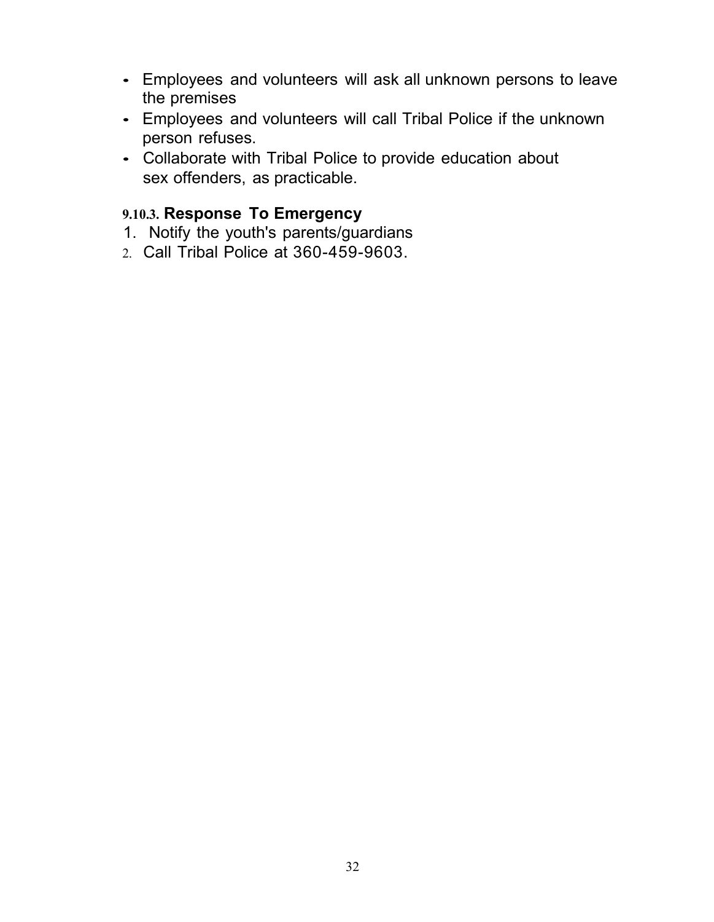- Employees and volunteers will ask all unknown persons to leave the premises
- Employees and volunteers will call Tribal Police if the unknown person refuses.
- Collaborate with Tribal Police to provide education about sex offenders, as practicable.

### 9.10.3. Response To Emergency

1. Notify the youth's parents/guardians
2. Call Tribal Police at 360-459-9603.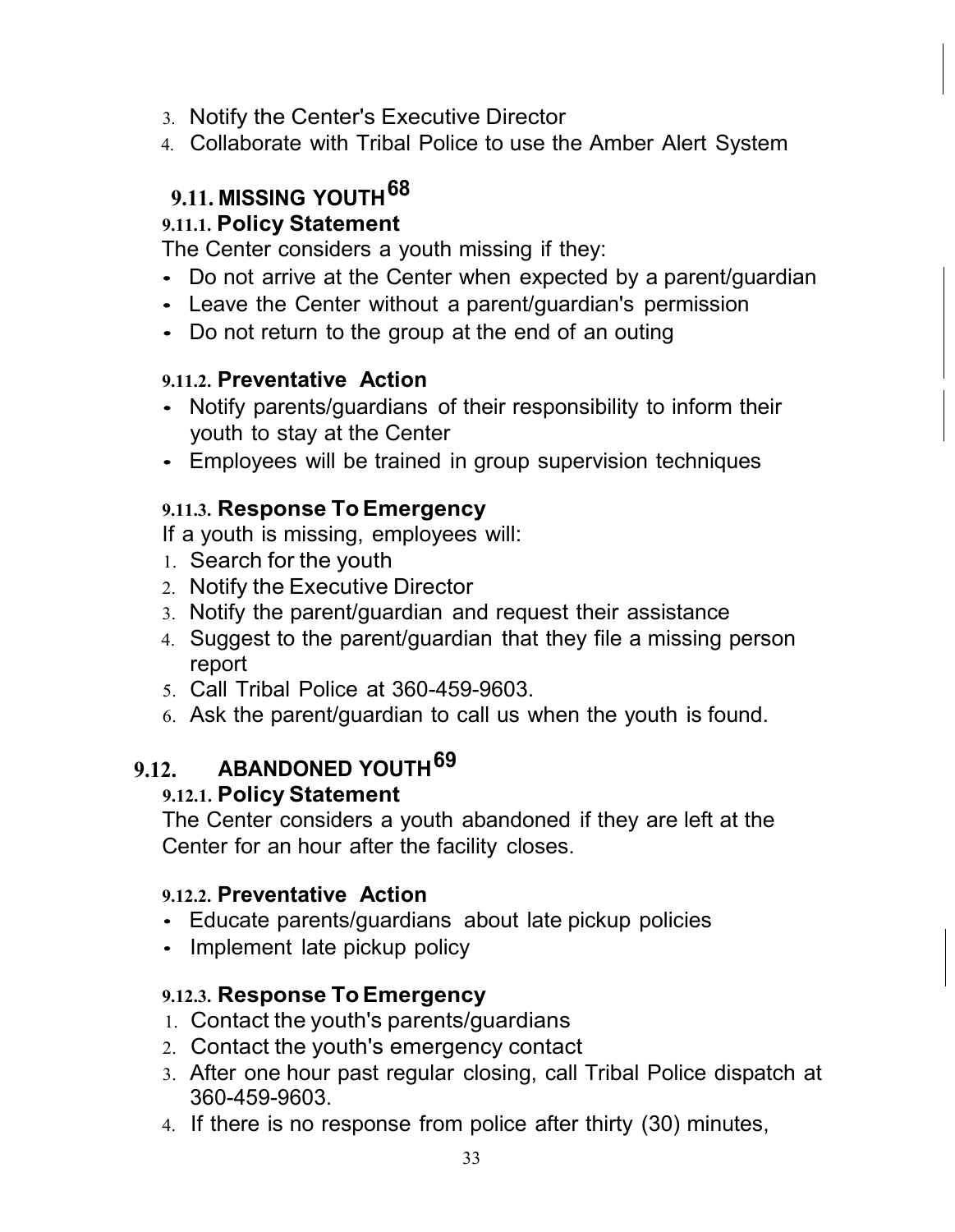3. Notify the Center's Executive Director
4. Collaborate with Tribal Police to use the Amber Alert System

## 9.11. MISSING YOUTH [68]

### 9.11.1. Policy Statement

The Center considers a youth missing if they:

- Do not arrive at the Center when expected by a parent/guardian
- Leave the Center without a parent/guardian's permission
- Do not return to the group at the end of an outing

### 9.11.2. Preventative Action

- Notify parents/guardians of their responsibility to inform their youth to stay at the Center
- Employees will be trained in group supervision techniques

### 9.11.3. Response To Emergency

If a youth is missing, employees will:

1. Search for the youth
2. Notify the Executive Director
3. Notify the parent/guardian and request their assistance
4. Suggest to the parent/guardian that they file a missing person report
5. Call Tribal Police at 360-459-9603.
6. Ask the parent/guardian to call us when the youth is found.

## 9.12. ABANDONED YOUTH [69]

### 9.12.1. Policy Statement

The Center considers a youth abandoned if they are left at the Center for an hour after the facility closes.

### 9.12.2. Preventative Action

- Educate parents/guardians about late pickup policies
- Implement late pickup policy

### 9.12.3. Response To Emergency

1. Contact the youth's parents/guardians
2. Contact the youth's emergency contact
3. After one hour past regular closing, call Tribal Police dispatch at 360-459-9603.
4. If there is no response from police after thirty (30) minutes,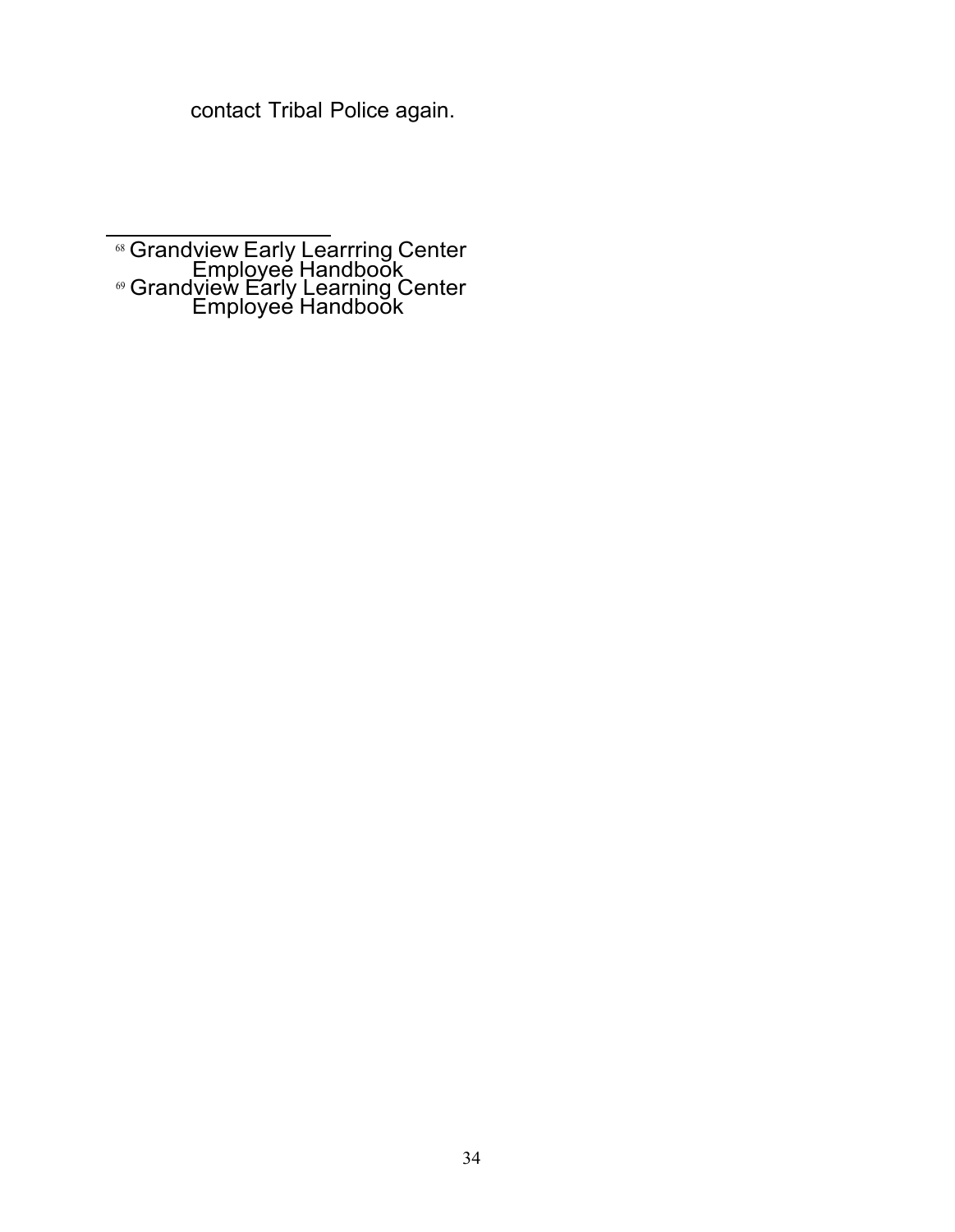contact Tribal Police again.

---

[68] Grandview Early Learrring Center Employee Handbook

[69] Grandview Early Learning Center Employee Handbook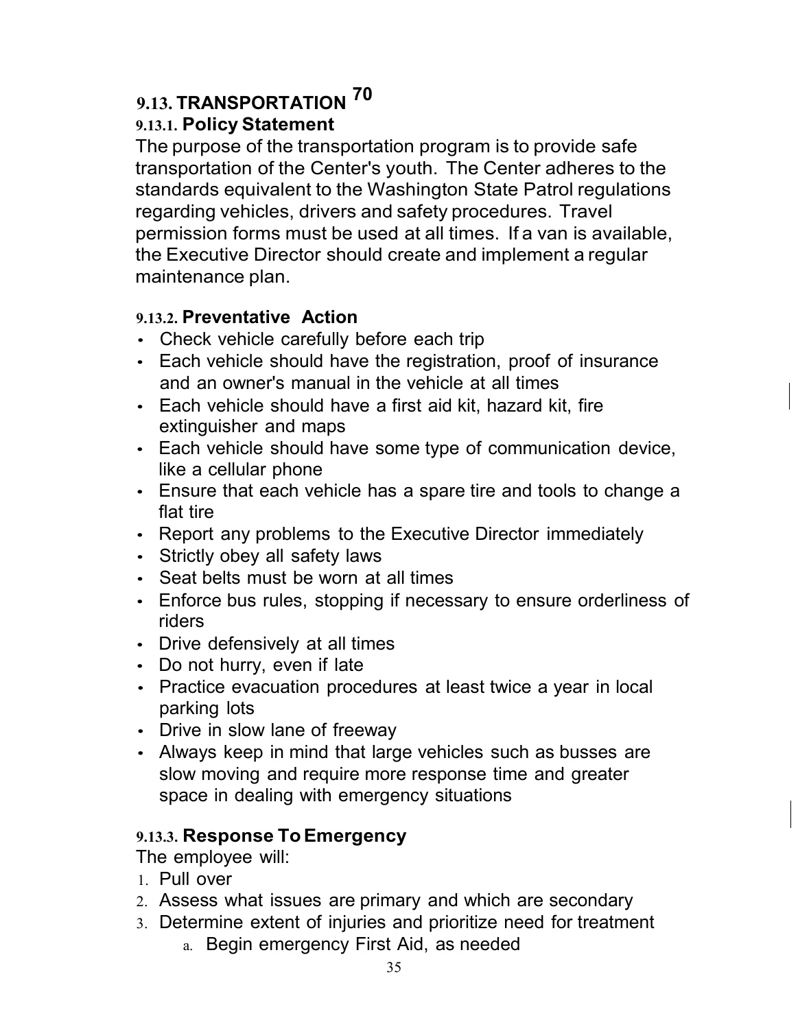## 9.13. TRANSPORTATION [70]

### 9.13.1. Policy Statement

The purpose of the transportation program is to provide safe transportation of the Center's youth. The Center adheres to the standards equivalent to the Washington State Patrol regulations regarding vehicles, drivers and safety procedures. Travel permission forms must be used at all times. If a van is available, the Executive Director should create and implement a regular maintenance plan.

### 9.13.2. Preventative Action

- Check vehicle carefully before each trip
- Each vehicle should have the registration, proof of insurance and an owner's manual in the vehicle at all times
- Each vehicle should have a first aid kit, hazard kit, fire extinguisher and maps
- Each vehicle should have some type of communication device, like a cellular phone
- Ensure that each vehicle has a spare tire and tools to change a flat tire
- Report any problems to the Executive Director immediately
- Strictly obey all safety laws
- Seat belts must be worn at all times
- Enforce bus rules, stopping if necessary to ensure orderliness of riders
- Drive defensively at all times
- Do not hurry, even if late
- Practice evacuation procedures at least twice a year in local parking lots
- Drive in slow lane of freeway
- Always keep in mind that large vehicles such as busses are slow moving and require more response time and greater space in dealing with emergency situations

### 9.13.3. Response To Emergency

The employee will:

1. Pull over
2. Assess what issues are primary and which are secondary
3. Determine extent of injuries and prioritize need for treatment
    a. Begin emergency First Aid, as needed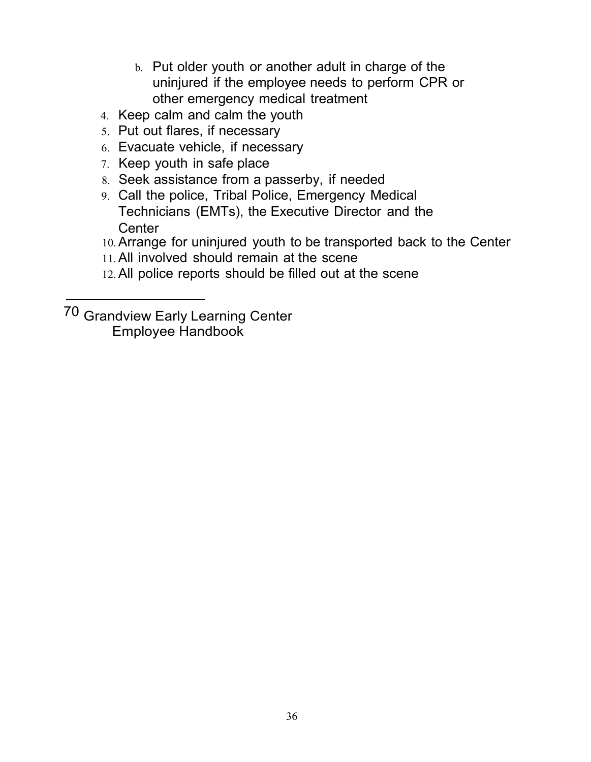b. Put older youth or another adult in charge of the uninjured if the employee needs to perform CPR or other emergency medical treatment

4. Keep calm and calm the youth
5. Put out flares, if necessary
6. Evacuate vehicle, if necessary
7. Keep youth in safe place
8. Seek assistance from a passerby, if needed
9. Call the police, Tribal Police, Emergency Medical Technicians (EMTs), the Executive Director and the Center
10. Arrange for uninjured youth to be transported back to the Center
11. All involved should remain at the scene
12. All police reports should be filled out at the scene

---

[70] Grandview Early Learning Center Employee Handbook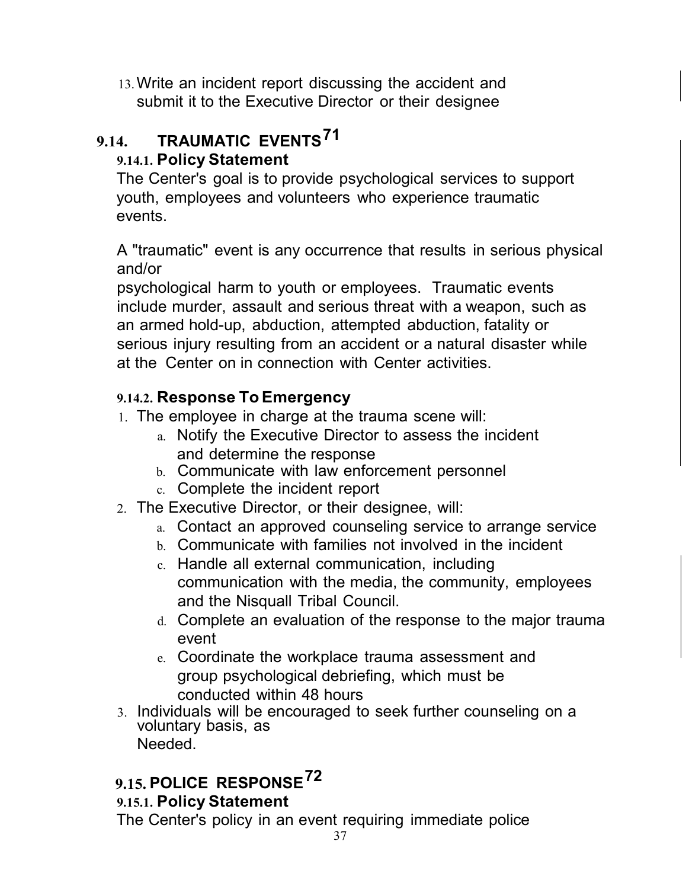13. Write an incident report discussing the accident and submit it to the Executive Director or their designee

## 9.14. TRAUMATIC EVENTS[71]

### 9.14.1. Policy Statement

The Center's goal is to provide psychological services to support youth, employees and volunteers who experience traumatic events.

A "traumatic" event is any occurrence that results in serious physical and/or
psychological harm to youth or employees. Traumatic events include murder, assault and serious threat with a weapon, such as an armed hold-up, abduction, attempted abduction, fatality or serious injury resulting from an accident or a natural disaster while at the Center on in connection with Center activities.

### 9.14.2. Response To Emergency

1. The employee in charge at the trauma scene will:
   a. Notify the Executive Director to assess the incident and determine the response
   b. Communicate with law enforcement personnel
   c. Complete the incident report
2. The Executive Director, or their designee, will:
   a. Contact an approved counseling service to arrange service
   b. Communicate with families not involved in the incident
   c. Handle all external communication, including communication with the media, the community, employees and the Nisquall Tribal Council.
   d. Complete an evaluation of the response to the major trauma event
   e. Coordinate the workplace trauma assessment and group psychological debriefing, which must be conducted within 48 hours
3. Individuals will be encouraged to seek further counseling on a voluntary basis, as
   Needed.

## 9.15. POLICE RESPONSE[72]

### 9.15.1. Policy Statement

The Center's policy in an event requiring immediate police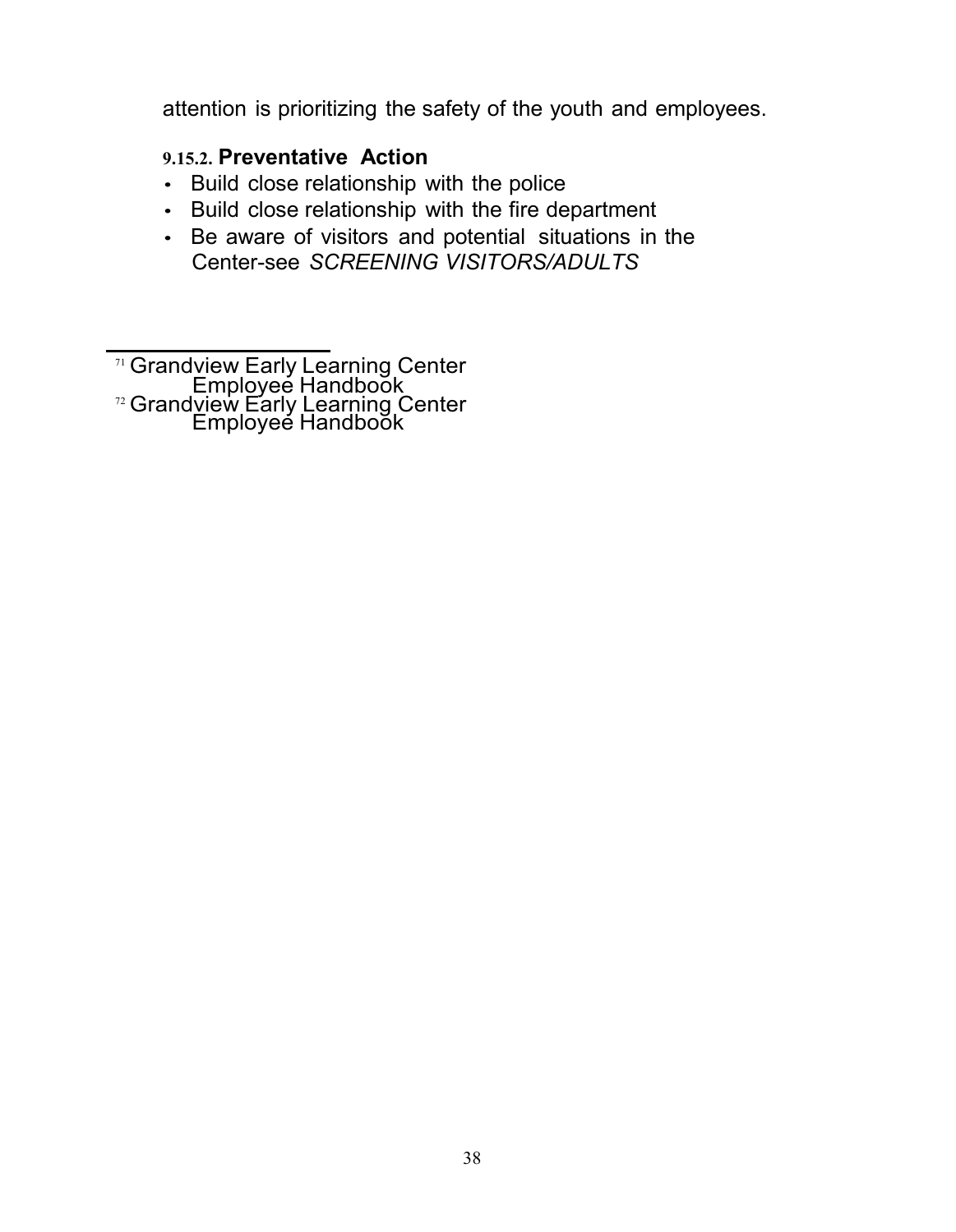attention is prioritizing the safety of the youth and employees.

### 9.15.2. Preventative Action

- Build close relationship with the police
- Build close relationship with the fire department
- Be aware of visitors and potential situations in the Center-see *SCREENING VISITORS/ADULTS*

---

[71] Grandview Early Learning Center Employee Handbook

[72] Grandview Early Learning Center Employee Handbook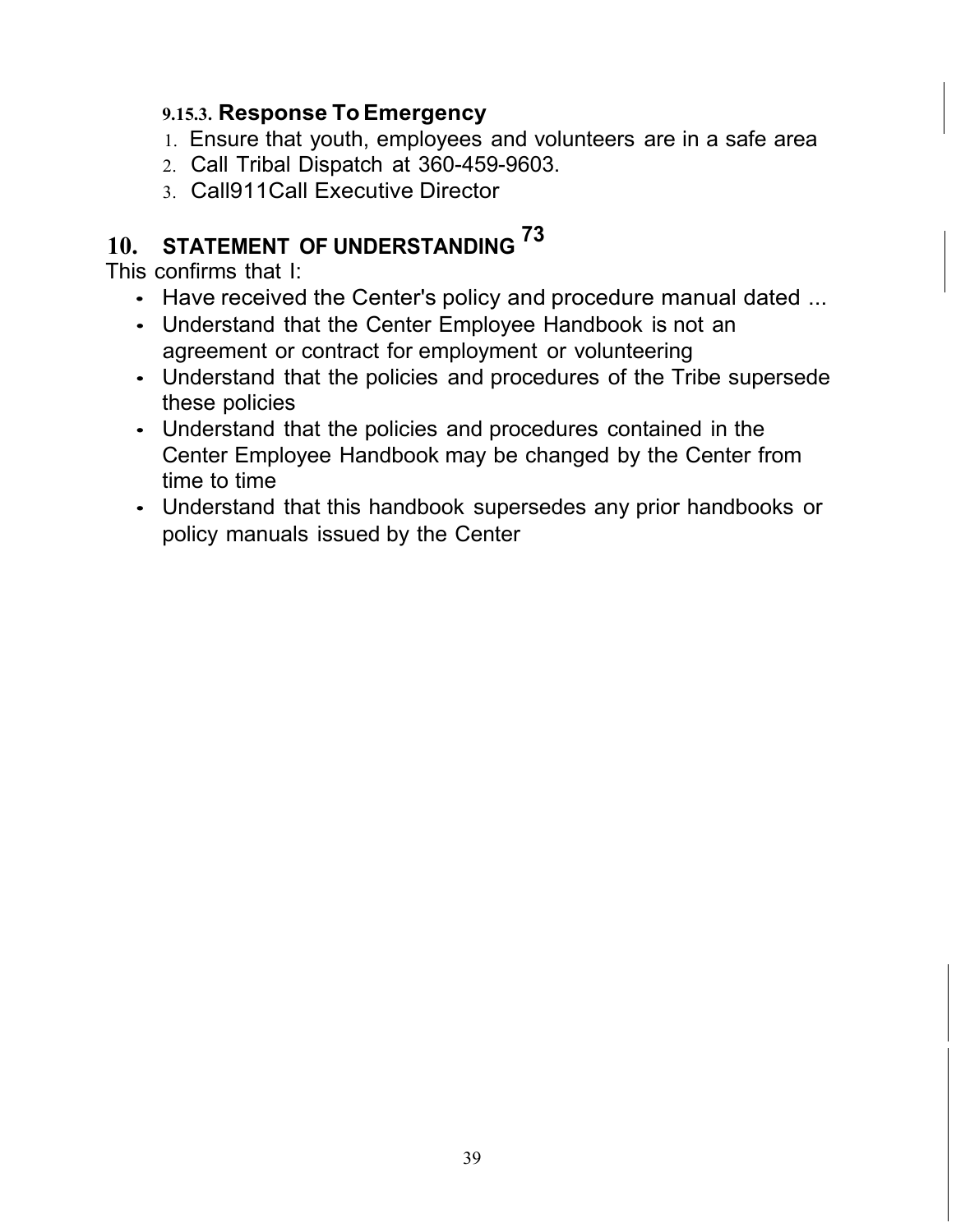#### 9.15.3. Response To Emergency

1. Ensure that youth, employees and volunteers are in a safe area
2. Call Tribal Dispatch at 360-459-9603.
3. Call911Call Executive Director

## 10. STATEMENT OF UNDERSTANDING [73]

This confirms that I:

- Have received the Center's policy and procedure manual dated ...
- Understand that the Center Employee Handbook is not an agreement or contract for employment or volunteering
- Understand that the policies and procedures of the Tribe supersede these policies
- Understand that the policies and procedures contained in the Center Employee Handbook may be changed by the Center from time to time
- Understand that this handbook supersedes any prior handbooks or policy manuals issued by the Center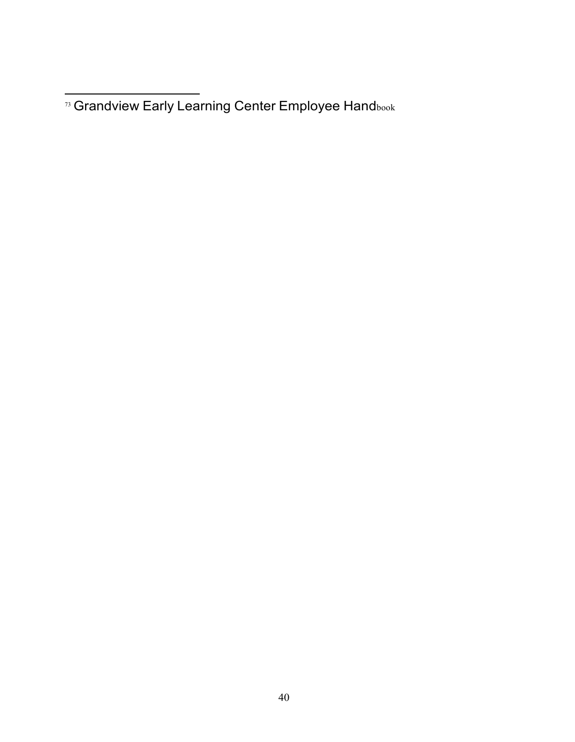[73] Grandview Early Learning Center Employee Handbook